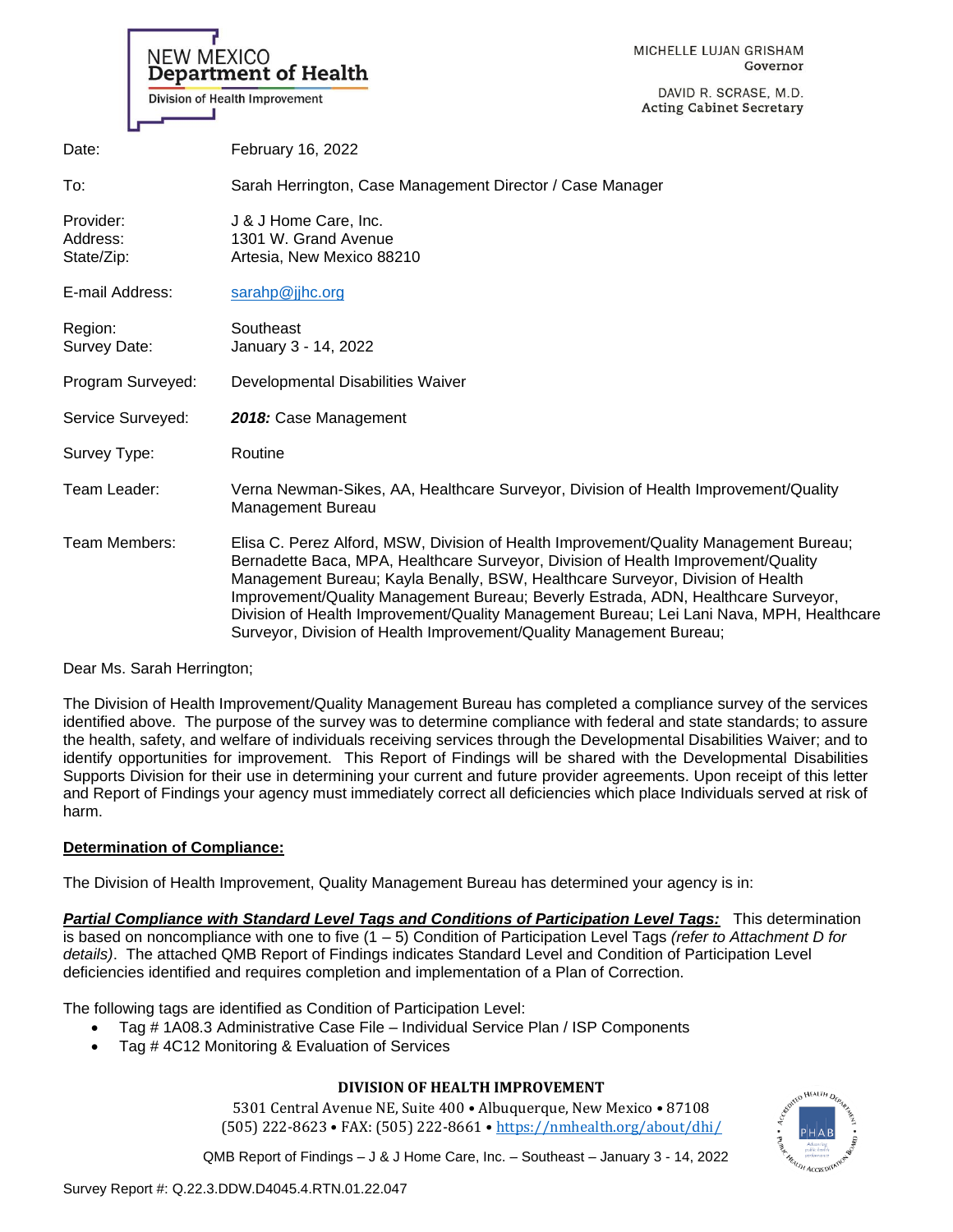NEW MEXICO
**Department of Health**
Division of Health Improvement

MICHELLE LUJAN GRISHAM
Governor

DAVID R. SCRASE, M.D.
Acting Cabinet Secretary

| | |
|---|---|
| Date: | February 16, 2022 |
| To: | Sarah Herrington, Case Management Director / Case Manager |
| Provider: | J & J Home Care, Inc. |
| Address: | 1301 W. Grand Avenue |
| State/Zip: | Artesia, New Mexico 88210 |
| E-mail Address: | sarahp@jjhc.org |
| Region: | Southeast |
| Survey Date: | January 3 - 14, 2022 |
| Program Surveyed: | Developmental Disabilities Waiver |
| Service Surveyed: | ***2018:*** Case Management |
| Survey Type: | Routine |
| Team Leader: | Verna Newman-Sikes, AA, Healthcare Surveyor, Division of Health Improvement/Quality Management Bureau |
| Team Members: | Elisa C. Perez Alford, MSW, Division of Health Improvement/Quality Management Bureau; Bernadette Baca, MPA, Healthcare Surveyor, Division of Health Improvement/Quality Management Bureau; Kayla Benally, BSW, Healthcare Surveyor, Division of Health Improvement/Quality Management Bureau; Beverly Estrada, ADN, Healthcare Surveyor, Division of Health Improvement/Quality Management Bureau; Lei Lani Nava, MPH, Healthcare Surveyor, Division of Health Improvement/Quality Management Bureau; |

Dear Ms. Sarah Herrington;

The Division of Health Improvement/Quality Management Bureau has completed a compliance survey of the services identified above. The purpose of the survey was to determine compliance with federal and state standards; to assure the health, safety, and welfare of individuals receiving services through the Developmental Disabilities Waiver; and to identify opportunities for improvement. This Report of Findings will be shared with the Developmental Disabilities Supports Division for their use in determining your current and future provider agreements. Upon receipt of this letter and Report of Findings your agency must immediately correct all deficiencies which place Individuals served at risk of harm.

**Determination of Compliance:**

The Division of Health Improvement, Quality Management Bureau has determined your agency is in:

***Partial Compliance with Standard Level Tags and Conditions of Participation Level Tags:*** This determination is based on noncompliance with one to five (1 – 5) Condition of Participation Level Tags *(refer to Attachment D for details)*. The attached QMB Report of Findings indicates Standard Level and Condition of Participation Level deficiencies identified and requires completion and implementation of a Plan of Correction.

The following tags are identified as Condition of Participation Level:

- Tag # 1A08.3 Administrative Case File – Individual Service Plan / ISP Components
- Tag # 4C12 Monitoring & Evaluation of Services

**DIVISION OF HEALTH IMPROVEMENT**
5301 Central Avenue NE, Suite 400 • Albuquerque, New Mexico • 87108
(505) 222-8623 • FAX: (505) 222-8661 • https://nmhealth.org/about/dhi/

Survey Report #: Q.22.3.DDW.D4045.4.RTN.01.22.047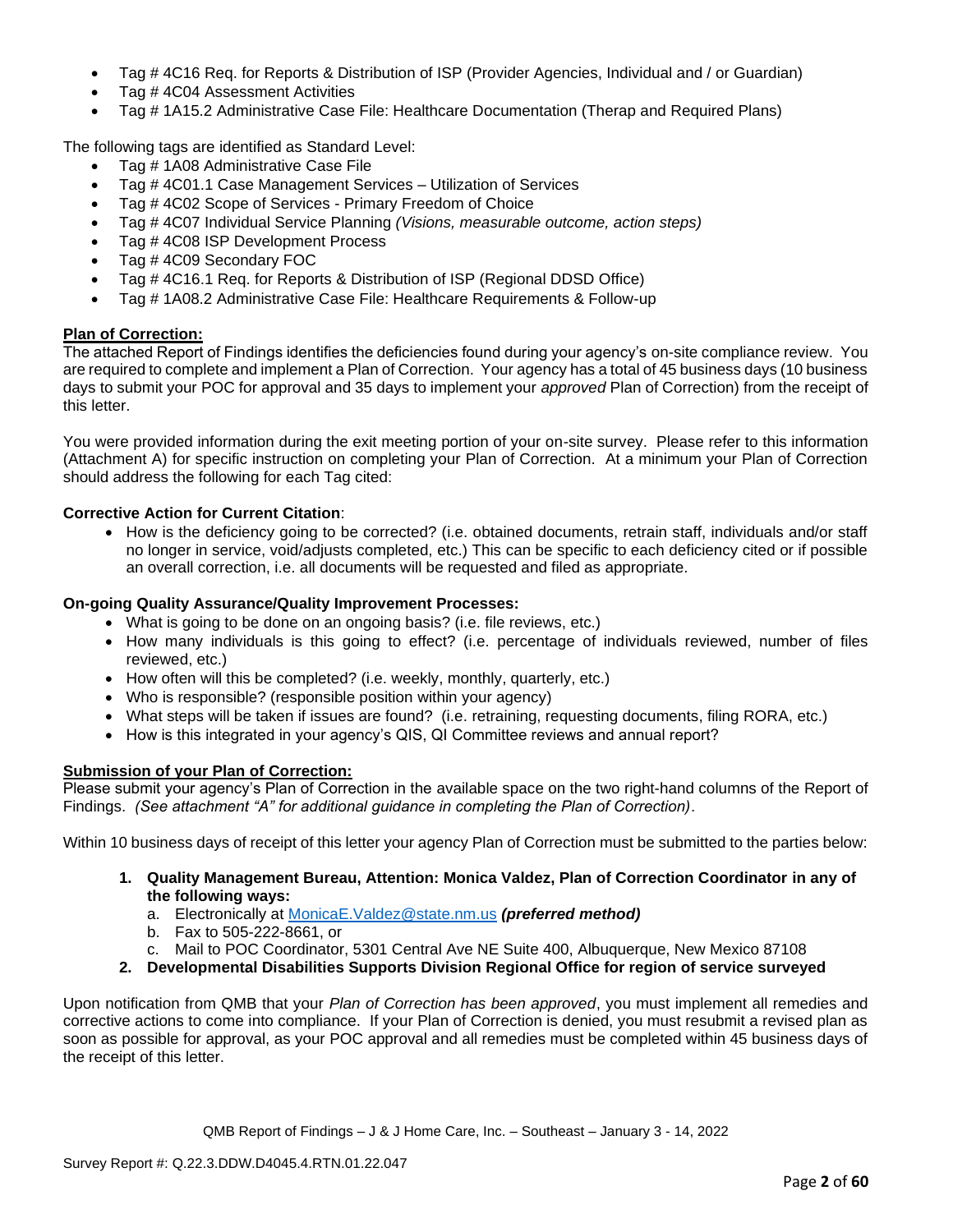- Tag # 4C16 Req. for Reports & Distribution of ISP (Provider Agencies, Individual and / or Guardian)
- Tag # 4C04 Assessment Activities
- Tag # 1A15.2 Administrative Case File: Healthcare Documentation (Therap and Required Plans)

The following tags are identified as Standard Level:

- Tag # 1A08 Administrative Case File
- Tag # 4C01.1 Case Management Services – Utilization of Services
- Tag # 4C02 Scope of Services - Primary Freedom of Choice
- Tag # 4C07 Individual Service Planning *(Visions, measurable outcome, action steps)*
- Tag # 4C08 ISP Development Process
- Tag # 4C09 Secondary FOC
- Tag # 4C16.1 Req. for Reports & Distribution of ISP (Regional DDSD Office)
- Tag # 1A08.2 Administrative Case File: Healthcare Requirements & Follow-up

**Plan of Correction:**

The attached Report of Findings identifies the deficiencies found during your agency's on-site compliance review. You are required to complete and implement a Plan of Correction. Your agency has a total of 45 business days (10 business days to submit your POC for approval and 35 days to implement your *approved* Plan of Correction) from the receipt of this letter.

You were provided information during the exit meeting portion of your on-site survey. Please refer to this information (Attachment A) for specific instruction on completing your Plan of Correction. At a minimum your Plan of Correction should address the following for each Tag cited:

**Corrective Action for Current Citation**:

- How is the deficiency going to be corrected? (i.e. obtained documents, retrain staff, individuals and/or staff no longer in service, void/adjusts completed, etc.) This can be specific to each deficiency cited or if possible an overall correction, i.e. all documents will be requested and filed as appropriate.

**On-going Quality Assurance/Quality Improvement Processes:**

- What is going to be done on an ongoing basis? (i.e. file reviews, etc.)
- How many individuals is this going to effect? (i.e. percentage of individuals reviewed, number of files reviewed, etc.)
- How often will this be completed? (i.e. weekly, monthly, quarterly, etc.)
- Who is responsible? (responsible position within your agency)
- What steps will be taken if issues are found? (i.e. retraining, requesting documents, filing RORA, etc.)
- How is this integrated in your agency's QIS, QI Committee reviews and annual report?

**Submission of your Plan of Correction:**

Please submit your agency's Plan of Correction in the available space on the two right-hand columns of the Report of Findings. *(See attachment "A" for additional guidance in completing the Plan of Correction)*.

Within 10 business days of receipt of this letter your agency Plan of Correction must be submitted to the parties below:

1. **Quality Management Bureau, Attention: Monica Valdez, Plan of Correction Coordinator in any of the following ways:**
   a. Electronically at MonicaE.Valdez@state.nm.us ***(preferred method)***
   b. Fax to 505-222-8661, or
   c. Mail to POC Coordinator, 5301 Central Ave NE Suite 400, Albuquerque, New Mexico 87108
2. **Developmental Disabilities Supports Division Regional Office for region of service surveyed**

Upon notification from QMB that your *Plan of Correction has been approved*, you must implement all remedies and corrective actions to come into compliance. If your Plan of Correction is denied, you must resubmit a revised plan as soon as possible for approval, as your POC approval and all remedies must be completed within 45 business days of the receipt of this letter.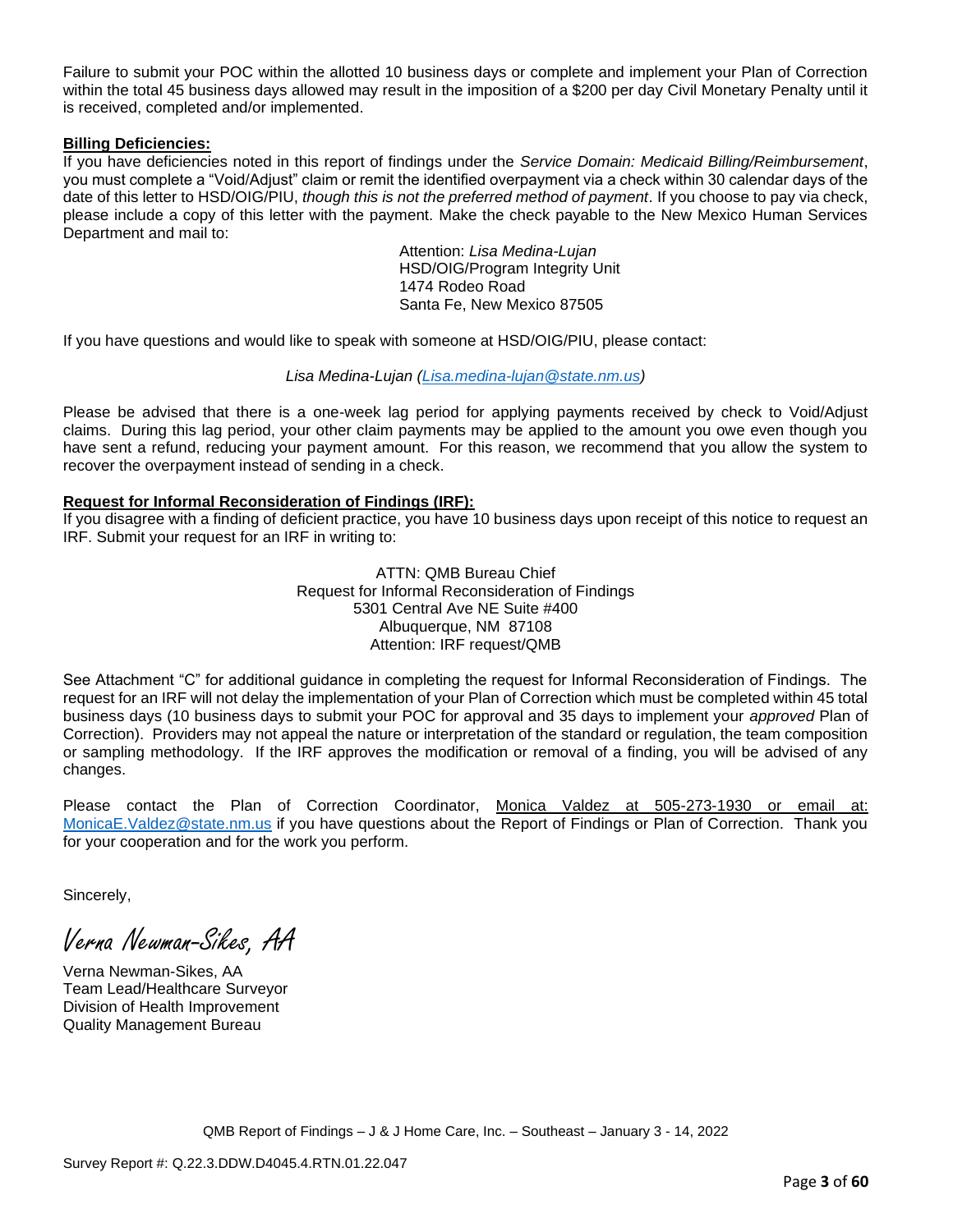Failure to submit your POC within the allotted 10 business days or complete and implement your Plan of Correction within the total 45 business days allowed may result in the imposition of a $200 per day Civil Monetary Penalty until it is received, completed and/or implemented.

**Billing Deficiencies:**

If you have deficiencies noted in this report of findings under the *Service Domain: Medicaid Billing/Reimbursement*, you must complete a "Void/Adjust" claim or remit the identified overpayment via a check within 30 calendar days of the date of this letter to HSD/OIG/PIU, *though this is not the preferred method of payment*. If you choose to pay via check, please include a copy of this letter with the payment. Make the check payable to the New Mexico Human Services Department and mail to:

Attention: *Lisa Medina-Lujan*
HSD/OIG/Program Integrity Unit
1474 Rodeo Road
Santa Fe, New Mexico 87505

If you have questions and would like to speak with someone at HSD/OIG/PIU, please contact:

*Lisa Medina-Lujan (Lisa.medina-lujan@state.nm.us)*

Please be advised that there is a one-week lag period for applying payments received by check to Void/Adjust claims. During this lag period, your other claim payments may be applied to the amount you owe even though you have sent a refund, reducing your payment amount. For this reason, we recommend that you allow the system to recover the overpayment instead of sending in a check.

**Request for Informal Reconsideration of Findings (IRF):**

If you disagree with a finding of deficient practice, you have 10 business days upon receipt of this notice to request an IRF. Submit your request for an IRF in writing to:

ATTN: QMB Bureau Chief
Request for Informal Reconsideration of Findings
5301 Central Ave NE Suite #400
Albuquerque, NM 87108
Attention: IRF request/QMB

See Attachment "C" for additional guidance in completing the request for Informal Reconsideration of Findings. The request for an IRF will not delay the implementation of your Plan of Correction which must be completed within 45 total business days (10 business days to submit your POC for approval and 35 days to implement your *approved* Plan of Correction). Providers may not appeal the nature or interpretation of the standard or regulation, the team composition or sampling methodology. If the IRF approves the modification or removal of a finding, you will be advised of any changes.

Please contact the Plan of Correction Coordinator, Monica Valdez at 505-273-1930 or email at: MonicaE.Valdez@state.nm.us if you have questions about the Report of Findings or Plan of Correction. Thank you for your cooperation and for the work you perform.

Sincerely,

*Verna Newman-Sikes, AA*

Verna Newman-Sikes, AA
Team Lead/Healthcare Surveyor
Division of Health Improvement
Quality Management Bureau

QMB Report of Findings – J & J Home Care, Inc. – Southeast – January 3 - 14, 2022

Survey Report #: Q.22.3.DDW.D4045.4.RTN.01.22.047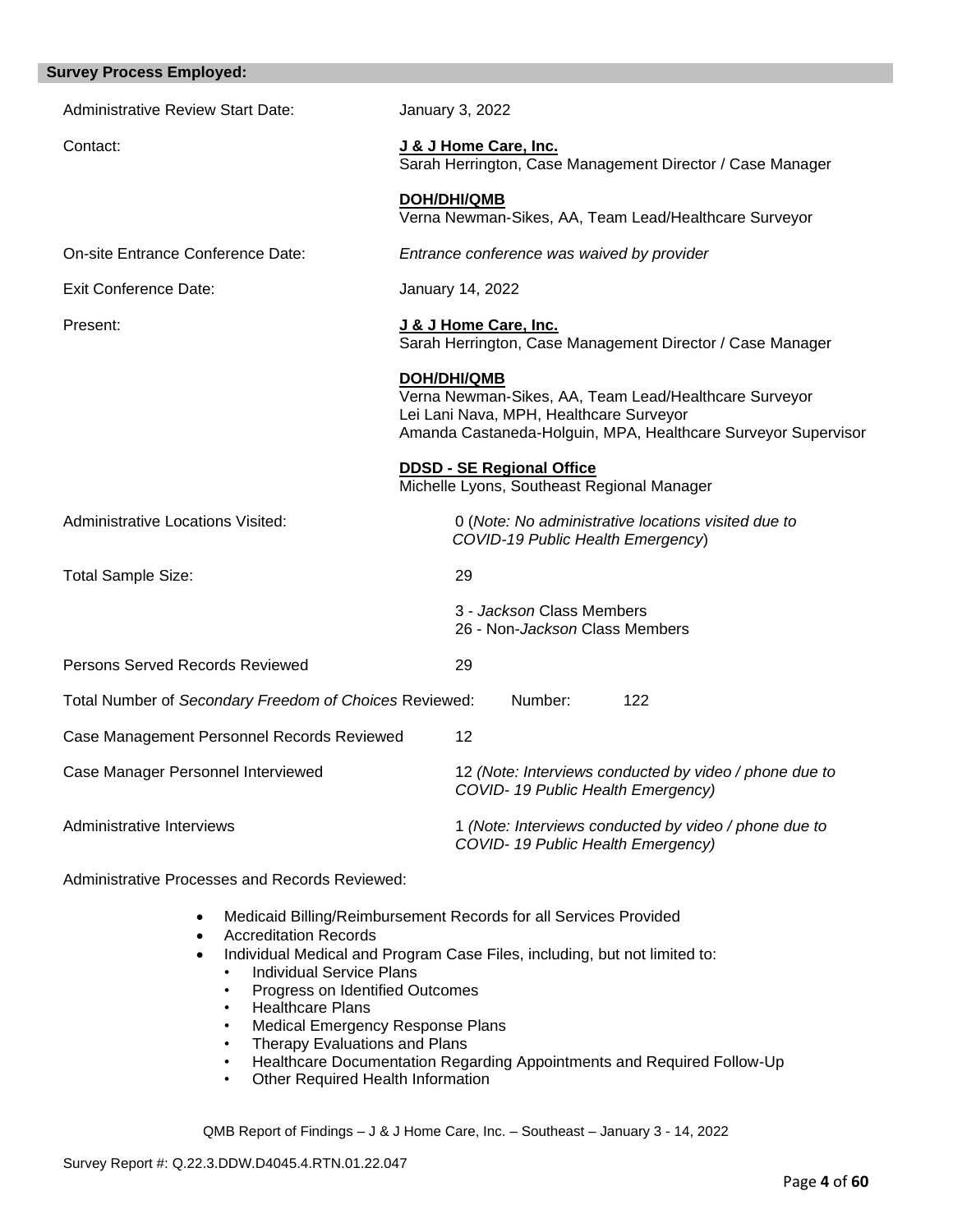## Survey Process Employed:

Administrative Review Start Date: January 3, 2022

Contact:

**J & J Home Care, Inc.**
Sarah Herrington, Case Management Director / Case Manager

**DOH/DHI/QMB**
Verna Newman-Sikes, AA, Team Lead/Healthcare Surveyor

On-site Entrance Conference Date: *Entrance conference was waived by provider*

Exit Conference Date: January 14, 2022

Present:

**J & J Home Care, Inc.**
Sarah Herrington, Case Management Director / Case Manager

**DOH/DHI/QMB**
Verna Newman-Sikes, AA, Team Lead/Healthcare Surveyor
Lei Lani Nava, MPH, Healthcare Surveyor
Amanda Castaneda-Holguin, MPA, Healthcare Surveyor Supervisor

**DDSD - SE Regional Office**
Michelle Lyons, Southeast Regional Manager

Administrative Locations Visited: 0 (*Note: No administrative locations visited due to COVID-19 Public Health Emergency*)

Total Sample Size: 29

3 - *Jackson* Class Members
26 - Non-*Jackson* Class Members

Persons Served Records Reviewed: 29

Total Number of *Secondary Freedom of Choices* Reviewed: Number: 122

Case Management Personnel Records Reviewed: 12

Case Manager Personnel Interviewed: 12 *(Note: Interviews conducted by video / phone due to COVID- 19 Public Health Emergency)*

Administrative Interviews: 1 *(Note: Interviews conducted by video / phone due to COVID- 19 Public Health Emergency)*

Administrative Processes and Records Reviewed:

- Medicaid Billing/Reimbursement Records for all Services Provided
- Accreditation Records
- Individual Medical and Program Case Files, including, but not limited to:
  - Individual Service Plans
  - Progress on Identified Outcomes
  - Healthcare Plans
  - Medical Emergency Response Plans
  - Therapy Evaluations and Plans
  - Healthcare Documentation Regarding Appointments and Required Follow-Up
  - Other Required Health Information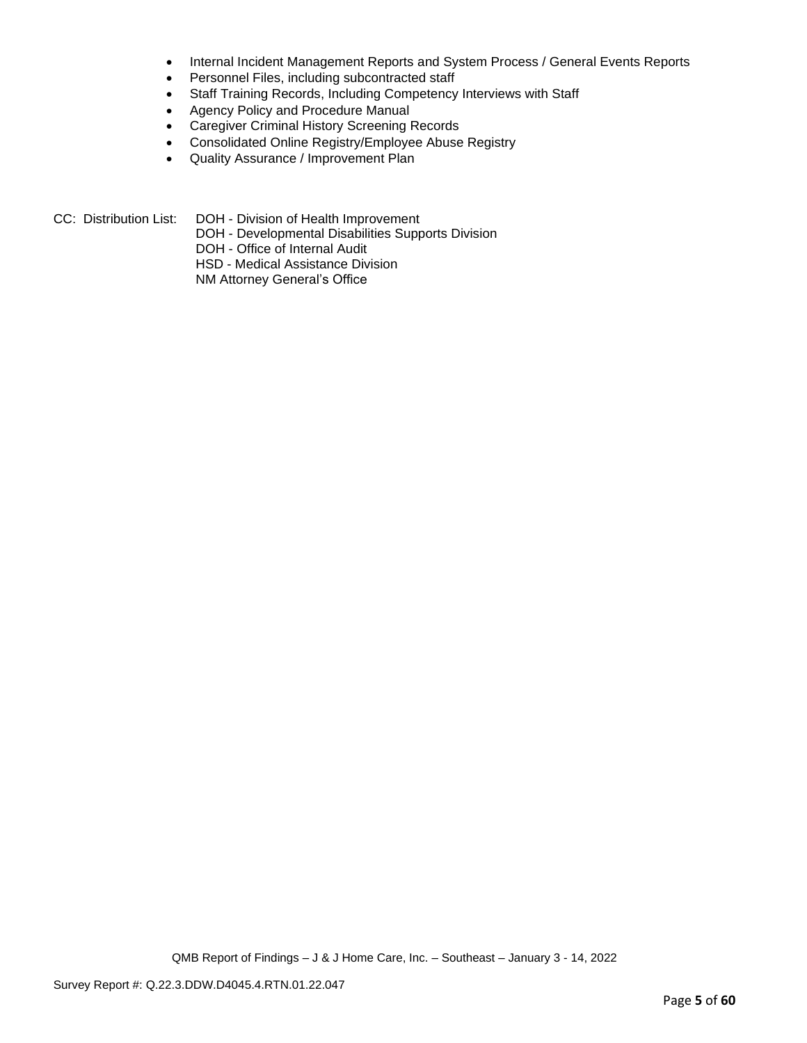- Internal Incident Management Reports and System Process / General Events Reports
- Personnel Files, including subcontracted staff
- Staff Training Records, Including Competency Interviews with Staff
- Agency Policy and Procedure Manual
- Caregiver Criminal History Screening Records
- Consolidated Online Registry/Employee Abuse Registry
- Quality Assurance / Improvement Plan

CC: Distribution List:
DOH - Division of Health Improvement
DOH - Developmental Disabilities Supports Division
DOH - Office of Internal Audit
HSD - Medical Assistance Division
NM Attorney General's Office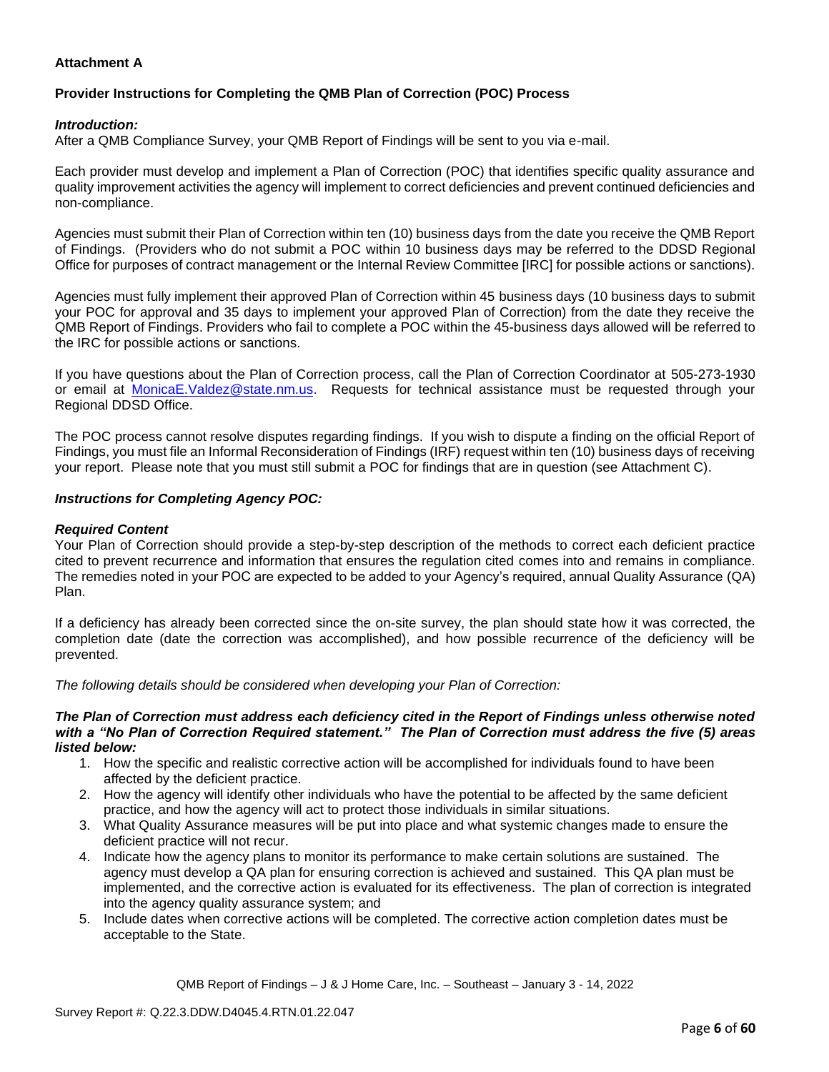**Attachment A**

**Provider Instructions for Completing the QMB Plan of Correction (POC) Process**

***Introduction:***

After a QMB Compliance Survey, your QMB Report of Findings will be sent to you via e-mail.

Each provider must develop and implement a Plan of Correction (POC) that identifies specific quality assurance and quality improvement activities the agency will implement to correct deficiencies and prevent continued deficiencies and non-compliance.

Agencies must submit their Plan of Correction within ten (10) business days from the date you receive the QMB Report of Findings. (Providers who do not submit a POC within 10 business days may be referred to the DDSD Regional Office for purposes of contract management or the Internal Review Committee [IRC] for possible actions or sanctions).

Agencies must fully implement their approved Plan of Correction within 45 business days (10 business days to submit your POC for approval and 35 days to implement your approved Plan of Correction) from the date they receive the QMB Report of Findings. Providers who fail to complete a POC within the 45-business days allowed will be referred to the IRC for possible actions or sanctions.

If you have questions about the Plan of Correction process, call the Plan of Correction Coordinator at 505-273-1930 or email at MonicaE.Valdez@state.nm.us. Requests for technical assistance must be requested through your Regional DDSD Office.

The POC process cannot resolve disputes regarding findings. If you wish to dispute a finding on the official Report of Findings, you must file an Informal Reconsideration of Findings (IRF) request within ten (10) business days of receiving your report. Please note that you must still submit a POC for findings that are in question (see Attachment C).

***Instructions for Completing Agency POC:***

***Required Content***

Your Plan of Correction should provide a step-by-step description of the methods to correct each deficient practice cited to prevent recurrence and information that ensures the regulation cited comes into and remains in compliance. The remedies noted in your POC are expected to be added to your Agency's required, annual Quality Assurance (QA) Plan.

If a deficiency has already been corrected since the on-site survey, the plan should state how it was corrected, the completion date (date the correction was accomplished), and how possible recurrence of the deficiency will be prevented.

*The following details should be considered when developing your Plan of Correction:*

***The Plan of Correction must address each deficiency cited in the Report of Findings unless otherwise noted with a "No Plan of Correction Required statement." The Plan of Correction must address the five (5) areas listed below:***

1. How the specific and realistic corrective action will be accomplished for individuals found to have been affected by the deficient practice.
2. How the agency will identify other individuals who have the potential to be affected by the same deficient practice, and how the agency will act to protect those individuals in similar situations.
3. What Quality Assurance measures will be put into place and what systemic changes made to ensure the deficient practice will not recur.
4. Indicate how the agency plans to monitor its performance to make certain solutions are sustained. The agency must develop a QA plan for ensuring correction is achieved and sustained. This QA plan must be implemented, and the corrective action is evaluated for its effectiveness. The plan of correction is integrated into the agency quality assurance system; and
5. Include dates when corrective actions will be completed. The corrective action completion dates must be acceptable to the State.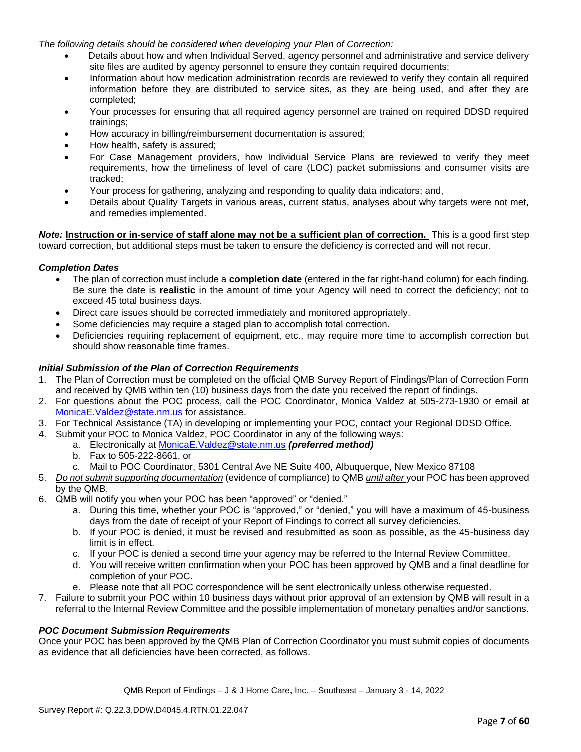*The following details should be considered when developing your Plan of Correction:*

- Details about how and when Individual Served, agency personnel and administrative and service delivery site files are audited by agency personnel to ensure they contain required documents;
- Information about how medication administration records are reviewed to verify they contain all required information before they are distributed to service sites, as they are being used, and after they are completed;
- Your processes for ensuring that all required agency personnel are trained on required DDSD required trainings;
- How accuracy in billing/reimbursement documentation is assured;
- How health, safety is assured;
- For Case Management providers, how Individual Service Plans are reviewed to verify they meet requirements, how the timeliness of level of care (LOC) packet submissions and consumer visits are tracked;
- Your process for gathering, analyzing and responding to quality data indicators; and,
- Details about Quality Targets in various areas, current status, analyses about why targets were not met, and remedies implemented.

***Note:*** **<u>Instruction or in-service of staff alone may not be a sufficient plan of correction.</u>** This is a good first step toward correction, but additional steps must be taken to ensure the deficiency is corrected and will not recur.

***Completion Dates***

- The plan of correction must include a **completion date** (entered in the far right-hand column) for each finding. Be sure the date is **realistic** in the amount of time your Agency will need to correct the deficiency; not to exceed 45 total business days.
- Direct care issues should be corrected immediately and monitored appropriately.
- Some deficiencies may require a staged plan to accomplish total correction.
- Deficiencies requiring replacement of equipment, etc., may require more time to accomplish correction but should show reasonable time frames.

***Initial Submission of the Plan of Correction Requirements***

1. The Plan of Correction must be completed on the official QMB Survey Report of Findings/Plan of Correction Form and received by QMB within ten (10) business days from the date you received the report of findings.
2. For questions about the POC process, call the POC Coordinator, Monica Valdez at 505-273-1930 or email at MonicaE.Valdez@state.nm.us for assistance.
3. For Technical Assistance (TA) in developing or implementing your POC, contact your Regional DDSD Office.
4. Submit your POC to Monica Valdez, POC Coordinator in any of the following ways:
   a. Electronically at MonicaE.Valdez@state.nm.us ***(preferred method)***
   b. Fax to 505-222-8661, or
   c. Mail to POC Coordinator, 5301 Central Ave NE Suite 400, Albuquerque, New Mexico 87108
5. *<u>Do not submit supporting documentation</u>* (evidence of compliance) to QMB *<u>until after</u>* your POC has been approved by the QMB.
6. QMB will notify you when your POC has been "approved" or "denied."
   a. During this time, whether your POC is "approved," or "denied," you will have a maximum of 45-business days from the date of receipt of your Report of Findings to correct all survey deficiencies.
   b. If your POC is denied, it must be revised and resubmitted as soon as possible, as the 45-business day limit is in effect.
   c. If your POC is denied a second time your agency may be referred to the Internal Review Committee.
   d. You will receive written confirmation when your POC has been approved by QMB and a final deadline for completion of your POC.
   e. Please note that all POC correspondence will be sent electronically unless otherwise requested.
7. Failure to submit your POC within 10 business days without prior approval of an extension by QMB will result in a referral to the Internal Review Committee and the possible implementation of monetary penalties and/or sanctions.

***POC Document Submission Requirements***

Once your POC has been approved by the QMB Plan of Correction Coordinator you must submit copies of documents as evidence that all deficiencies have been corrected, as follows.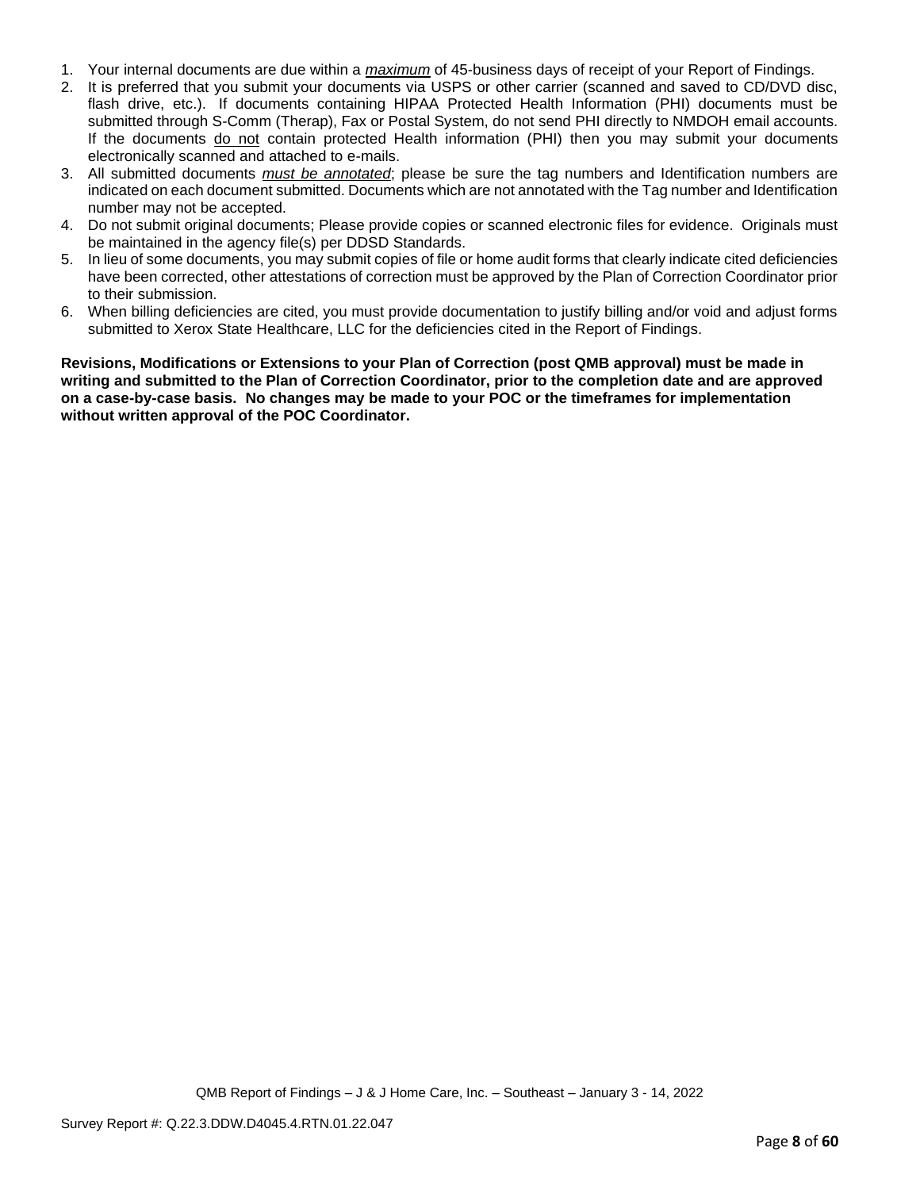1. Your internal documents are due within a *__maximum__* of 45-business days of receipt of your Report of Findings.
2. It is preferred that you submit your documents via USPS or other carrier (scanned and saved to CD/DVD disc, flash drive, etc.). If documents containing HIPAA Protected Health Information (PHI) documents must be submitted through S-Comm (Therap), Fax or Postal System, do not send PHI directly to NMDOH email accounts. If the documents __do not__ contain protected Health information (PHI) then you may submit your documents electronically scanned and attached to e-mails.
3. All submitted documents *__must be annotated__*; please be sure the tag numbers and Identification numbers are indicated on each document submitted. Documents which are not annotated with the Tag number and Identification number may not be accepted.
4. Do not submit original documents; Please provide copies or scanned electronic files for evidence. Originals must be maintained in the agency file(s) per DDSD Standards.
5. In lieu of some documents, you may submit copies of file or home audit forms that clearly indicate cited deficiencies have been corrected, other attestations of correction must be approved by the Plan of Correction Coordinator prior to their submission.
6. When billing deficiencies are cited, you must provide documentation to justify billing and/or void and adjust forms submitted to Xerox State Healthcare, LLC for the deficiencies cited in the Report of Findings.

**Revisions, Modifications or Extensions to your Plan of Correction (post QMB approval) must be made in writing and submitted to the Plan of Correction Coordinator, prior to the completion date and are approved on a case-by-case basis. No changes may be made to your POC or the timeframes for implementation without written approval of the POC Coordinator.**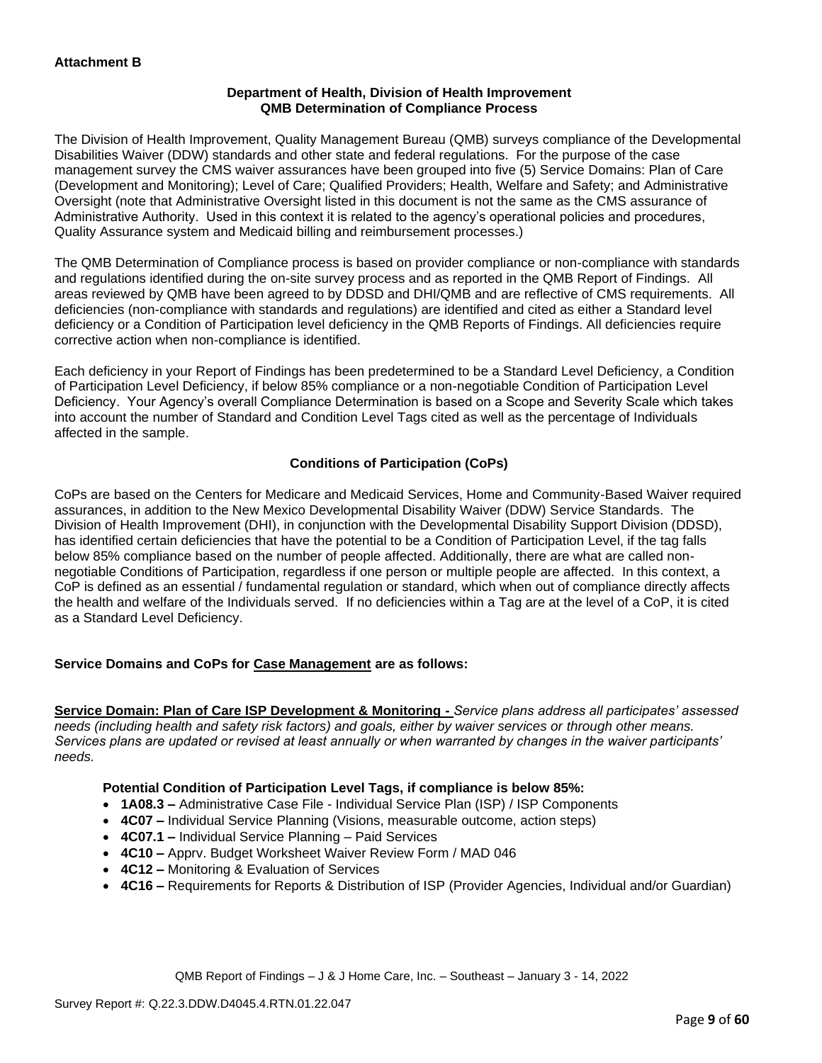**Attachment B**

**Department of Health, Division of Health Improvement**
**QMB Determination of Compliance Process**

The Division of Health Improvement, Quality Management Bureau (QMB) surveys compliance of the Developmental Disabilities Waiver (DDW) standards and other state and federal regulations. For the purpose of the case management survey the CMS waiver assurances have been grouped into five (5) Service Domains: Plan of Care (Development and Monitoring); Level of Care; Qualified Providers; Health, Welfare and Safety; and Administrative Oversight (note that Administrative Oversight listed in this document is not the same as the CMS assurance of Administrative Authority. Used in this context it is related to the agency's operational policies and procedures, Quality Assurance system and Medicaid billing and reimbursement processes.)

The QMB Determination of Compliance process is based on provider compliance or non-compliance with standards and regulations identified during the on-site survey process and as reported in the QMB Report of Findings. All areas reviewed by QMB have been agreed to by DDSD and DHI/QMB and are reflective of CMS requirements. All deficiencies (non-compliance with standards and regulations) are identified and cited as either a Standard level deficiency or a Condition of Participation level deficiency in the QMB Reports of Findings. All deficiencies require corrective action when non-compliance is identified.

Each deficiency in your Report of Findings has been predetermined to be a Standard Level Deficiency, a Condition of Participation Level Deficiency, if below 85% compliance or a non-negotiable Condition of Participation Level Deficiency. Your Agency's overall Compliance Determination is based on a Scope and Severity Scale which takes into account the number of Standard and Condition Level Tags cited as well as the percentage of Individuals affected in the sample.

**Conditions of Participation (CoPs)**

CoPs are based on the Centers for Medicare and Medicaid Services, Home and Community-Based Waiver required assurances, in addition to the New Mexico Developmental Disability Waiver (DDW) Service Standards. The Division of Health Improvement (DHI), in conjunction with the Developmental Disability Support Division (DDSD), has identified certain deficiencies that have the potential to be a Condition of Participation Level, if the tag falls below 85% compliance based on the number of people affected. Additionally, there are what are called non-negotiable Conditions of Participation, regardless if one person or multiple people are affected. In this context, a CoP is defined as an essential / fundamental regulation or standard, which when out of compliance directly affects the health and welfare of the Individuals served. If no deficiencies within a Tag are at the level of a CoP, it is cited as a Standard Level Deficiency.

**Service Domains and CoPs for Case Management are as follows:**

**Service Domain: Plan of Care ISP Development & Monitoring -** *Service plans address all participates' assessed needs (including health and safety risk factors) and goals, either by waiver services or through other means. Services plans are updated or revised at least annually or when warranted by changes in the waiver participants' needs.*

**Potential Condition of Participation Level Tags, if compliance is below 85%:**

- **1A08.3 –** Administrative Case File - Individual Service Plan (ISP) / ISP Components
- **4C07 –** Individual Service Planning (Visions, measurable outcome, action steps)
- **4C07.1 –** Individual Service Planning – Paid Services
- **4C10 –** Apprv. Budget Worksheet Waiver Review Form / MAD 046
- **4C12 –** Monitoring & Evaluation of Services
- **4C16 –** Requirements for Reports & Distribution of ISP (Provider Agencies, Individual and/or Guardian)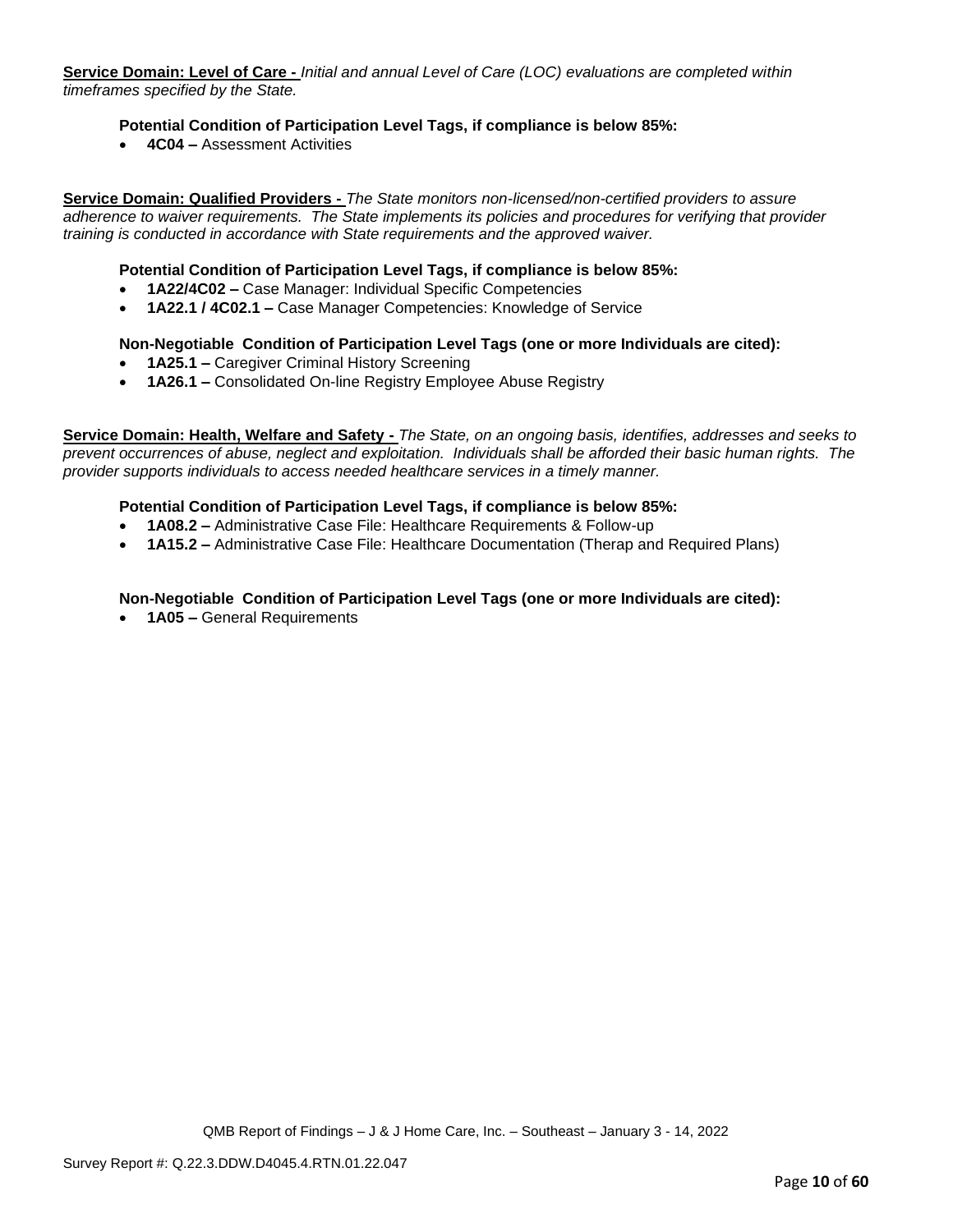**Service Domain: Level of Care -** *Initial and annual Level of Care (LOC) evaluations are completed within timeframes specified by the State.*

**Potential Condition of Participation Level Tags, if compliance is below 85%:**

- **4C04 –** Assessment Activities

**Service Domain: Qualified Providers -** *The State monitors non-licensed/non-certified providers to assure adherence to waiver requirements. The State implements its policies and procedures for verifying that provider training is conducted in accordance with State requirements and the approved waiver.*

**Potential Condition of Participation Level Tags, if compliance is below 85%:**

- **1A22/4C02 –** Case Manager: Individual Specific Competencies
- **1A22.1 / 4C02.1 –** Case Manager Competencies: Knowledge of Service

**Non-Negotiable Condition of Participation Level Tags (one or more Individuals are cited):**

- **1A25.1 –** Caregiver Criminal History Screening
- **1A26.1 –** Consolidated On-line Registry Employee Abuse Registry

**Service Domain: Health, Welfare and Safety -** *The State, on an ongoing basis, identifies, addresses and seeks to prevent occurrences of abuse, neglect and exploitation. Individuals shall be afforded their basic human rights. The provider supports individuals to access needed healthcare services in a timely manner.*

**Potential Condition of Participation Level Tags, if compliance is below 85%:**

- **1A08.2 –** Administrative Case File: Healthcare Requirements & Follow-up
- **1A15.2 –** Administrative Case File: Healthcare Documentation (Therap and Required Plans)

**Non-Negotiable Condition of Participation Level Tags (one or more Individuals are cited):**

- **1A05 –** General Requirements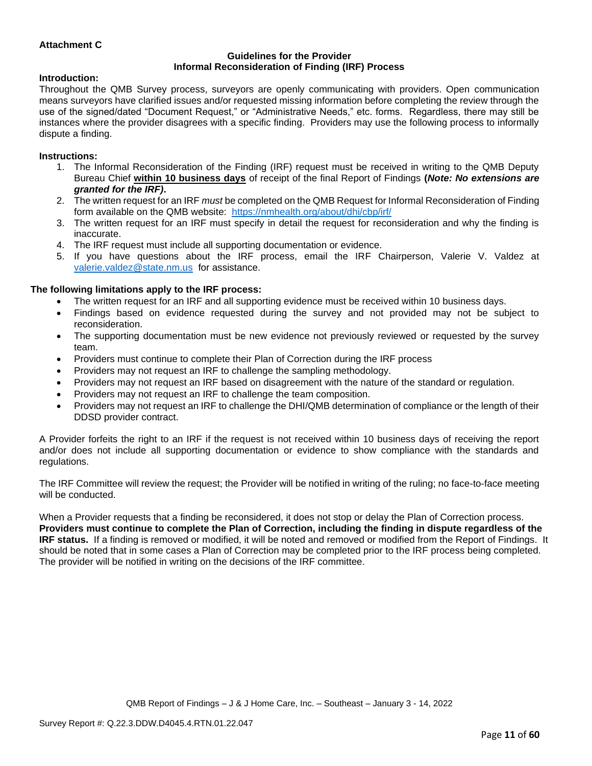**Attachment C**

**Guidelines for the Provider**
**Informal Reconsideration of Finding (IRF) Process**

**Introduction:**

Throughout the QMB Survey process, surveyors are openly communicating with providers. Open communication means surveyors have clarified issues and/or requested missing information before completing the review through the use of the signed/dated "Document Request," or "Administrative Needs," etc. forms. Regardless, there may still be instances where the provider disagrees with a specific finding. Providers may use the following process to informally dispute a finding.

**Instructions:**

1. The Informal Reconsideration of the Finding (IRF) request must be received in writing to the QMB Deputy Bureau Chief **within 10 business days** of receipt of the final Report of Findings **(*Note: No extensions are granted for the IRF)*.**
2. The written request for an IRF *must* be completed on the QMB Request for Informal Reconsideration of Finding form available on the QMB website: https://nmhealth.org/about/dhi/cbp/irf/
3. The written request for an IRF must specify in detail the request for reconsideration and why the finding is inaccurate.
4. The IRF request must include all supporting documentation or evidence.
5. If you have questions about the IRF process, email the IRF Chairperson, Valerie V. Valdez at valerie.valdez@state.nm.us for assistance.

**The following limitations apply to the IRF process:**

- The written request for an IRF and all supporting evidence must be received within 10 business days.
- Findings based on evidence requested during the survey and not provided may not be subject to reconsideration.
- The supporting documentation must be new evidence not previously reviewed or requested by the survey team.
- Providers must continue to complete their Plan of Correction during the IRF process
- Providers may not request an IRF to challenge the sampling methodology.
- Providers may not request an IRF based on disagreement with the nature of the standard or regulation.
- Providers may not request an IRF to challenge the team composition.
- Providers may not request an IRF to challenge the DHI/QMB determination of compliance or the length of their DDSD provider contract.

A Provider forfeits the right to an IRF if the request is not received within 10 business days of receiving the report and/or does not include all supporting documentation or evidence to show compliance with the standards and regulations.

The IRF Committee will review the request; the Provider will be notified in writing of the ruling; no face-to-face meeting will be conducted.

When a Provider requests that a finding be reconsidered, it does not stop or delay the Plan of Correction process. **Providers must continue to complete the Plan of Correction, including the finding in dispute regardless of the IRF status.** If a finding is removed or modified, it will be noted and removed or modified from the Report of Findings. It should be noted that in some cases a Plan of Correction may be completed prior to the IRF process being completed. The provider will be notified in writing on the decisions of the IRF committee.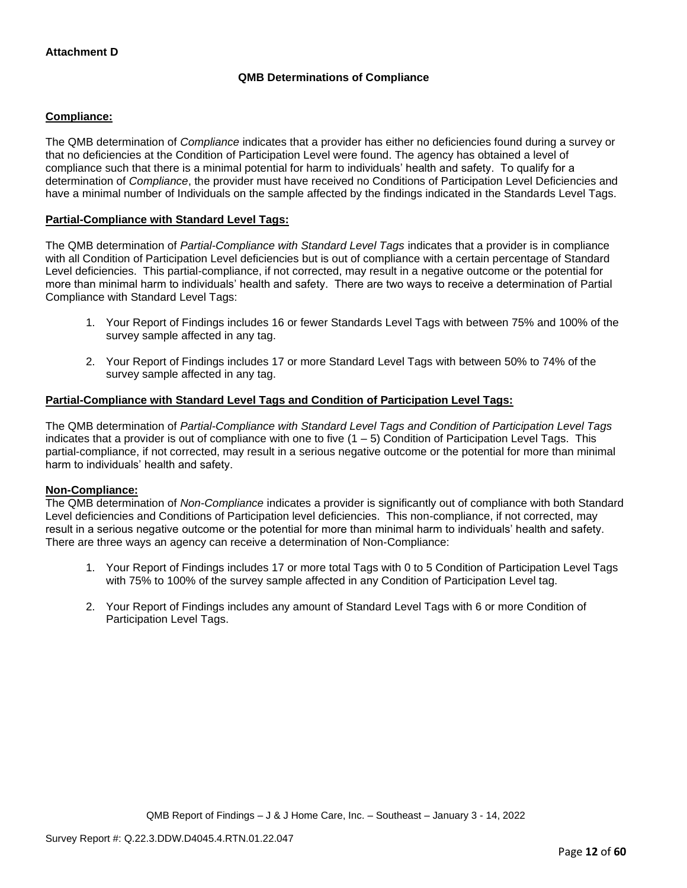**Attachment D**

### QMB Determinations of Compliance

**Compliance:**

The QMB determination of *Compliance* indicates that a provider has either no deficiencies found during a survey or that no deficiencies at the Condition of Participation Level were found. The agency has obtained a level of compliance such that there is a minimal potential for harm to individuals' health and safety. To qualify for a determination of *Compliance*, the provider must have received no Conditions of Participation Level Deficiencies and have a minimal number of Individuals on the sample affected by the findings indicated in the Standards Level Tags.

**Partial-Compliance with Standard Level Tags:**

The QMB determination of *Partial-Compliance with Standard Level Tags* indicates that a provider is in compliance with all Condition of Participation Level deficiencies but is out of compliance with a certain percentage of Standard Level deficiencies. This partial-compliance, if not corrected, may result in a negative outcome or the potential for more than minimal harm to individuals' health and safety. There are two ways to receive a determination of Partial Compliance with Standard Level Tags:

1. Your Report of Findings includes 16 or fewer Standards Level Tags with between 75% and 100% of the survey sample affected in any tag.
2. Your Report of Findings includes 17 or more Standard Level Tags with between 50% to 74% of the survey sample affected in any tag.

**Partial-Compliance with Standard Level Tags and Condition of Participation Level Tags:**

The QMB determination of *Partial-Compliance with Standard Level Tags and Condition of Participation Level Tags* indicates that a provider is out of compliance with one to five (1 – 5) Condition of Participation Level Tags. This partial-compliance, if not corrected, may result in a serious negative outcome or the potential for more than minimal harm to individuals' health and safety.

**Non-Compliance:**

The QMB determination of *Non-Compliance* indicates a provider is significantly out of compliance with both Standard Level deficiencies and Conditions of Participation level deficiencies. This non-compliance, if not corrected, may result in a serious negative outcome or the potential for more than minimal harm to individuals' health and safety. There are three ways an agency can receive a determination of Non-Compliance:

1. Your Report of Findings includes 17 or more total Tags with 0 to 5 Condition of Participation Level Tags with 75% to 100% of the survey sample affected in any Condition of Participation Level tag.
2. Your Report of Findings includes any amount of Standard Level Tags with 6 or more Condition of Participation Level Tags.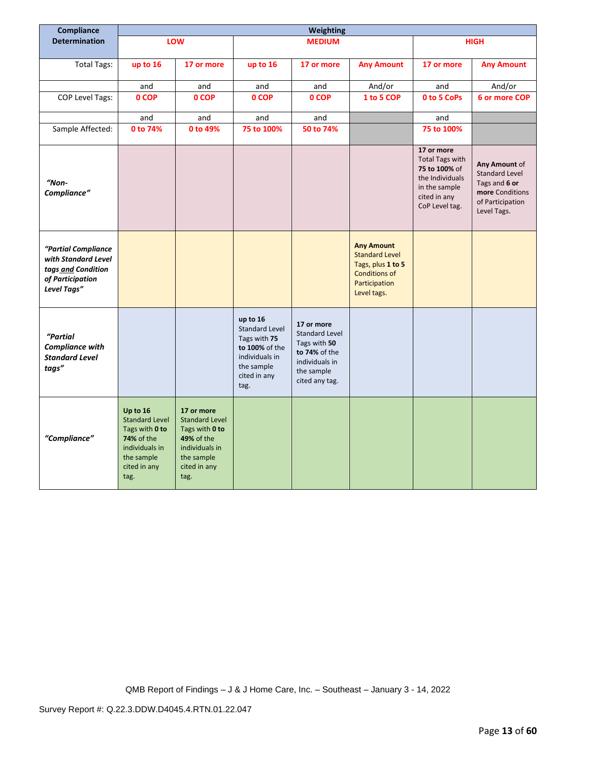| Compliance Determination | Weighting | | | | | | |
|---|---|---|---|---|---|---|---|
| | **LOW** | | **MEDIUM** | | | **HIGH** | |
| Total Tags: | **up to 16** | **17 or more** | **up to 16** | **17 or more** | **Any Amount** | **17 or more** | **Any Amount** |
| | and | and | and | and | And/or | and | And/or |
| COP Level Tags: | **0 COP** | **0 COP** | **0 COP** | **0 COP** | **1 to 5 COP** | **0 to 5 CoPs** | **6 or more COP** |
| | and | and | and | and | | and | |
| Sample Affected: | **0 to 74%** | **0 to 49%** | **75 to 100%** | **50 to 74%** | | **75 to 100%** | |
| ***"Non-Compliance"*** | | | | | | **17 or more** Total Tags with **75 to 100%** of the Individuals in the sample cited in any CoP Level tag. | **Any Amount** of Standard Level Tags and **6 or more** Conditions of Participation Level Tags. |
| ***"Partial Compliance with Standard Level tags and Condition of Participation Level Tags"*** | | | | | **Any Amount** Standard Level Tags, plus **1 to 5** Conditions of Participation Level tags. | | |
| ***"Partial Compliance with Standard Level tags"*** | | | **up to 16** Standard Level Tags with **75 to 100%** of the individuals in the sample cited in any tag. | **17 or more** Standard Level Tags with **50 to 74%** of the individuals in the sample cited any tag. | | | |
| ***"Compliance"*** | **Up to 16** Standard Level Tags with **0 to 74%** of the individuals in the sample cited in any tag. | **17 or more** Standard Level Tags with **0 to 49%** of the individuals in the sample cited in any tag. | | | | | |

QMB Report of Findings – J & J Home Care, Inc. – Southeast – January 3 - 14, 2022

Survey Report #: Q.22.3.DDW.D4045.4.RTN.01.22.047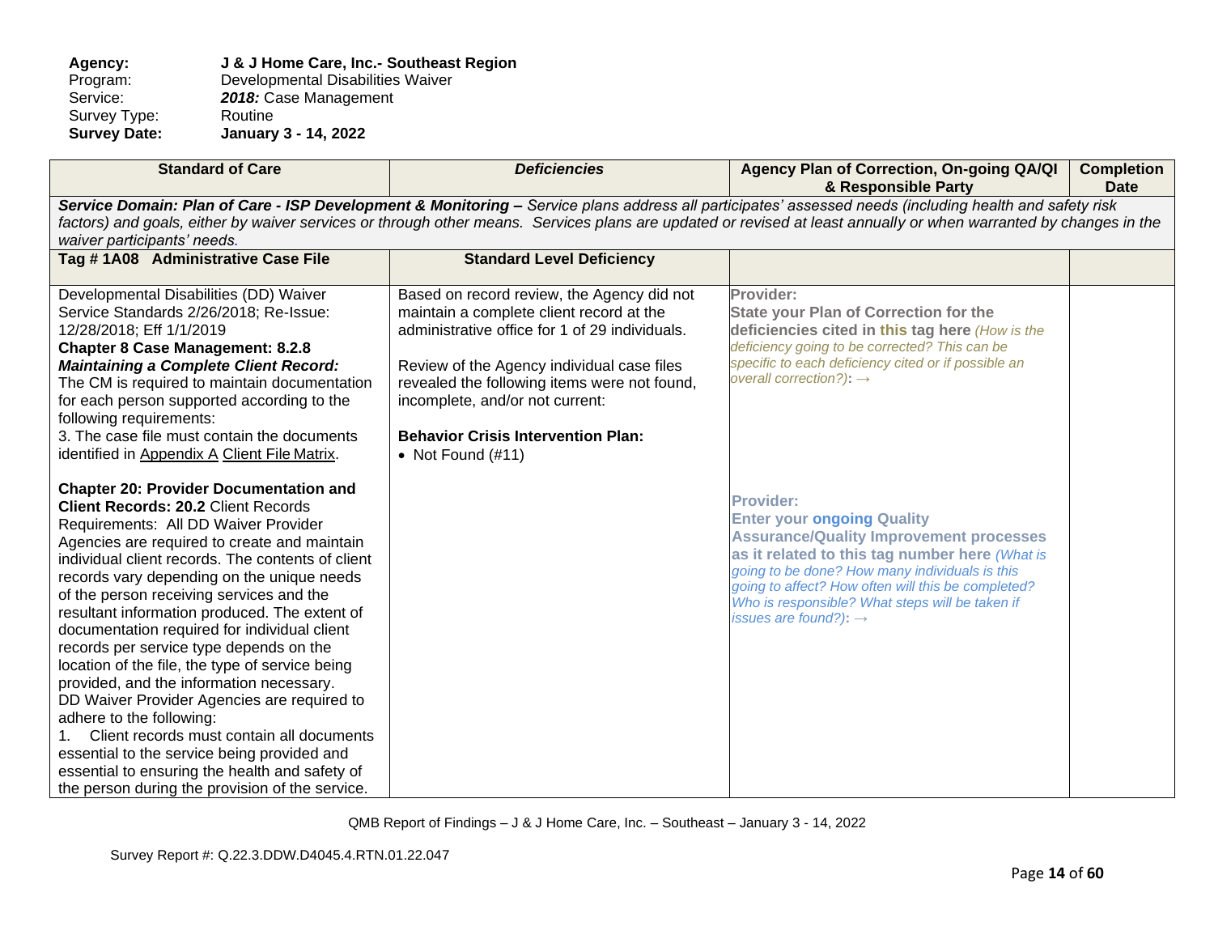**Agency:** **J & J Home Care, Inc.- Southeast Region**
Program: Developmental Disabilities Waiver
Service: ***2018:*** Case Management
Survey Type: Routine
**Survey Date:** **January 3 - 14, 2022**

| **Standard of Care** | ***Deficiencies*** | **Agency Plan of Correction, On-going QA/QI & Responsible Party** | **Completion Date** |
|---|---|---|---|
| ***Service Domain: Plan of Care - ISP Development & Monitoring –*** *Service plans address all participates' assessed needs (including health and safety risk factors) and goals, either by waiver services or through other means. Services plans are updated or revised at least annually or when warranted by changes in the waiver participants' needs.* | | | |
| **Tag # 1A08 Administrative Case File** | **Standard Level Deficiency** | | |
| Developmental Disabilities (DD) Waiver Service Standards 2/26/2018; Re-Issue: 12/28/2018; Eff 1/1/2019<br>**Chapter 8 Case Management: 8.2.8** ***Maintaining a Complete Client Record:*** The CM is required to maintain documentation for each person supported according to the following requirements:<br>3. The case file must contain the documents identified in Appendix A Client File Matrix.<br><br>**Chapter 20: Provider Documentation and Client Records: 20.2** Client Records Requirements: All DD Waiver Provider Agencies are required to create and maintain individual client records. The contents of client records vary depending on the unique needs of the person receiving services and the resultant information produced. The extent of documentation required for individual client records per service type depends on the location of the file, the type of service being provided, and the information necessary.<br>DD Waiver Provider Agencies are required to adhere to the following:<br>1. Client records must contain all documents essential to the service being provided and essential to ensuring the health and safety of the person during the provision of the service. | Based on record review, the Agency did not maintain a complete client record at the administrative office for 1 of 29 individuals.<br><br>Review of the Agency individual case files revealed the following items were not found, incomplete, and/or not current:<br><br>**Behavior Crisis Intervention Plan:**<br>• Not Found (#11) | **Provider:**<br>**State your Plan of Correction for the deficiencies cited in this tag here** *(How is the deficiency going to be corrected? This can be specific to each deficiency cited or if possible an overall correction?):* →<br><br>**Provider:**<br>**Enter your ongoing Quality Assurance/Quality Improvement processes as it related to this tag number here** *(What is going to be done? How many individuals is this going to affect? How often will this be completed? Who is responsible? What steps will be taken if issues are found?):* → | |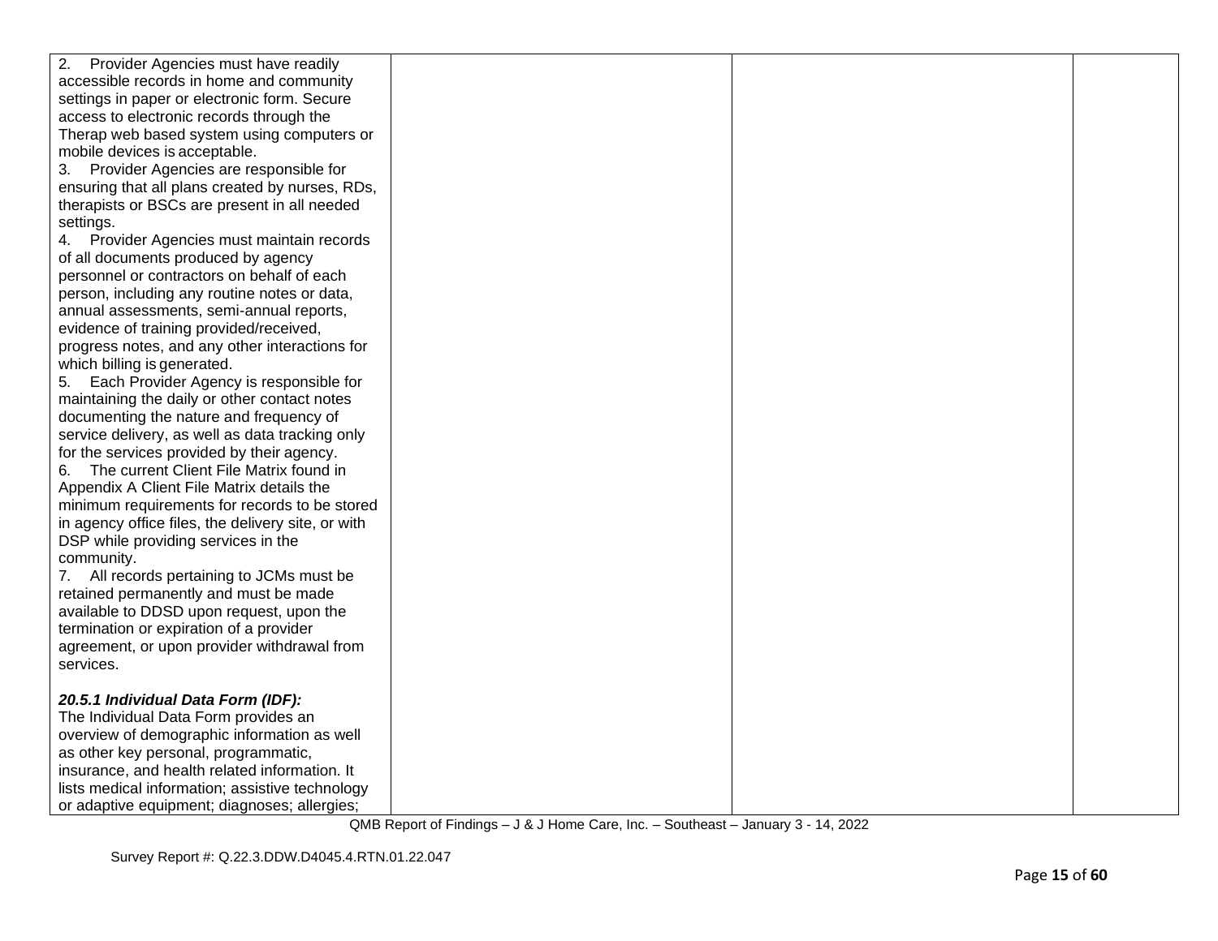| | | | |
|---|---|---|---|
| 2. Provider Agencies must have readily accessible records in home and community settings in paper or electronic form. Secure access to electronic records through the Therap web based system using computers or mobile devices is acceptable.<br>3. Provider Agencies are responsible for ensuring that all plans created by nurses, RDs, therapists or BSCs are present in all needed settings.<br>4. Provider Agencies must maintain records of all documents produced by agency personnel or contractors on behalf of each person, including any routine notes or data, annual assessments, semi-annual reports, evidence of training provided/received, progress notes, and any other interactions for which billing is generated.<br>5. Each Provider Agency is responsible for maintaining the daily or other contact notes documenting the nature and frequency of service delivery, as well as data tracking only for the services provided by their agency.<br>6. The current Client File Matrix found in Appendix A Client File Matrix details the minimum requirements for records to be stored in agency office files, the delivery site, or with DSP while providing services in the community.<br>7. All records pertaining to JCMs must be retained permanently and must be made available to DDSD upon request, upon the termination or expiration of a provider agreement, or upon provider withdrawal from services.<br><br>***20.5.1 Individual Data Form (IDF):***<br>The Individual Data Form provides an overview of demographic information as well as other key personal, programmatic, insurance, and health related information. It lists medical information; assistive technology or adaptive equipment; diagnoses; allergies; | | | |

QMB Report of Findings – J & J Home Care, Inc. – Southeast – January 3 - 14, 2022

Survey Report #: Q.22.3.DDW.D4045.4.RTN.01.22.047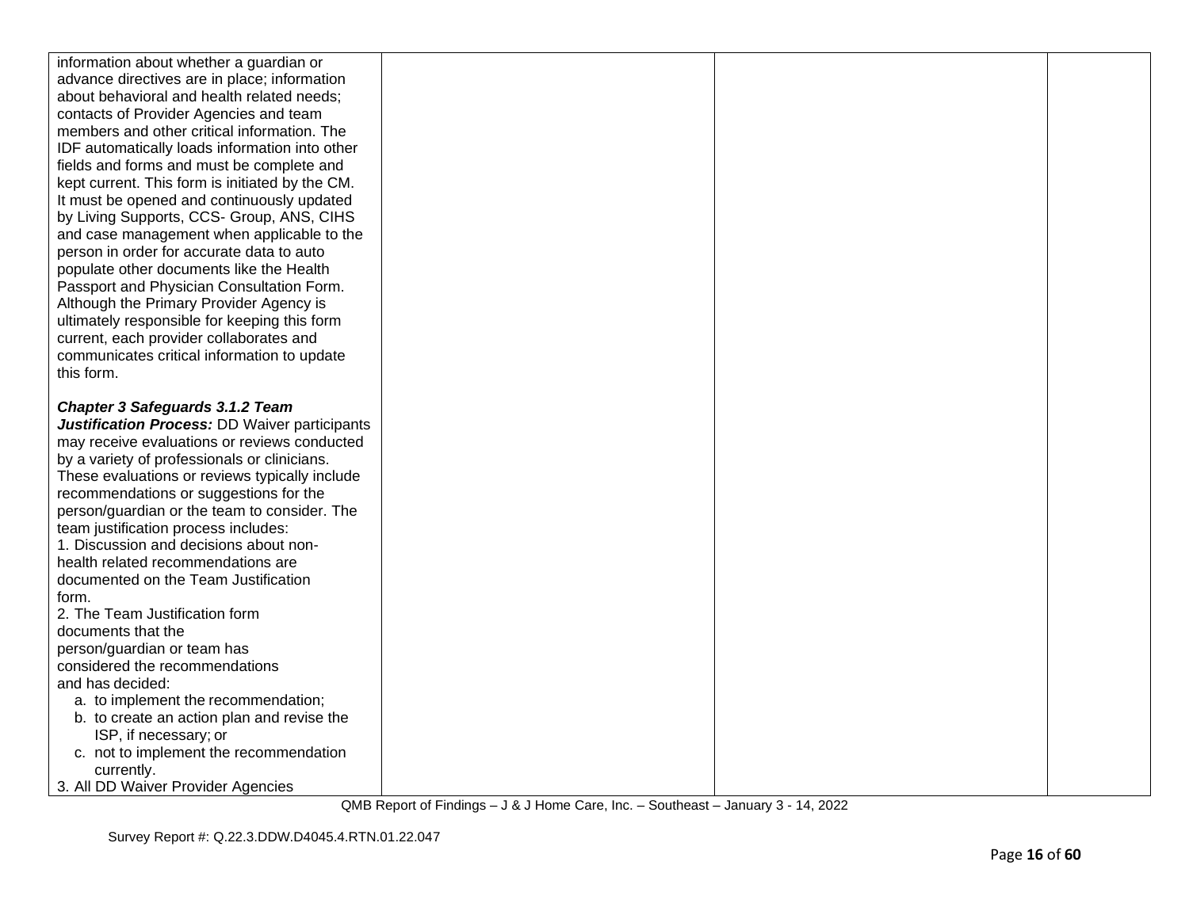| | | | |
|---|---|---|---|
| information about whether a guardian or advance directives are in place; information about behavioral and health related needs; contacts of Provider Agencies and team members and other critical information. The IDF automatically loads information into other fields and forms and must be complete and kept current. This form is initiated by the CM. It must be opened and continuously updated by Living Supports, CCS- Group, ANS, CIHS and case management when applicable to the person in order for accurate data to auto populate other documents like the Health Passport and Physician Consultation Form. Although the Primary Provider Agency is ultimately responsible for keeping this form current, each provider collaborates and communicates critical information to update this form.<br><br>***Chapter 3 Safeguards 3.1.2 Team Justification Process:*** DD Waiver participants may receive evaluations or reviews conducted by a variety of professionals or clinicians. These evaluations or reviews typically include recommendations or suggestions for the person/guardian or the team to consider. The team justification process includes:<br>1. Discussion and decisions about non-health related recommendations are documented on the Team Justification form.<br>2. The Team Justification form documents that the person/guardian or team has considered the recommendations and has decided:<br>a. to implement the recommendation;<br>b. to create an action plan and revise the ISP, if necessary; or<br>c. not to implement the recommendation currently.<br>3. All DD Waiver Provider Agencies | | | |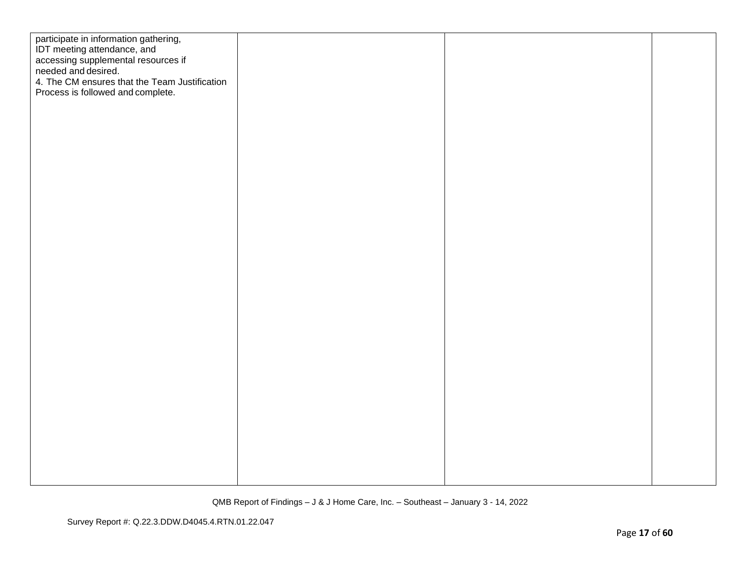| | | | |
|---|---|---|---|
| participate in information gathering, IDT meeting attendance, and accessing supplemental resources if needed and desired.<br>4. The CM ensures that the Team Justification Process is followed and complete. | | | |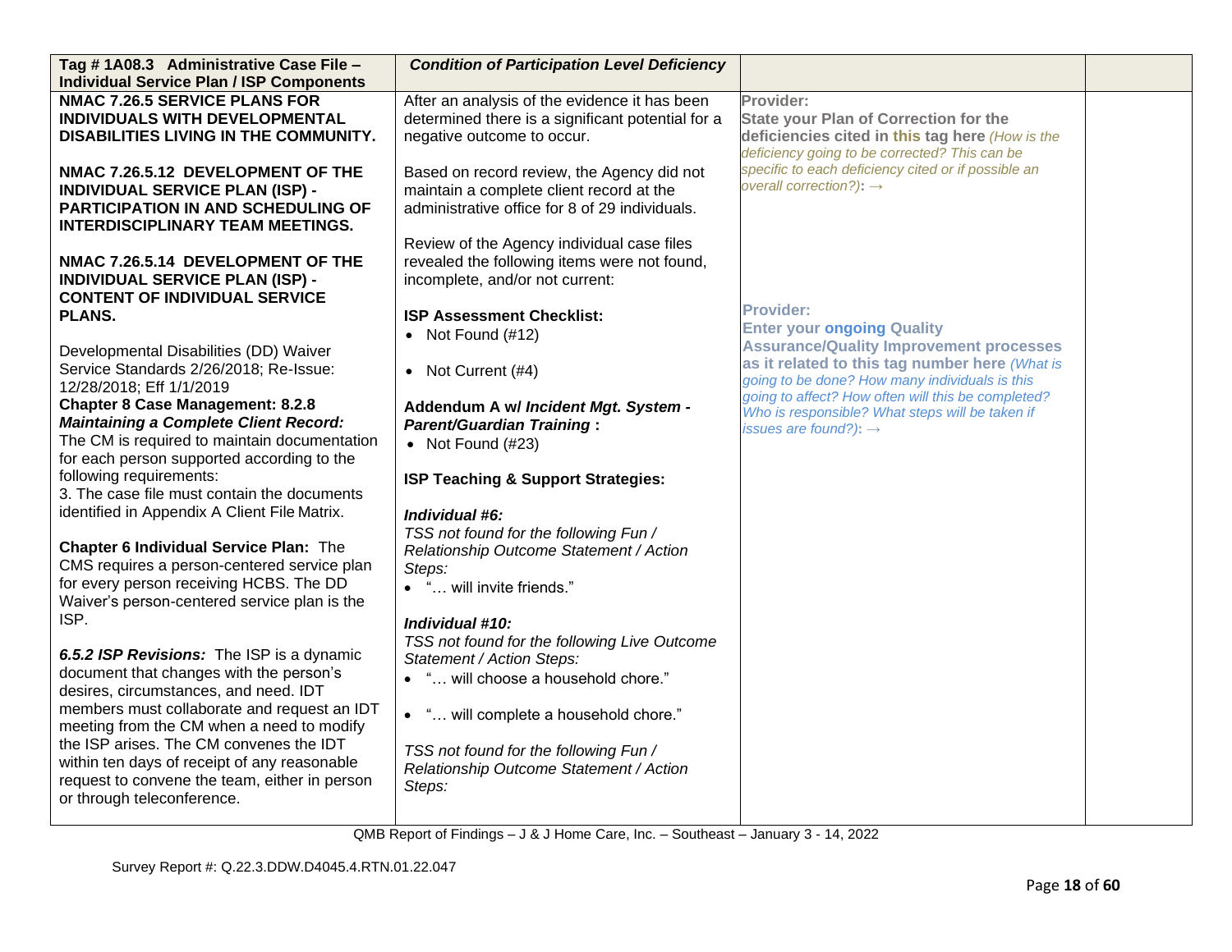| Tag # 1A08.3 Administrative Case File – Individual Service Plan / ISP Components | *Condition of Participation Level Deficiency* | | |
|---|---|---|---|
| **NMAC 7.26.5 SERVICE PLANS FOR INDIVIDUALS WITH DEVELOPMENTAL DISABILITIES LIVING IN THE COMMUNITY.**<br><br>**NMAC 7.26.5.12 DEVELOPMENT OF THE INDIVIDUAL SERVICE PLAN (ISP) - PARTICIPATION IN AND SCHEDULING OF INTERDISCIPLINARY TEAM MEETINGS.**<br><br>**NMAC 7.26.5.14 DEVELOPMENT OF THE INDIVIDUAL SERVICE PLAN (ISP) - CONTENT OF INDIVIDUAL SERVICE PLANS.**<br><br>Developmental Disabilities (DD) Waiver Service Standards 2/26/2018; Re-Issue: 12/28/2018; Eff 1/1/2019<br>**Chapter 8 Case Management: 8.2.8 *Maintaining a Complete Client Record:*** The CM is required to maintain documentation for each person supported according to the following requirements:<br>3. The case file must contain the documents identified in Appendix A Client File Matrix.<br><br>**Chapter 6 Individual Service Plan:** The CMS requires a person-centered service plan for every person receiving HCBS. The DD Waiver's person-centered service plan is the ISP.<br><br>***6.5.2 ISP Revisions:*** The ISP is a dynamic document that changes with the person's desires, circumstances, and need. IDT members must collaborate and request an IDT meeting from the CM when a need to modify the ISP arises. The CM convenes the IDT within ten days of receipt of any reasonable request to convene the team, either in person or through teleconference. | After an analysis of the evidence it has been determined there is a significant potential for a negative outcome to occur.<br><br>Based on record review, the Agency did not maintain a complete client record at the administrative office for 8 of 29 individuals.<br><br>Review of the Agency individual case files revealed the following items were not found, incomplete, and/or not current:<br><br>**ISP Assessment Checklist:**<br>• Not Found (#12)<br><br>• Not Current (#4)<br><br>**Addendum A w/ *Incident Mgt. System - Parent/Guardian Training* :**<br>• Not Found (#23)<br><br>**ISP Teaching & Support Strategies:**<br><br>***Individual #6:***<br>*TSS not found for the following Fun / Relationship Outcome Statement / Action Steps:*<br>• "… will invite friends."<br><br>***Individual #10:***<br>*TSS not found for the following Live Outcome Statement / Action Steps:*<br>• "… will choose a household chore."<br><br>• "… will complete a household chore."<br><br>*TSS not found for the following Fun / Relationship Outcome Statement / Action Steps:* | **Provider:**<br>**State your Plan of Correction for the deficiencies cited in this tag here** *(How is the deficiency going to be corrected? This can be specific to each deficiency cited or if possible an overall correction?)*: →<br><br><br><br><br>**Provider:**<br>**Enter your ongoing Quality Assurance/Quality Improvement processes as it related to this tag number here** *(What is going to be done? How many individuals is this going to affect? How often will this be completed? Who is responsible? What steps will be taken if issues are found?)*: → | |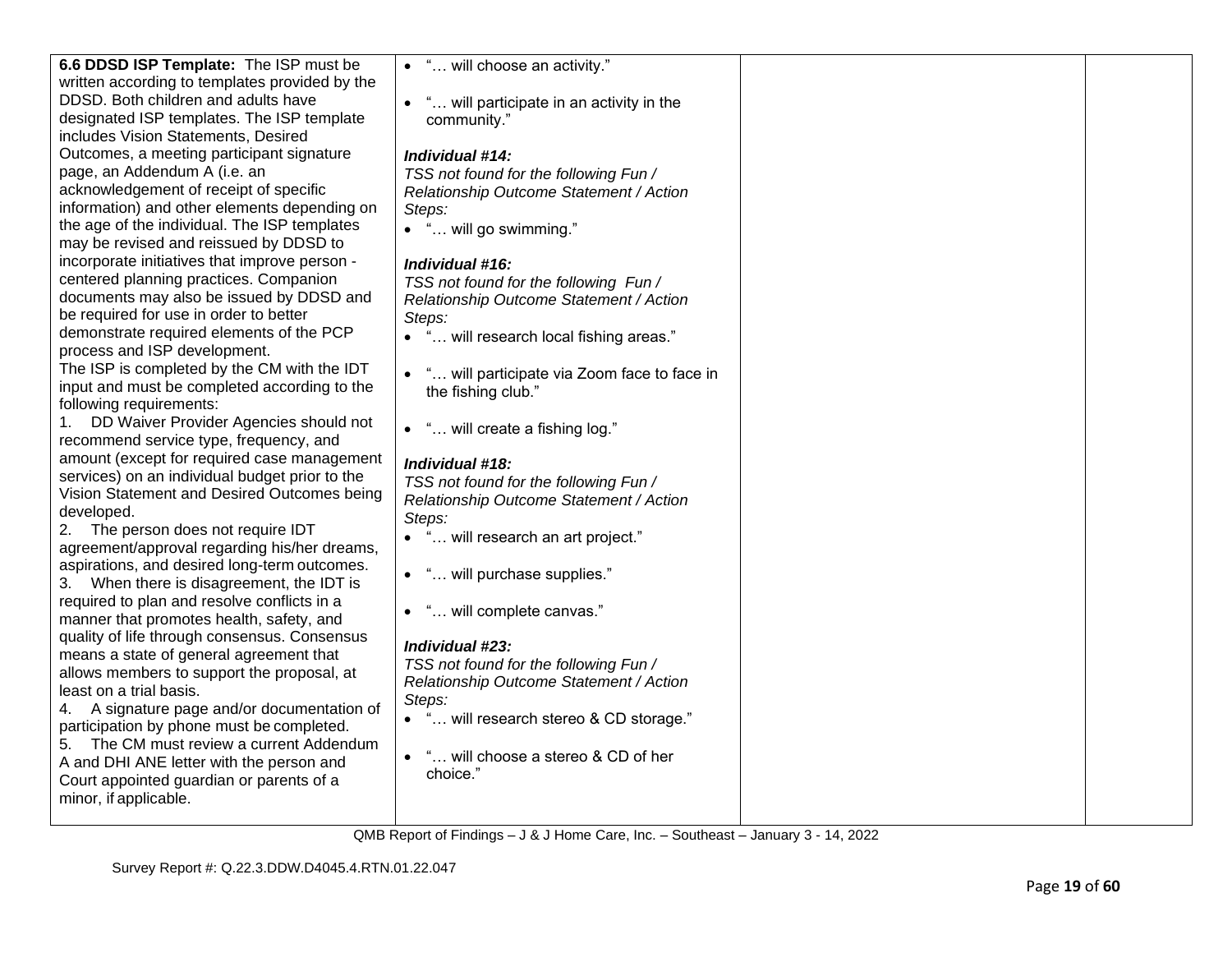| | | | |
|---|---|---|---|
| **6.6 DDSD ISP Template:** The ISP must be written according to templates provided by the DDSD. Both children and adults have designated ISP templates. The ISP template includes Vision Statements, Desired Outcomes, a meeting participant signature page, an Addendum A (i.e. an acknowledgement of receipt of specific information) and other elements depending on the age of the individual. The ISP templates may be revised and reissued by DDSD to incorporate initiatives that improve person - centered planning practices. Companion documents may also be issued by DDSD and be required for use in order to better demonstrate required elements of the PCP process and ISP development.<br>The ISP is completed by the CM with the IDT input and must be completed according to the following requirements:<br>1. DD Waiver Provider Agencies should not recommend service type, frequency, and amount (except for required case management services) on an individual budget prior to the Vision Statement and Desired Outcomes being developed.<br>2. The person does not require IDT agreement/approval regarding his/her dreams, aspirations, and desired long-term outcomes.<br>3. When there is disagreement, the IDT is required to plan and resolve conflicts in a manner that promotes health, safety, and quality of life through consensus. Consensus means a state of general agreement that allows members to support the proposal, at least on a trial basis.<br>4. A signature page and/or documentation of participation by phone must be completed.<br>5. The CM must review a current Addendum A and DHI ANE letter with the person and Court appointed guardian or parents of a minor, if applicable. | • "… will choose an activity."<br><br>• "… will participate in an activity in the community."<br><br>***Individual #14:***<br>*TSS not found for the following Fun / Relationship Outcome Statement / Action Steps:*<br>• "… will go swimming."<br><br>***Individual #16:***<br>*TSS not found for the following Fun / Relationship Outcome Statement / Action Steps:*<br>• "… will research local fishing areas."<br><br>• "… will participate via Zoom face to face in the fishing club."<br><br>• "… will create a fishing log."<br><br>***Individual #18:***<br>*TSS not found for the following Fun / Relationship Outcome Statement / Action Steps:*<br>• "… will research an art project."<br><br>• "… will purchase supplies."<br><br>• "… will complete canvas."<br><br>***Individual #23:***<br>*TSS not found for the following Fun / Relationship Outcome Statement / Action Steps:*<br>• "… will research stereo & CD storage."<br><br>• "… will choose a stereo & CD of her choice." | | |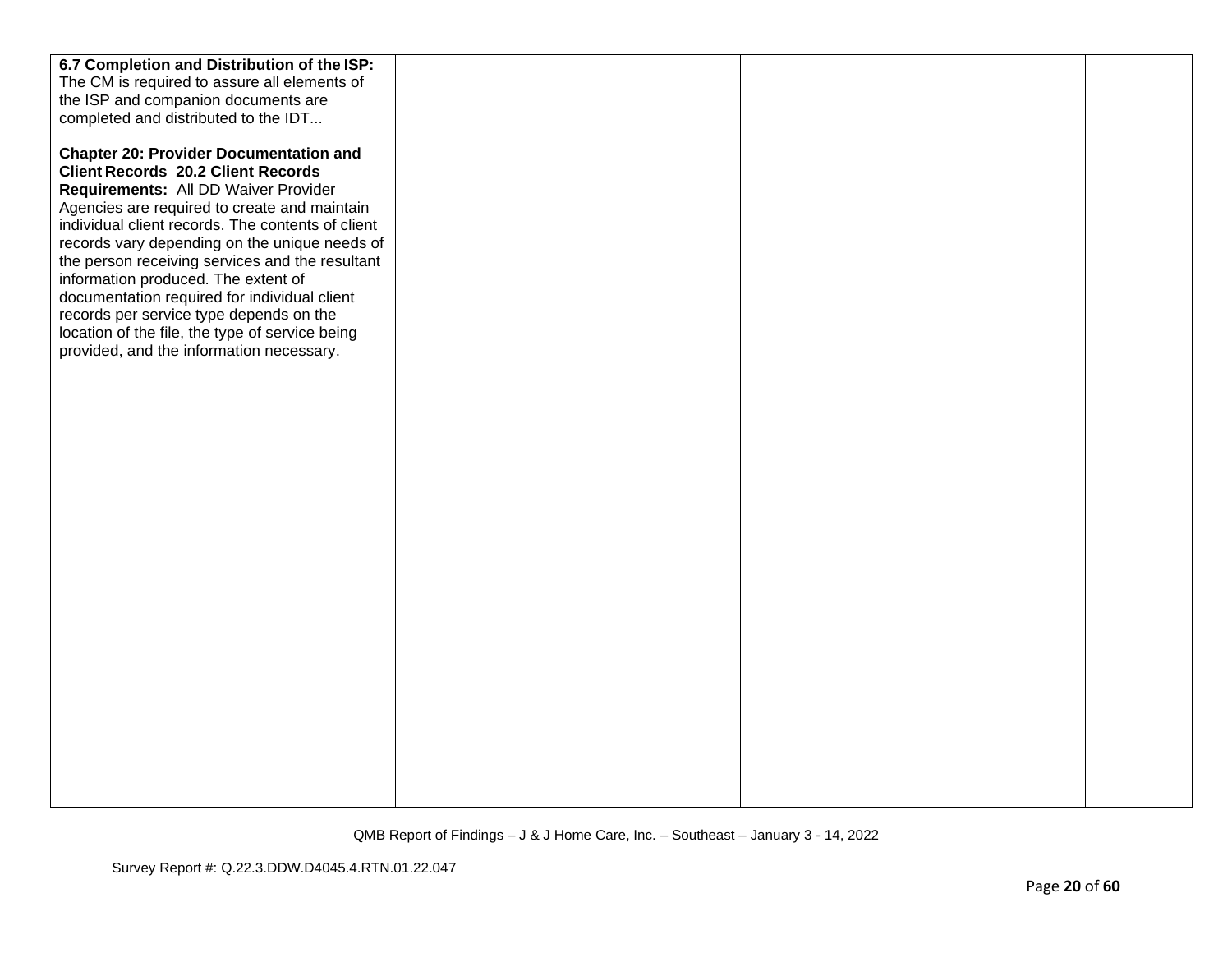| | | | |
|---|---|---|---|
| **6.7 Completion and Distribution of the ISP:** The CM is required to assure all elements of the ISP and companion documents are completed and distributed to the IDT...<br><br>**Chapter 20: Provider Documentation and Client Records 20.2 Client Records Requirements:** All DD Waiver Provider Agencies are required to create and maintain individual client records. The contents of client records vary depending on the unique needs of the person receiving services and the resultant information produced. The extent of documentation required for individual client records per service type depends on the location of the file, the type of service being provided, and the information necessary. | | | |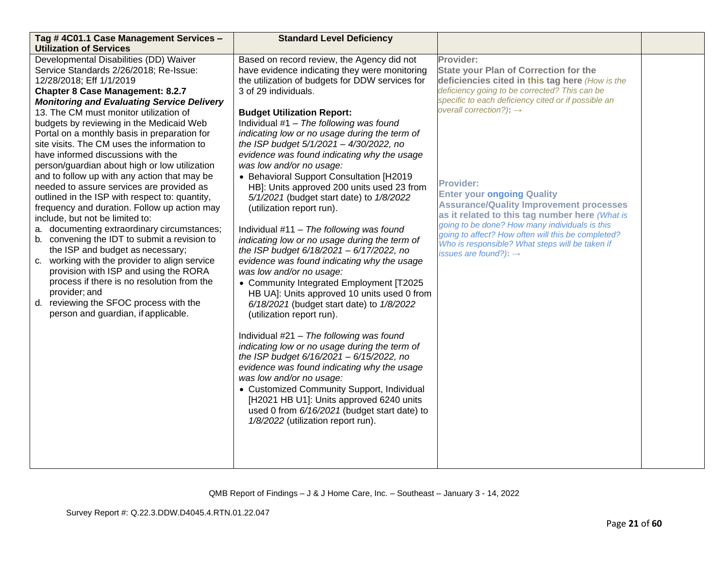| Tag # 4C01.1 Case Management Services – Utilization of Services | Standard Level Deficiency | | |
|---|---|---|---|
| Developmental Disabilities (DD) Waiver Service Standards 2/26/2018; Re-Issue: 12/28/2018; Eff 1/1/2019<br>**Chapter 8 Case Management: 8.2.7** ***Monitoring and Evaluating Service Delivery***<br>13. The CM must monitor utilization of budgets by reviewing in the Medicaid Web Portal on a monthly basis in preparation for site visits. The CM uses the information to have informed discussions with the person/guardian about high or low utilization and to follow up with any action that may be needed to assure services are provided as outlined in the ISP with respect to: quantity, frequency and duration. Follow up action may include, but not be limited to:<br>a. documenting extraordinary circumstances;<br>b. convening the IDT to submit a revision to the ISP and budget as necessary;<br>c. working with the provider to align service provision with ISP and using the RORA process if there is no resolution from the provider; and<br>d. reviewing the SFOC process with the person and guardian, if applicable. | Based on record review, the Agency did not have evidence indicating they were monitoring the utilization of budgets for DDW services for 3 of 29 individuals.<br><br>**Budget Utilization Report:**<br>Individual #1 – *The following was found indicating low or no usage during the term of the ISP budget 5/1/2021 – 4/30/2022, no evidence was found indicating why the usage was low and/or no usage:*<br>• Behavioral Support Consultation [H2019 HB]: Units approved 200 units used 23 from *5/1/2021* (budget start date) to *1/8/2022* (utilization report run).<br><br>Individual #11 – *The following was found indicating low or no usage during the term of the ISP budget 6/18/2021 – 6/17/2022, no evidence was found indicating why the usage was low and/or no usage:*<br>• Community Integrated Employment [T2025 HB UA]: Units approved 10 units used 0 from *6/18/2021* (budget start date) to *1/8/2022* (utilization report run).<br><br>Individual #21 – *The following was found indicating low or no usage during the term of the ISP budget 6/16/2021 – 6/15/2022, no evidence was found indicating why the usage was low and/or no usage:*<br>• Customized Community Support, Individual [H2021 HB U1]: Units approved 6240 units used 0 from *6/16/2021* (budget start date) to *1/8/2022* (utilization report run). | **Provider:**<br>**State your Plan of Correction for the deficiencies cited in this tag here** *(How is the deficiency going to be corrected? This can be specific to each deficiency cited or if possible an overall correction?)*: →<br><br>**Provider:**<br>**Enter your ongoing Quality Assurance/Quality Improvement processes as it related to this tag number here** *(What is going to be done? How many individuals is this going to affect? How often will this be completed? Who is responsible? What steps will be taken if issues are found?)*: → | |

QMB Report of Findings – J & J Home Care, Inc. – Southeast – January 3 - 14, 2022

Survey Report #: Q.22.3.DDW.D4045.4.RTN.01.22.047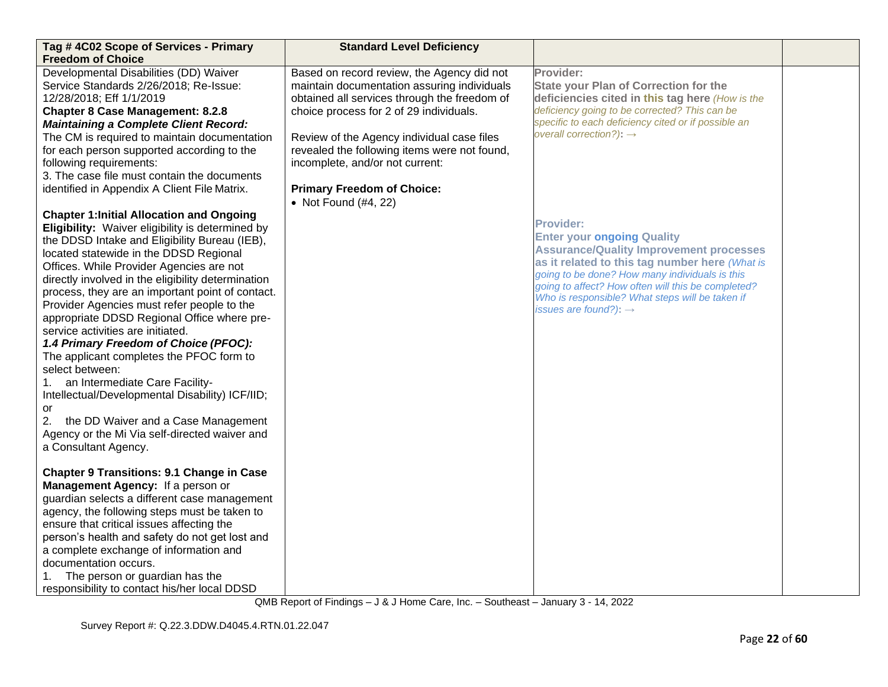| Tag # 4C02 Scope of Services - Primary Freedom of Choice | Standard Level Deficiency | | |
|---|---|---|---|
| Developmental Disabilities (DD) Waiver Service Standards 2/26/2018; Re-Issue: 12/28/2018; Eff 1/1/2019<br>**Chapter 8 Case Management: 8.2.8 *Maintaining a Complete Client Record:*** The CM is required to maintain documentation for each person supported according to the following requirements:<br>3. The case file must contain the documents identified in Appendix A Client File Matrix.<br><br>**Chapter 1:Initial Allocation and Ongoing Eligibility:** Waiver eligibility is determined by the DDSD Intake and Eligibility Bureau (IEB), located statewide in the DDSD Regional Offices. While Provider Agencies are not directly involved in the eligibility determination process, they are an important point of contact. Provider Agencies must refer people to the appropriate DDSD Regional Office where pre-service activities are initiated.<br>***1.4 Primary Freedom of Choice (PFOC):*** The applicant completes the PFOC form to select between:<br>1. an Intermediate Care Facility-Intellectual/Developmental Disability) ICF/IID; or<br>2. the DD Waiver and a Case Management Agency or the Mi Via self-directed waiver and a Consultant Agency.<br><br>**Chapter 9 Transitions: 9.1 Change in Case Management Agency:** If a person or guardian selects a different case management agency, the following steps must be taken to ensure that critical issues affecting the person's health and safety do not get lost and a complete exchange of information and documentation occurs.<br>1. The person or guardian has the responsibility to contact his/her local DDSD | Based on record review, the Agency did not maintain documentation assuring individuals obtained all services through the freedom of choice process for 2 of 29 individuals.<br><br>Review of the Agency individual case files revealed the following items were not found, incomplete, and/or not current:<br><br>**Primary Freedom of Choice:**<br>• Not Found (#4, 22) | **Provider:**<br>**State your Plan of Correction for the deficiencies cited in this tag here** *(How is the deficiency going to be corrected? This can be specific to each deficiency cited or if possible an overall correction?):* →<br><br>**Provider:**<br>**Enter your ongoing Quality Assurance/Quality Improvement processes as it related to this tag number here** *(What is going to be done? How many individuals is this going to affect? How often will this be completed? Who is responsible? What steps will be taken if issues are found?):* → | |

QMB Report of Findings – J & J Home Care, Inc. – Southeast – January 3 - 14, 2022

Survey Report #: Q.22.3.DDW.D4045.4.RTN.01.22.047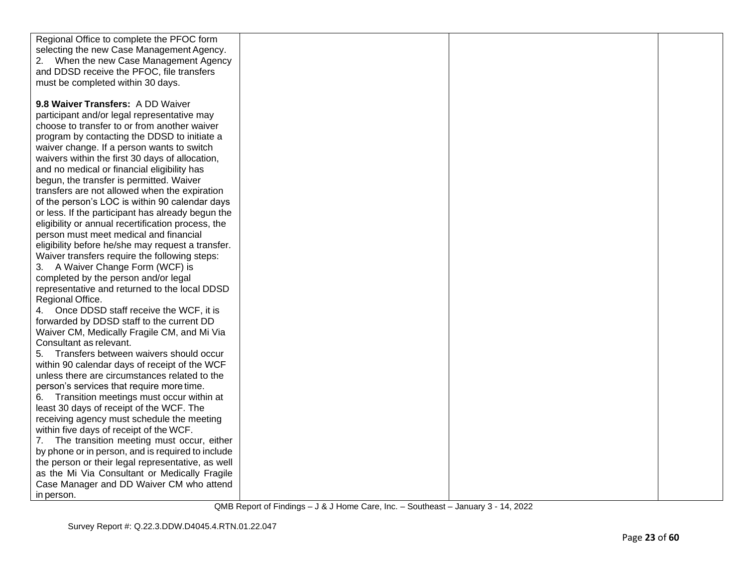| | | | |
|---|---|---|---|
| Regional Office to complete the PFOC form selecting the new Case Management Agency.<br>2. When the new Case Management Agency and DDSD receive the PFOC, file transfers must be completed within 30 days.<br><br>**9.8 Waiver Transfers:** A DD Waiver participant and/or legal representative may choose to transfer to or from another waiver program by contacting the DDSD to initiate a waiver change. If a person wants to switch waivers within the first 30 days of allocation, and no medical or financial eligibility has begun, the transfer is permitted. Waiver transfers are not allowed when the expiration of the person's LOC is within 90 calendar days or less. If the participant has already begun the eligibility or annual recertification process, the person must meet medical and financial eligibility before he/she may request a transfer. Waiver transfers require the following steps:<br>3. A Waiver Change Form (WCF) is completed by the person and/or legal representative and returned to the local DDSD Regional Office.<br>4. Once DDSD staff receive the WCF, it is forwarded by DDSD staff to the current DD Waiver CM, Medically Fragile CM, and Mi Via Consultant as relevant.<br>5. Transfers between waivers should occur within 90 calendar days of receipt of the WCF unless there are circumstances related to the person's services that require more time.<br>6. Transition meetings must occur within at least 30 days of receipt of the WCF. The receiving agency must schedule the meeting within five days of receipt of the WCF.<br>7. The transition meeting must occur, either by phone or in person, and is required to include the person or their legal representative, as well as the Mi Via Consultant or Medically Fragile Case Manager and DD Waiver CM who attend in person. | | | |

QMB Report of Findings – J & J Home Care, Inc. – Southeast – January 3 - 14, 2022

Survey Report #: Q.22.3.DDW.D4045.4.RTN.01.22.047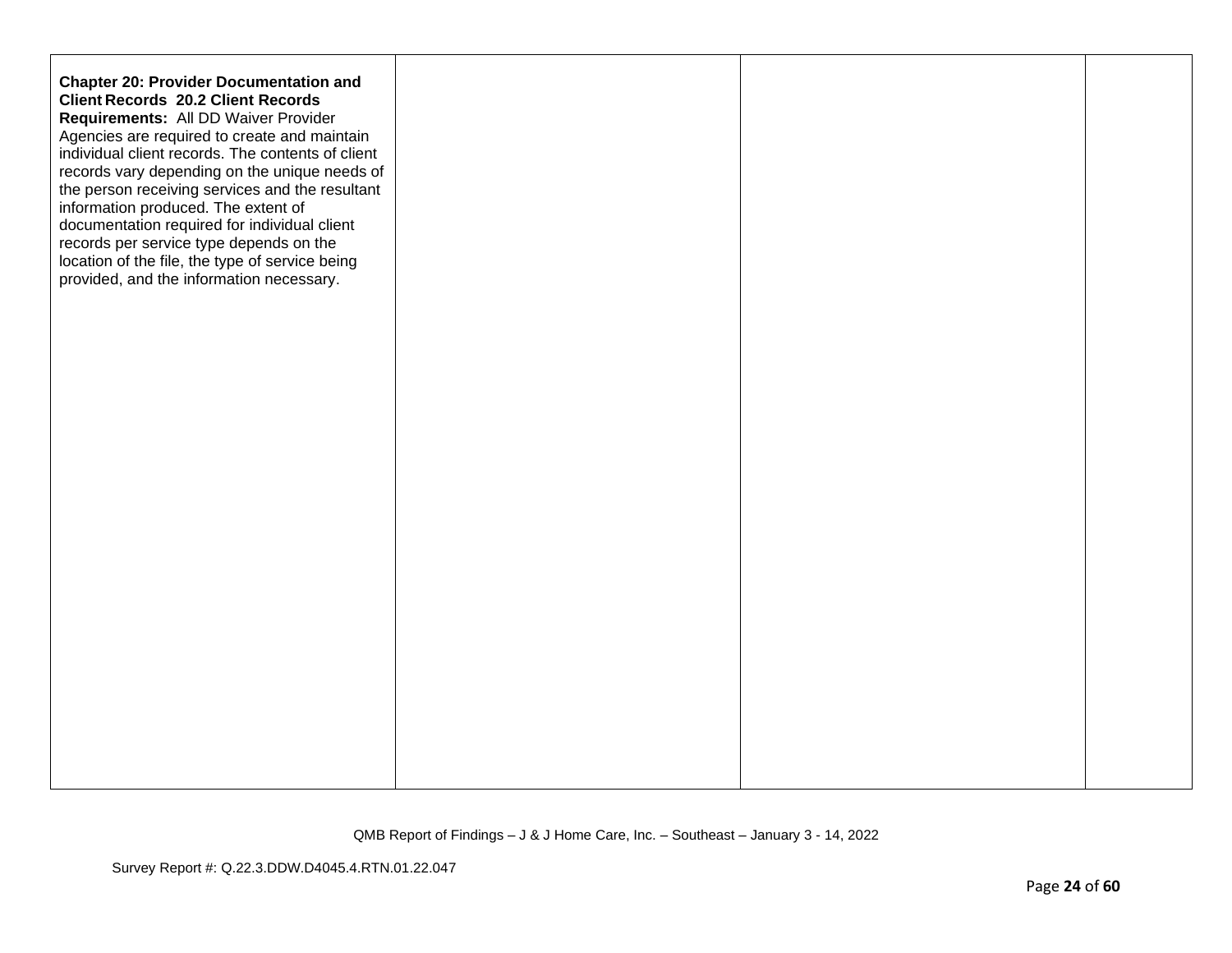| | | | |
|---|---|---|---|
| **Chapter 20: Provider Documentation and Client Records 20.2 Client Records Requirements:** All DD Waiver Provider Agencies are required to create and maintain individual client records. The contents of client records vary depending on the unique needs of the person receiving services and the resultant information produced. The extent of documentation required for individual client records per service type depends on the location of the file, the type of service being provided, and the information necessary. | | | |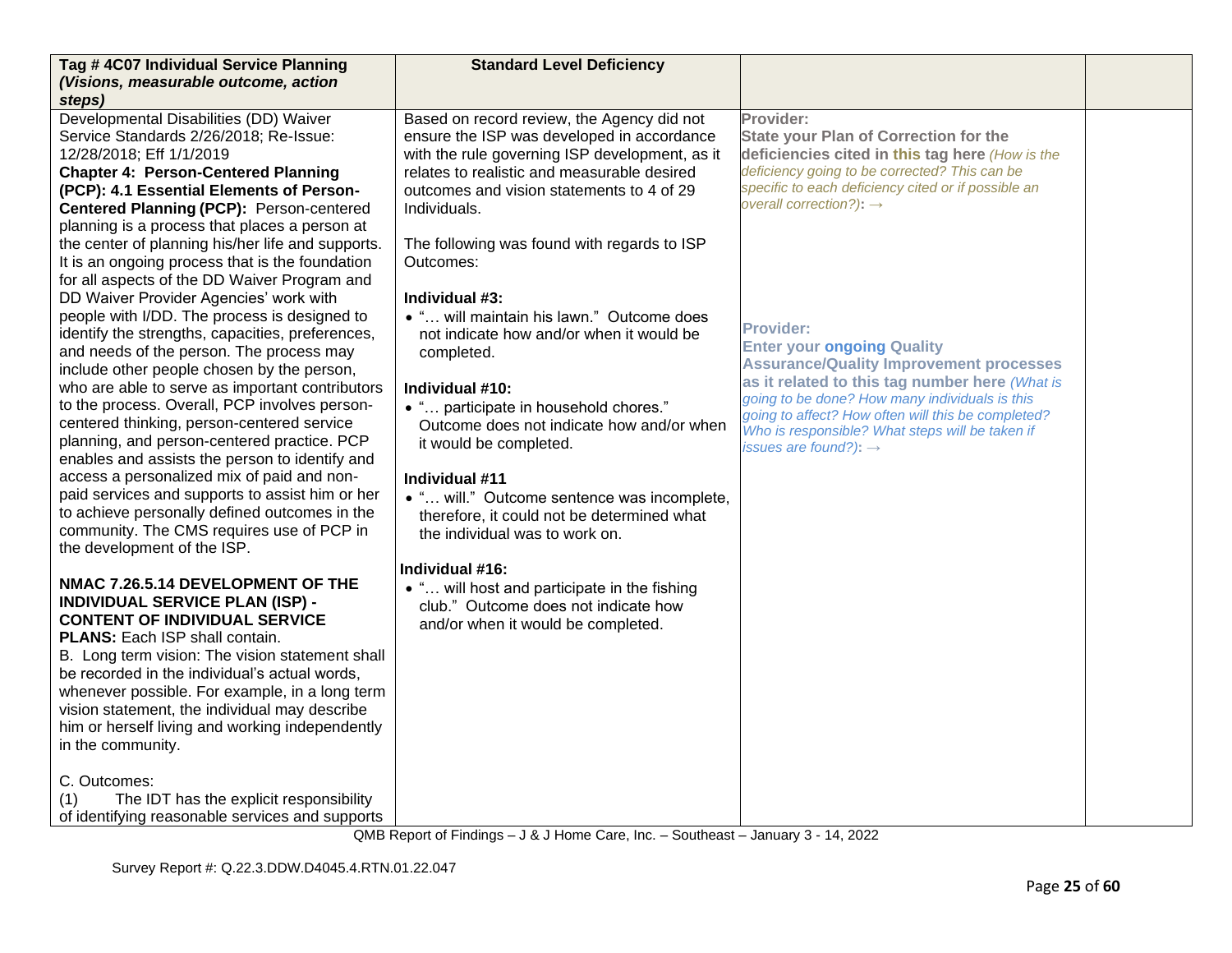| Tag # 4C07 Individual Service Planning *(Visions, measurable outcome, action steps)* | Standard Level Deficiency | | |
|---|---|---|---|
| Developmental Disabilities (DD) Waiver Service Standards 2/26/2018; Re-Issue: 12/28/2018; Eff 1/1/2019<br>**Chapter 4: Person-Centered Planning (PCP): 4.1 Essential Elements of Person-Centered Planning (PCP):** Person-centered planning is a process that places a person at the center of planning his/her life and supports. It is an ongoing process that is the foundation for all aspects of the DD Waiver Program and DD Waiver Provider Agencies' work with people with I/DD. The process is designed to identify the strengths, capacities, preferences, and needs of the person. The process may include other people chosen by the person, who are able to serve as important contributors to the process. Overall, PCP involves person-centered thinking, person-centered service planning, and person-centered practice. PCP enables and assists the person to identify and access a personalized mix of paid and non-paid services and supports to assist him or her to achieve personally defined outcomes in the community. The CMS requires use of PCP in the development of the ISP.<br><br>**NMAC 7.26.5.14 DEVELOPMENT OF THE INDIVIDUAL SERVICE PLAN (ISP) - CONTENT OF INDIVIDUAL SERVICE PLANS:** Each ISP shall contain.<br>B. Long term vision: The vision statement shall be recorded in the individual's actual words, whenever possible. For example, in a long term vision statement, the individual may describe him or herself living and working independently in the community.<br><br>C. Outcomes:<br>(1) The IDT has the explicit responsibility of identifying reasonable services and supports | Based on record review, the Agency did not ensure the ISP was developed in accordance with the rule governing ISP development, as it relates to realistic and measurable desired outcomes and vision statements to 4 of 29 Individuals.<br><br>The following was found with regards to ISP Outcomes:<br><br>**Individual #3:**<br>• "… will maintain his lawn." Outcome does not indicate how and/or when it would be completed.<br><br>**Individual #10:**<br>• "… participate in household chores." Outcome does not indicate how and/or when it would be completed.<br><br>**Individual #11**<br>• "… will." Outcome sentence was incomplete, therefore, it could not be determined what the individual was to work on.<br><br>**Individual #16:**<br>• "… will host and participate in the fishing club." Outcome does not indicate how and/or when it would be completed. | **Provider:**<br>**State your Plan of Correction for the deficiencies cited in this tag here** *(How is the deficiency going to be corrected? This can be specific to each deficiency cited or if possible an overall correction?)*: →<br><br>**Provider:**<br>**Enter your ongoing Quality Assurance/Quality Improvement processes as it related to this tag number here** *(What is going to be done? How many individuals is this going to affect? How often will this be completed? Who is responsible? What steps will be taken if issues are found?)*: → | |

QMB Report of Findings – J & J Home Care, Inc. – Southeast – January 3 - 14, 2022

Survey Report #: Q.22.3.DDW.D4045.4.RTN.01.22.047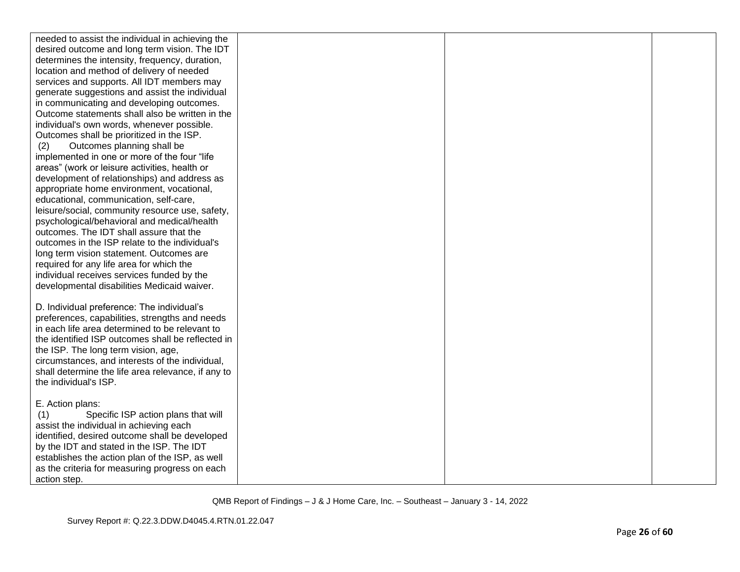| | | | |
|---|---|---|---|
| needed to assist the individual in achieving the desired outcome and long term vision. The IDT determines the intensity, frequency, duration, location and method of delivery of needed services and supports. All IDT members may generate suggestions and assist the individual in communicating and developing outcomes. Outcome statements shall also be written in the individual's own words, whenever possible. Outcomes shall be prioritized in the ISP.<br>(2) Outcomes planning shall be implemented in one or more of the four "life areas" (work or leisure activities, health or development of relationships) and address as appropriate home environment, vocational, educational, communication, self-care, leisure/social, community resource use, safety, psychological/behavioral and medical/health outcomes. The IDT shall assure that the outcomes in the ISP relate to the individual's long term vision statement. Outcomes are required for any life area for which the individual receives services funded by the developmental disabilities Medicaid waiver.<br><br>D. Individual preference: The individual's preferences, capabilities, strengths and needs in each life area determined to be relevant to the identified ISP outcomes shall be reflected in the ISP. The long term vision, age, circumstances, and interests of the individual, shall determine the life area relevance, if any to the individual's ISP.<br><br>E. Action plans:<br>(1) Specific ISP action plans that will assist the individual in achieving each identified, desired outcome shall be developed by the IDT and stated in the ISP. The IDT establishes the action plan of the ISP, as well as the criteria for measuring progress on each action step. | | | |

QMB Report of Findings – J & J Home Care, Inc. – Southeast – January 3 - 14, 2022

Survey Report #: Q.22.3.DDW.D4045.4.RTN.01.22.047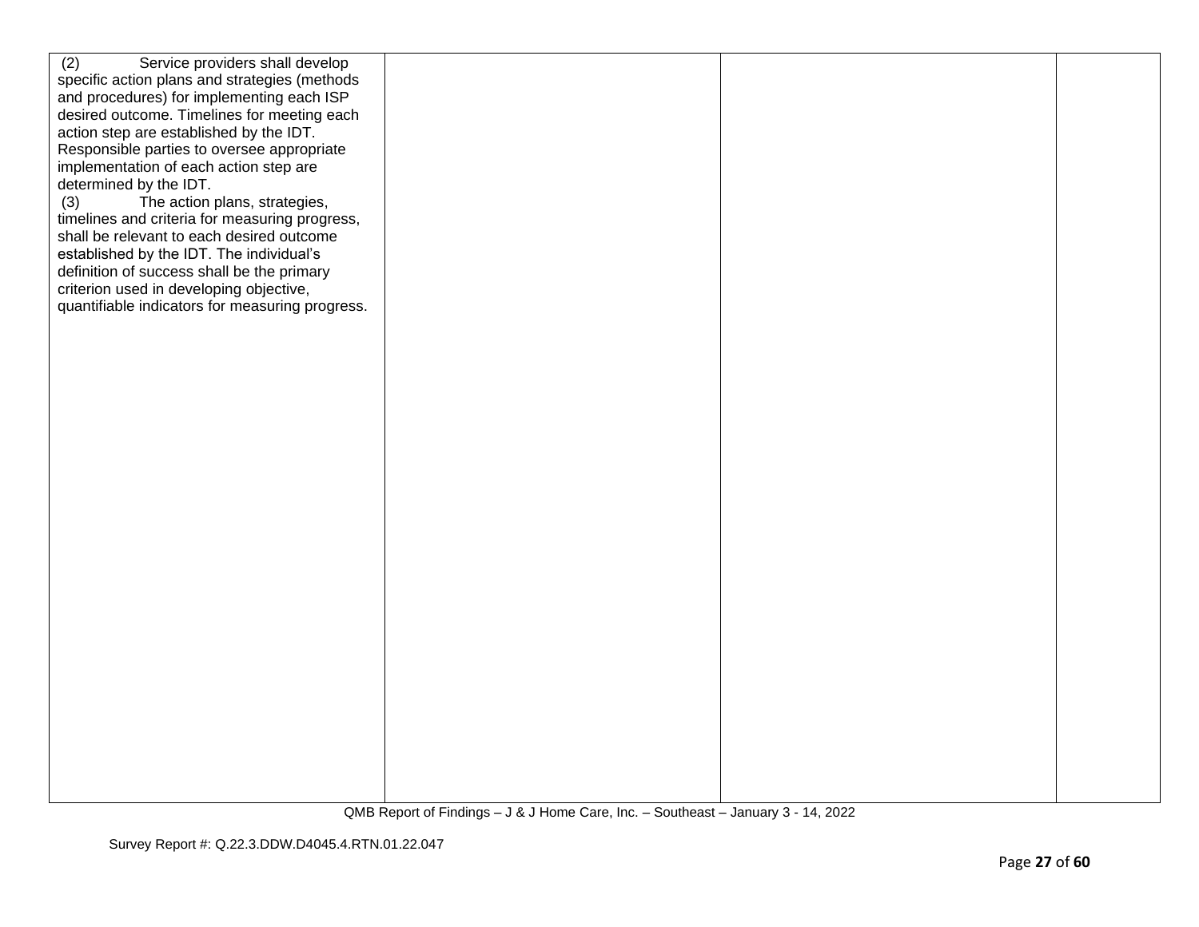| | | | |
|---|---|---|---|
| (2) Service providers shall develop specific action plans and strategies (methods and procedures) for implementing each ISP desired outcome. Timelines for meeting each action step are established by the IDT. Responsible parties to oversee appropriate implementation of each action step are determined by the IDT.<br>(3) The action plans, strategies, timelines and criteria for measuring progress, shall be relevant to each desired outcome established by the IDT. The individual's definition of success shall be the primary criterion used in developing objective, quantifiable indicators for measuring progress. | | | |

QMB Report of Findings – J & J Home Care, Inc. – Southeast – January 3 - 14, 2022

Survey Report #: Q.22.3.DDW.D4045.4.RTN.01.22.047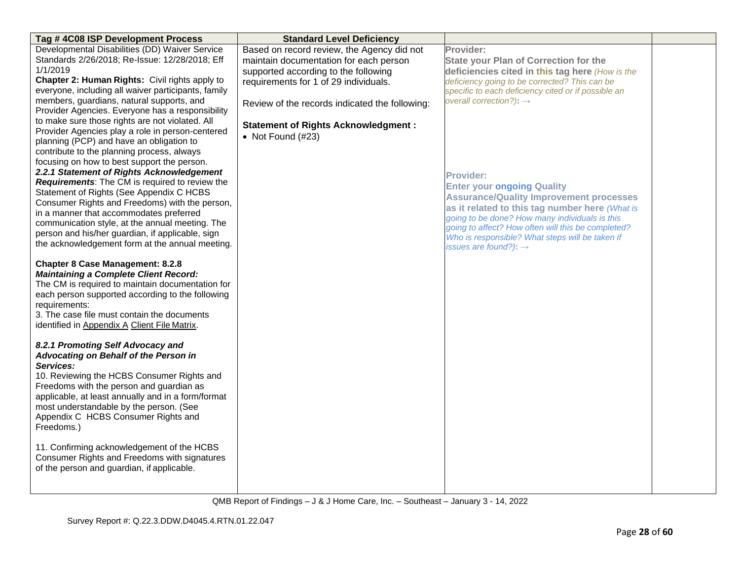| Tag # 4C08 ISP Development Process | Standard Level Deficiency | | |
|---|---|---|---|
| Developmental Disabilities (DD) Waiver Service Standards 2/26/2018; Re-Issue: 12/28/2018; Eff 1/1/2019<br>**Chapter 2: Human Rights:** Civil rights apply to everyone, including all waiver participants, family members, guardians, natural supports, and Provider Agencies. Everyone has a responsibility to make sure those rights are not violated. All Provider Agencies play a role in person-centered planning (PCP) and have an obligation to contribute to the planning process, always focusing on how to best support the person.<br>***2.2.1 Statement of Rights Acknowledgement Requirements***: The CM is required to review the Statement of Rights (See Appendix C HCBS Consumer Rights and Freedoms) with the person, in a manner that accommodates preferred communication style, at the annual meeting. The person and his/her guardian, if applicable, sign the acknowledgement form at the annual meeting.<br><br>**Chapter 8 Case Management: 8.2.8** ***Maintaining a Complete Client Record:***<br>The CM is required to maintain documentation for each person supported according to the following requirements:<br>3. The case file must contain the documents identified in Appendix A Client File Matrix.<br><br>***8.2.1 Promoting Self Advocacy and Advocating on Behalf of the Person in Services:***<br>10. Reviewing the HCBS Consumer Rights and Freedoms with the person and guardian as applicable, at least annually and in a form/format most understandable by the person. (See Appendix C HCBS Consumer Rights and Freedoms.)<br><br>11. Confirming acknowledgement of the HCBS Consumer Rights and Freedoms with signatures of the person and guardian, if applicable. | Based on record review, the Agency did not maintain documentation for each person supported according to the following requirements for 1 of 29 individuals.<br><br>Review of the records indicated the following:<br><br>**Statement of Rights Acknowledgment :**<br>• Not Found (#23) | **Provider:**<br>**State your Plan of Correction for the deficiencies cited in this tag here** *(How is the deficiency going to be corrected? This can be specific to each deficiency cited or if possible an overall correction?)*: →<br><br>**Provider:**<br>**Enter your ongoing Quality Assurance/Quality Improvement processes as it related to this tag number here** *(What is going to be done? How many individuals is this going to affect? How often will this be completed? Who is responsible? What steps will be taken if issues are found?)*: → | |

QMB Report of Findings – J & J Home Care, Inc. – Southeast – January 3 - 14, 2022

Survey Report #: Q.22.3.DDW.D4045.4.RTN.01.22.047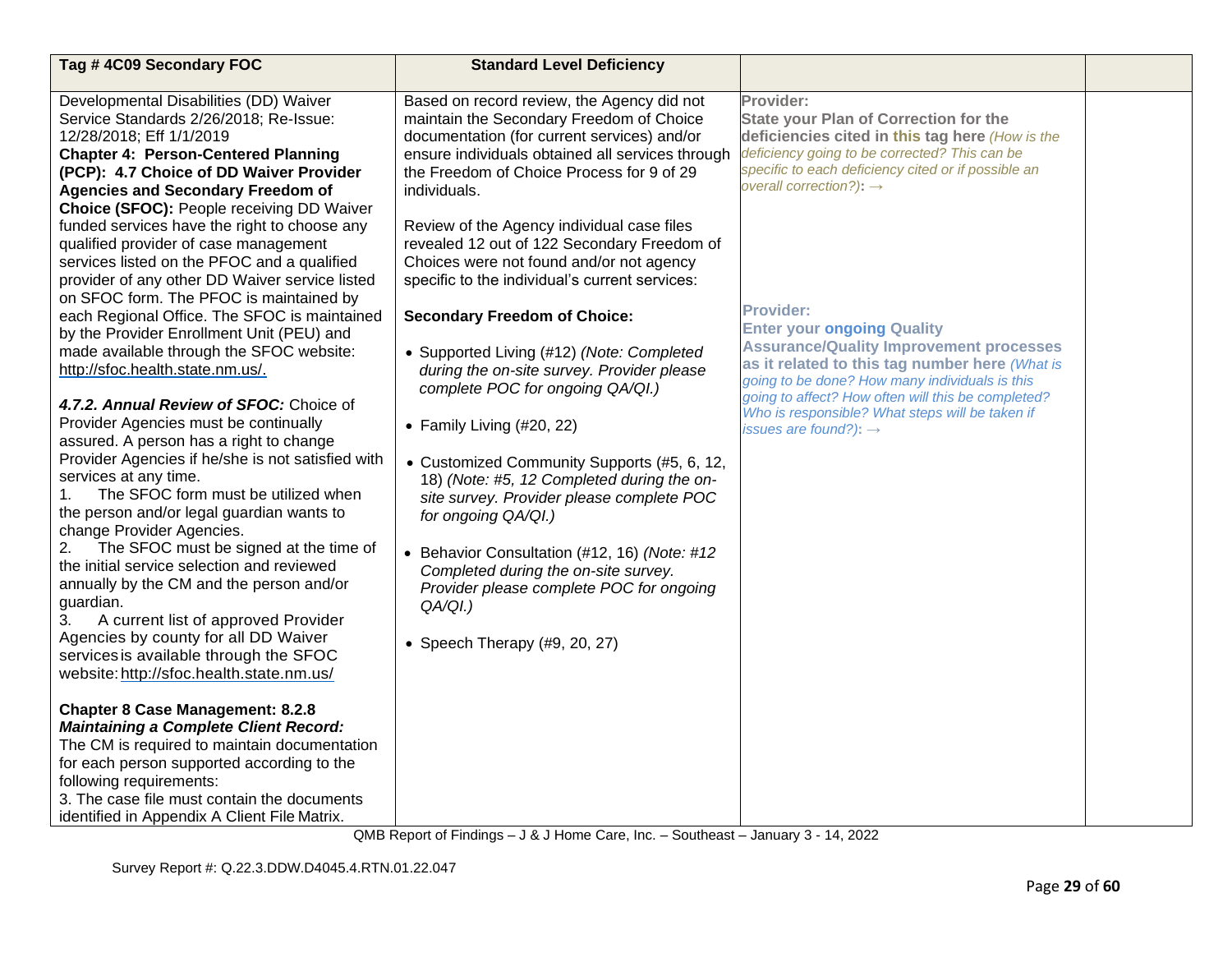| Tag # 4C09 Secondary FOC | Standard Level Deficiency | | |
|---|---|---|---|
| Developmental Disabilities (DD) Waiver Service Standards 2/26/2018; Re-Issue: 12/28/2018; Eff 1/1/2019<br>**Chapter 4: Person-Centered Planning (PCP): 4.7 Choice of DD Waiver Provider Agencies and Secondary Freedom of Choice (SFOC):** People receiving DD Waiver funded services have the right to choose any qualified provider of case management services listed on the PFOC and a qualified provider of any other DD Waiver service listed on SFOC form. The PFOC is maintained by each Regional Office. The SFOC is maintained by the Provider Enrollment Unit (PEU) and made available through the SFOC website: http://sfoc.health.state.nm.us/.<br><br>***4.7.2. Annual Review of SFOC:*** Choice of Provider Agencies must be continually assured. A person has a right to change Provider Agencies if he/she is not satisfied with services at any time.<br>1. The SFOC form must be utilized when the person and/or legal guardian wants to change Provider Agencies.<br>2. The SFOC must be signed at the time of the initial service selection and reviewed annually by the CM and the person and/or guardian.<br>3. A current list of approved Provider Agencies by county for all DD Waiver services is available through the SFOC website: http://sfoc.health.state.nm.us/<br><br>**Chapter 8 Case Management: 8.2.8 *Maintaining a Complete Client Record:*** The CM is required to maintain documentation for each person supported according to the following requirements:<br>3. The case file must contain the documents identified in Appendix A Client File Matrix. | Based on record review, the Agency did not maintain the Secondary Freedom of Choice documentation (for current services) and/or ensure individuals obtained all services through the Freedom of Choice Process for 9 of 29 individuals.<br><br>Review of the Agency individual case files revealed 12 out of 122 Secondary Freedom of Choices were not found and/or not agency specific to the individual's current services:<br><br>**Secondary Freedom of Choice:**<br><br>• Supported Living (#12) *(Note: Completed during the on-site survey. Provider please complete POC for ongoing QA/QI.)*<br><br>• Family Living (#20, 22)<br><br>• Customized Community Supports (#5, 6, 12, 18) *(Note: #5, 12 Completed during the on-site survey. Provider please complete POC for ongoing QA/QI.)*<br><br>• Behavior Consultation (#12, 16) *(Note: #12 Completed during the on-site survey. Provider please complete POC for ongoing QA/QI.)*<br><br>• Speech Therapy (#9, 20, 27) | **Provider:**<br>**State your Plan of Correction for the deficiencies cited in this tag here** *(How is the deficiency going to be corrected? This can be specific to each deficiency cited or if possible an overall correction?)*: →<br><br>**Provider:**<br>**Enter your ongoing Quality Assurance/Quality Improvement processes as it related to this tag number here** *(What is going to be done? How many individuals is this going to affect? How often will this be completed? Who is responsible? What steps will be taken if issues are found?)*: → | |

QMB Report of Findings – J & J Home Care, Inc. – Southeast – January 3 - 14, 2022

Survey Report #: Q.22.3.DDW.D4045.4.RTN.01.22.047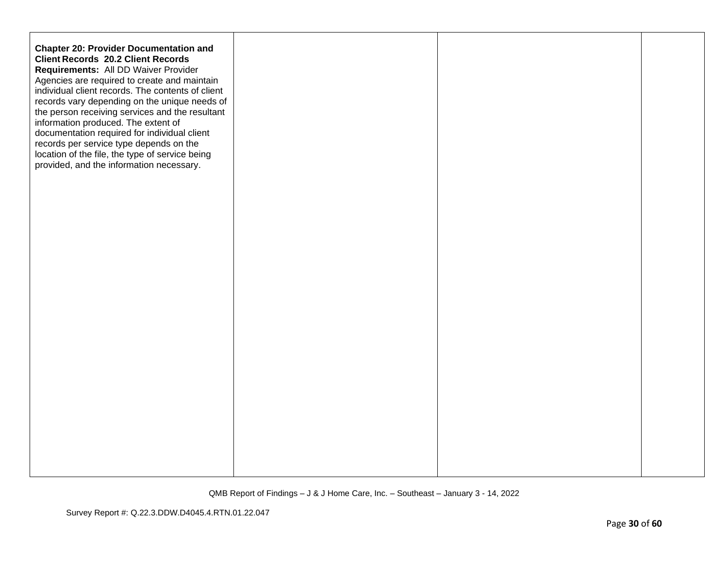| | | | |
|---|---|---|---|
| **Chapter 20: Provider Documentation and Client Records 20.2 Client Records Requirements:** All DD Waiver Provider Agencies are required to create and maintain individual client records. The contents of client records vary depending on the unique needs of the person receiving services and the resultant information produced. The extent of documentation required for individual client records per service type depends on the location of the file, the type of service being provided, and the information necessary. | | | |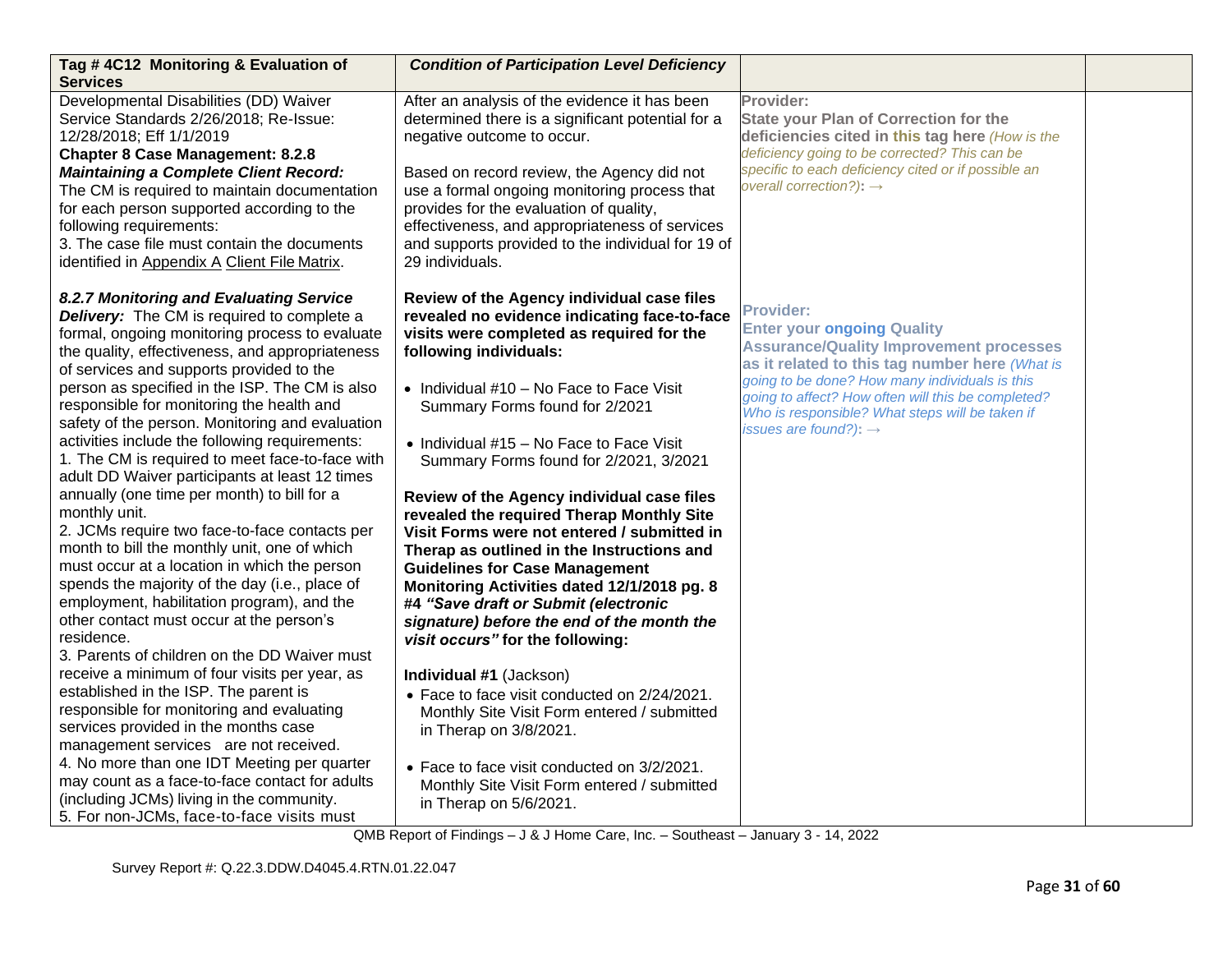| Tag # 4C12 Monitoring & Evaluation of Services | *Condition of Participation Level Deficiency* | | |
|---|---|---|---|
| Developmental Disabilities (DD) Waiver Service Standards 2/26/2018; Re-Issue: 12/28/2018; Eff 1/1/2019<br>**Chapter 8 Case Management: 8.2.8 *Maintaining a Complete Client Record:*** The CM is required to maintain documentation for each person supported according to the following requirements:<br>3. The case file must contain the documents identified in Appendix A Client File Matrix.<br><br>***8.2.7 Monitoring and Evaluating Service Delivery:*** The CM is required to complete a formal, ongoing monitoring process to evaluate the quality, effectiveness, and appropriateness of services and supports provided to the person as specified in the ISP. The CM is also responsible for monitoring the health and safety of the person. Monitoring and evaluation activities include the following requirements:<br>1. The CM is required to meet face-to-face with adult DD Waiver participants at least 12 times annually (one time per month) to bill for a monthly unit.<br>2. JCMs require two face-to-face contacts per month to bill the monthly unit, one of which must occur at a location in which the person spends the majority of the day (i.e., place of employment, habilitation program), and the other contact must occur at the person's residence.<br>3. Parents of children on the DD Waiver must receive a minimum of four visits per year, as established in the ISP. The parent is responsible for monitoring and evaluating services provided in the months case management services are not received.<br>4. No more than one IDT Meeting per quarter may count as a face-to-face contact for adults (including JCMs) living in the community.<br>5. For non-JCMs, face-to-face visits must | After an analysis of the evidence it has been determined there is a significant potential for a negative outcome to occur.<br><br>Based on record review, the Agency did not use a formal ongoing monitoring process that provides for the evaluation of quality, effectiveness, and appropriateness of services and supports provided to the individual for 19 of 29 individuals.<br><br>**Review of the Agency individual case files revealed no evidence indicating face-to-face visits were completed as required for the following individuals:**<br><br>• Individual #10 – No Face to Face Visit Summary Forms found for 2/2021<br><br>• Individual #15 – No Face to Face Visit Summary Forms found for 2/2021, 3/2021<br><br>**Review of the Agency individual case files revealed the required Therap Monthly Site Visit Forms were not entered / submitted in Therap as outlined in the Instructions and Guidelines for Case Management Monitoring Activities dated 12/1/2018 pg. 8 #4 *"Save draft or Submit (electronic signature) before the end of the month the visit occurs"* for the following:**<br><br>**Individual #1** (Jackson)<br>• Face to face visit conducted on 2/24/2021. Monthly Site Visit Form entered / submitted in Therap on 3/8/2021.<br><br>• Face to face visit conducted on 3/2/2021. Monthly Site Visit Form entered / submitted in Therap on 5/6/2021. | **Provider:**<br>**State your Plan of Correction for the deficiencies cited in this tag here** *(How is the deficiency going to be corrected? This can be specific to each deficiency cited or if possible an overall correction?)*: →<br><br>**Provider:**<br>**Enter your ongoing Quality Assurance/Quality Improvement processes as it related to this tag number here** *(What is going to be done? How many individuals is this going to affect? How often will this be completed? Who is responsible? What steps will be taken if issues are found?)*: → | |

QMB Report of Findings – J & J Home Care, Inc. – Southeast – January 3 - 14, 2022

Survey Report #: Q.22.3.DDW.D4045.4.RTN.01.22.047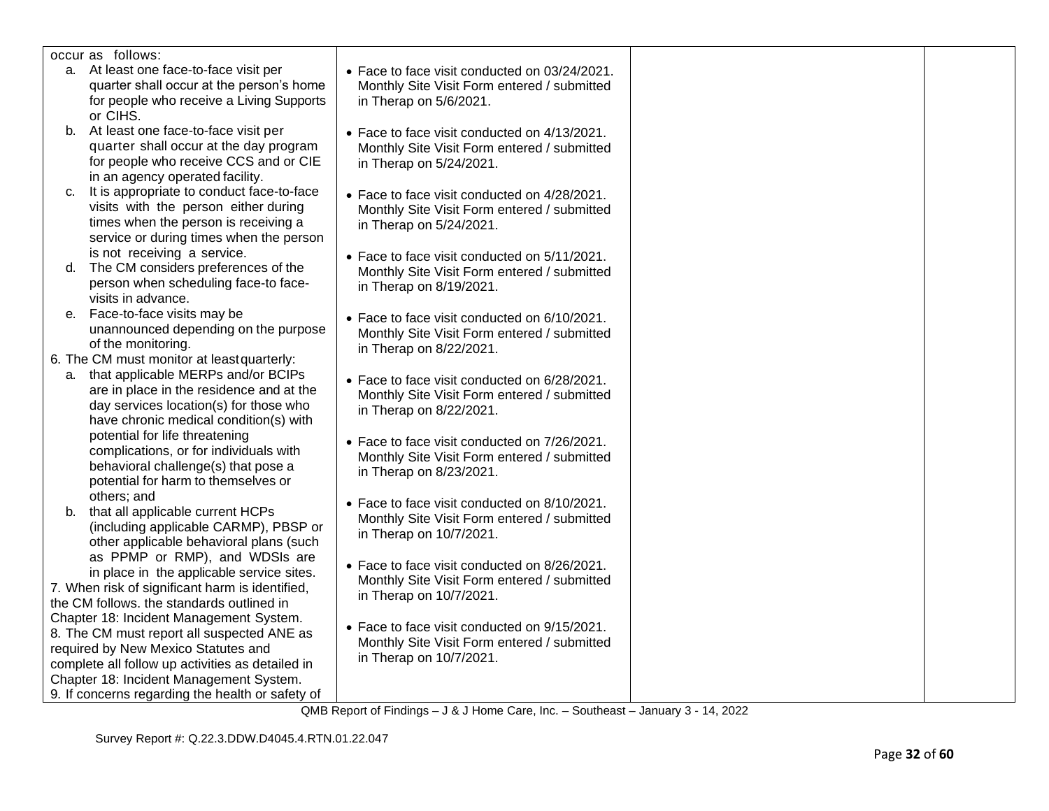| | | | |
|---|---|---|---|
| occur as follows:<br>a. At least one face-to-face visit per quarter shall occur at the person's home for people who receive a Living Supports or CIHS.<br>b. At least one face-to-face visit per quarter shall occur at the day program for people who receive CCS and or CIE in an agency operated facility.<br>c. It is appropriate to conduct face-to-face visits with the person either during times when the person is receiving a service or during times when the person is not receiving a service.<br>d. The CM considers preferences of the person when scheduling face-to face-visits in advance.<br>e. Face-to-face visits may be unannounced depending on the purpose of the monitoring.<br>6. The CM must monitor at least quarterly:<br>a. that applicable MERPs and/or BCIPs are in place in the residence and at the day services location(s) for those who have chronic medical condition(s) with potential for life threatening complications, or for individuals with behavioral challenge(s) that pose a potential for harm to themselves or others; and<br>b. that all applicable current HCPs (including applicable CARMP), PBSP or other applicable behavioral plans (such as PPMP or RMP), and WDSIs are in place in the applicable service sites.<br>7. When risk of significant harm is identified, the CM follows. the standards outlined in Chapter 18: Incident Management System.<br>8. The CM must report all suspected ANE as required by New Mexico Statutes and complete all follow up activities as detailed in Chapter 18: Incident Management System.<br>9. If concerns regarding the health or safety of | • Face to face visit conducted on 03/24/2021. Monthly Site Visit Form entered / submitted in Therap on 5/6/2021.<br><br>• Face to face visit conducted on 4/13/2021. Monthly Site Visit Form entered / submitted in Therap on 5/24/2021.<br><br>• Face to face visit conducted on 4/28/2021. Monthly Site Visit Form entered / submitted in Therap on 5/24/2021.<br><br>• Face to face visit conducted on 5/11/2021. Monthly Site Visit Form entered / submitted in Therap on 8/19/2021.<br><br>• Face to face visit conducted on 6/10/2021. Monthly Site Visit Form entered / submitted in Therap on 8/22/2021.<br><br>• Face to face visit conducted on 6/28/2021. Monthly Site Visit Form entered / submitted in Therap on 8/22/2021.<br><br>• Face to face visit conducted on 7/26/2021. Monthly Site Visit Form entered / submitted in Therap on 8/23/2021.<br><br>• Face to face visit conducted on 8/10/2021. Monthly Site Visit Form entered / submitted in Therap on 10/7/2021.<br><br>• Face to face visit conducted on 8/26/2021. Monthly Site Visit Form entered / submitted in Therap on 10/7/2021.<br><br>• Face to face visit conducted on 9/15/2021. Monthly Site Visit Form entered / submitted in Therap on 10/7/2021. | | |

QMB Report of Findings – J & J Home Care, Inc. – Southeast – January 3 - 14, 2022

Survey Report #: Q.22.3.DDW.D4045.4.RTN.01.22.047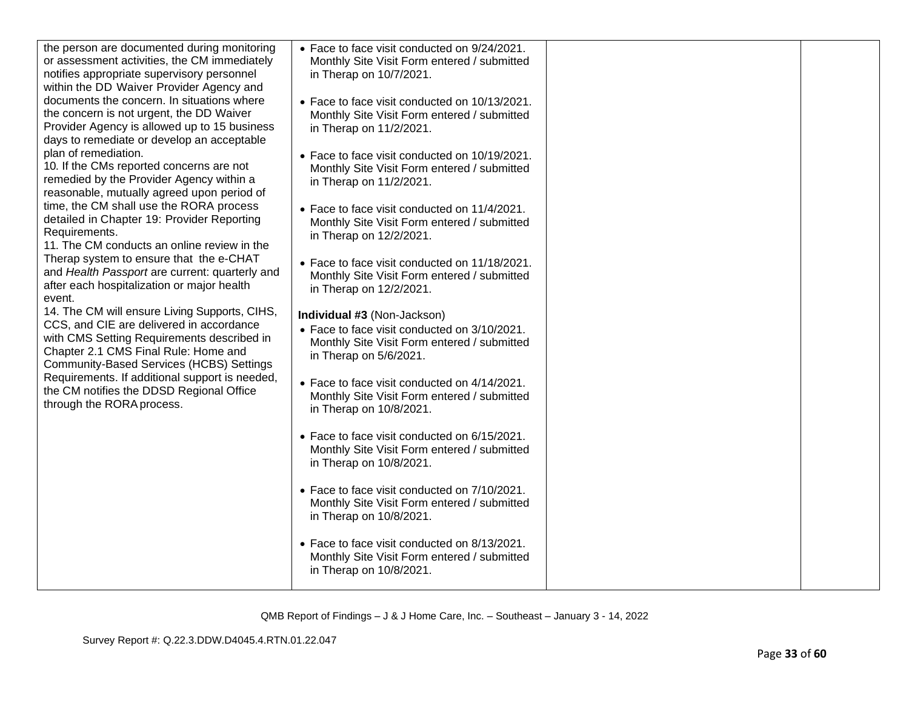| | | | |
|---|---|---|---|
| the person are documented during monitoring or assessment activities, the CM immediately notifies appropriate supervisory personnel within the DD Waiver Provider Agency and documents the concern. In situations where the concern is not urgent, the DD Waiver Provider Agency is allowed up to 15 business days to remediate or develop an acceptable plan of remediation.<br>10. If the CMs reported concerns are not remedied by the Provider Agency within a reasonable, mutually agreed upon period of time, the CM shall use the RORA process detailed in Chapter 19: Provider Reporting Requirements.<br>11. The CM conducts an online review in the Therap system to ensure that the e-CHAT and *Health Passport* are current: quarterly and after each hospitalization or major health event.<br>14. The CM will ensure Living Supports, CIHS, CCS, and CIE are delivered in accordance with CMS Setting Requirements described in Chapter 2.1 CMS Final Rule: Home and Community-Based Services (HCBS) Settings Requirements. If additional support is needed, the CM notifies the DDSD Regional Office through the RORA process. | • Face to face visit conducted on 9/24/2021. Monthly Site Visit Form entered / submitted in Therap on 10/7/2021.<br><br>• Face to face visit conducted on 10/13/2021. Monthly Site Visit Form entered / submitted in Therap on 11/2/2021.<br><br>• Face to face visit conducted on 10/19/2021. Monthly Site Visit Form entered / submitted in Therap on 11/2/2021.<br><br>• Face to face visit conducted on 11/4/2021. Monthly Site Visit Form entered / submitted in Therap on 12/2/2021.<br><br>• Face to face visit conducted on 11/18/2021. Monthly Site Visit Form entered / submitted in Therap on 12/2/2021.<br><br>**Individual #3** (Non-Jackson)<br>• Face to face visit conducted on 3/10/2021. Monthly Site Visit Form entered / submitted in Therap on 5/6/2021.<br><br>• Face to face visit conducted on 4/14/2021. Monthly Site Visit Form entered / submitted in Therap on 10/8/2021.<br><br>• Face to face visit conducted on 6/15/2021. Monthly Site Visit Form entered / submitted in Therap on 10/8/2021.<br><br>• Face to face visit conducted on 7/10/2021. Monthly Site Visit Form entered / submitted in Therap on 10/8/2021.<br><br>• Face to face visit conducted on 8/13/2021. Monthly Site Visit Form entered / submitted in Therap on 10/8/2021. | | |

QMB Report of Findings – J & J Home Care, Inc. – Southeast – January 3 - 14, 2022

Survey Report #: Q.22.3.DDW.D4045.4.RTN.01.22.047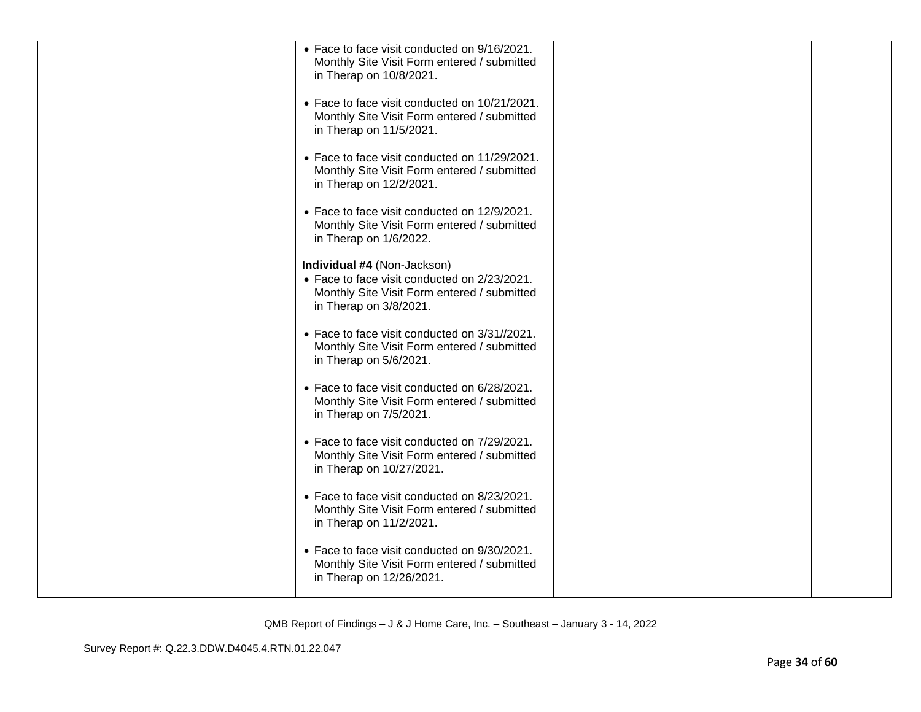| | | | |
|---|---|---|---|
| | • Face to face visit conducted on 9/16/2021. Monthly Site Visit Form entered / submitted in Therap on 10/8/2021.<br><br>• Face to face visit conducted on 10/21/2021. Monthly Site Visit Form entered / submitted in Therap on 11/5/2021.<br><br>• Face to face visit conducted on 11/29/2021. Monthly Site Visit Form entered / submitted in Therap on 12/2/2021.<br><br>• Face to face visit conducted on 12/9/2021. Monthly Site Visit Form entered / submitted in Therap on 1/6/2022.<br><br>**Individual #4** (Non-Jackson)<br>• Face to face visit conducted on 2/23/2021. Monthly Site Visit Form entered / submitted in Therap on 3/8/2021.<br><br>• Face to face visit conducted on 3/31//2021. Monthly Site Visit Form entered / submitted in Therap on 5/6/2021.<br><br>• Face to face visit conducted on 6/28/2021. Monthly Site Visit Form entered / submitted in Therap on 7/5/2021.<br><br>• Face to face visit conducted on 7/29/2021. Monthly Site Visit Form entered / submitted in Therap on 10/27/2021.<br><br>• Face to face visit conducted on 8/23/2021. Monthly Site Visit Form entered / submitted in Therap on 11/2/2021.<br><br>• Face to face visit conducted on 9/30/2021. Monthly Site Visit Form entered / submitted in Therap on 12/26/2021. | | |

QMB Report of Findings – J & J Home Care, Inc. – Southeast – January 3 - 14, 2022

Survey Report #: Q.22.3.DDW.D4045.4.RTN.01.22.047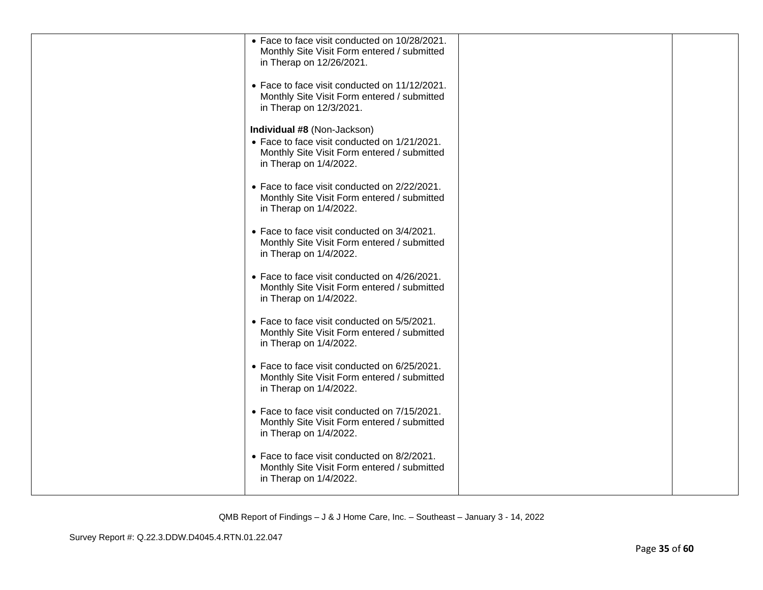| | | | |
|---|---|---|---|
| | • Face to face visit conducted on 10/28/2021. Monthly Site Visit Form entered / submitted in Therap on 12/26/2021.<br><br>• Face to face visit conducted on 11/12/2021. Monthly Site Visit Form entered / submitted in Therap on 12/3/2021.<br><br>**Individual #8** (Non-Jackson)<br>• Face to face visit conducted on 1/21/2021. Monthly Site Visit Form entered / submitted in Therap on 1/4/2022.<br><br>• Face to face visit conducted on 2/22/2021. Monthly Site Visit Form entered / submitted in Therap on 1/4/2022.<br><br>• Face to face visit conducted on 3/4/2021. Monthly Site Visit Form entered / submitted in Therap on 1/4/2022.<br><br>• Face to face visit conducted on 4/26/2021. Monthly Site Visit Form entered / submitted in Therap on 1/4/2022.<br><br>• Face to face visit conducted on 5/5/2021. Monthly Site Visit Form entered / submitted in Therap on 1/4/2022.<br><br>• Face to face visit conducted on 6/25/2021. Monthly Site Visit Form entered / submitted in Therap on 1/4/2022.<br><br>• Face to face visit conducted on 7/15/2021. Monthly Site Visit Form entered / submitted in Therap on 1/4/2022.<br><br>• Face to face visit conducted on 8/2/2021. Monthly Site Visit Form entered / submitted in Therap on 1/4/2022. | | |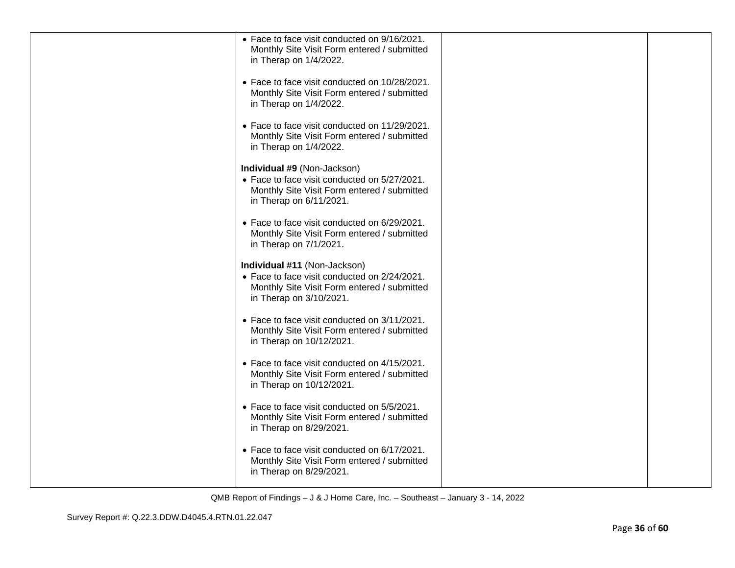| | | | |
|---|---|---|---|
| | • Face to face visit conducted on 9/16/2021. Monthly Site Visit Form entered / submitted in Therap on 1/4/2022.<br><br>• Face to face visit conducted on 10/28/2021. Monthly Site Visit Form entered / submitted in Therap on 1/4/2022.<br><br>• Face to face visit conducted on 11/29/2021. Monthly Site Visit Form entered / submitted in Therap on 1/4/2022.<br><br>**Individual #9** (Non-Jackson)<br>• Face to face visit conducted on 5/27/2021. Monthly Site Visit Form entered / submitted in Therap on 6/11/2021.<br><br>• Face to face visit conducted on 6/29/2021. Monthly Site Visit Form entered / submitted in Therap on 7/1/2021.<br><br>**Individual #11** (Non-Jackson)<br>• Face to face visit conducted on 2/24/2021. Monthly Site Visit Form entered / submitted in Therap on 3/10/2021.<br><br>• Face to face visit conducted on 3/11/2021. Monthly Site Visit Form entered / submitted in Therap on 10/12/2021.<br><br>• Face to face visit conducted on 4/15/2021. Monthly Site Visit Form entered / submitted in Therap on 10/12/2021.<br><br>• Face to face visit conducted on 5/5/2021. Monthly Site Visit Form entered / submitted in Therap on 8/29/2021.<br><br>• Face to face visit conducted on 6/17/2021. Monthly Site Visit Form entered / submitted in Therap on 8/29/2021. | | |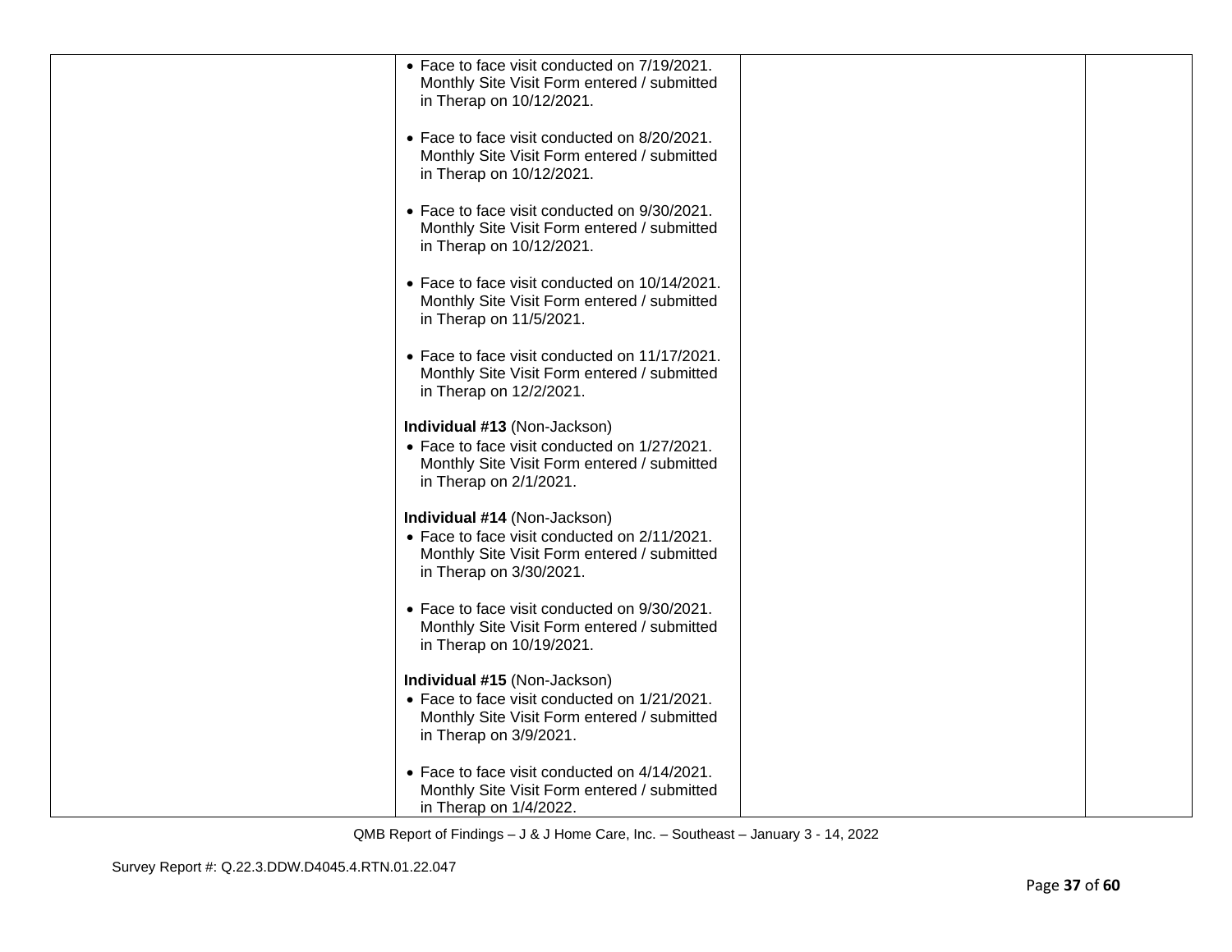| | | | |
|---|---|---|---|
| | • Face to face visit conducted on 7/19/2021. Monthly Site Visit Form entered / submitted in Therap on 10/12/2021.<br><br>• Face to face visit conducted on 8/20/2021. Monthly Site Visit Form entered / submitted in Therap on 10/12/2021.<br><br>• Face to face visit conducted on 9/30/2021. Monthly Site Visit Form entered / submitted in Therap on 10/12/2021.<br><br>• Face to face visit conducted on 10/14/2021. Monthly Site Visit Form entered / submitted in Therap on 11/5/2021.<br><br>• Face to face visit conducted on 11/17/2021. Monthly Site Visit Form entered / submitted in Therap on 12/2/2021.<br><br>**Individual #13** (Non-Jackson)<br>• Face to face visit conducted on 1/27/2021. Monthly Site Visit Form entered / submitted in Therap on 2/1/2021.<br><br>**Individual #14** (Non-Jackson)<br>• Face to face visit conducted on 2/11/2021. Monthly Site Visit Form entered / submitted in Therap on 3/30/2021.<br><br>• Face to face visit conducted on 9/30/2021. Monthly Site Visit Form entered / submitted in Therap on 10/19/2021.<br><br>**Individual #15** (Non-Jackson)<br>• Face to face visit conducted on 1/21/2021. Monthly Site Visit Form entered / submitted in Therap on 3/9/2021.<br><br>• Face to face visit conducted on 4/14/2021. Monthly Site Visit Form entered / submitted in Therap on 1/4/2022. | | |

QMB Report of Findings – J & J Home Care, Inc. – Southeast – January 3 - 14, 2022

Survey Report #: Q.22.3.DDW.D4045.4.RTN.01.22.047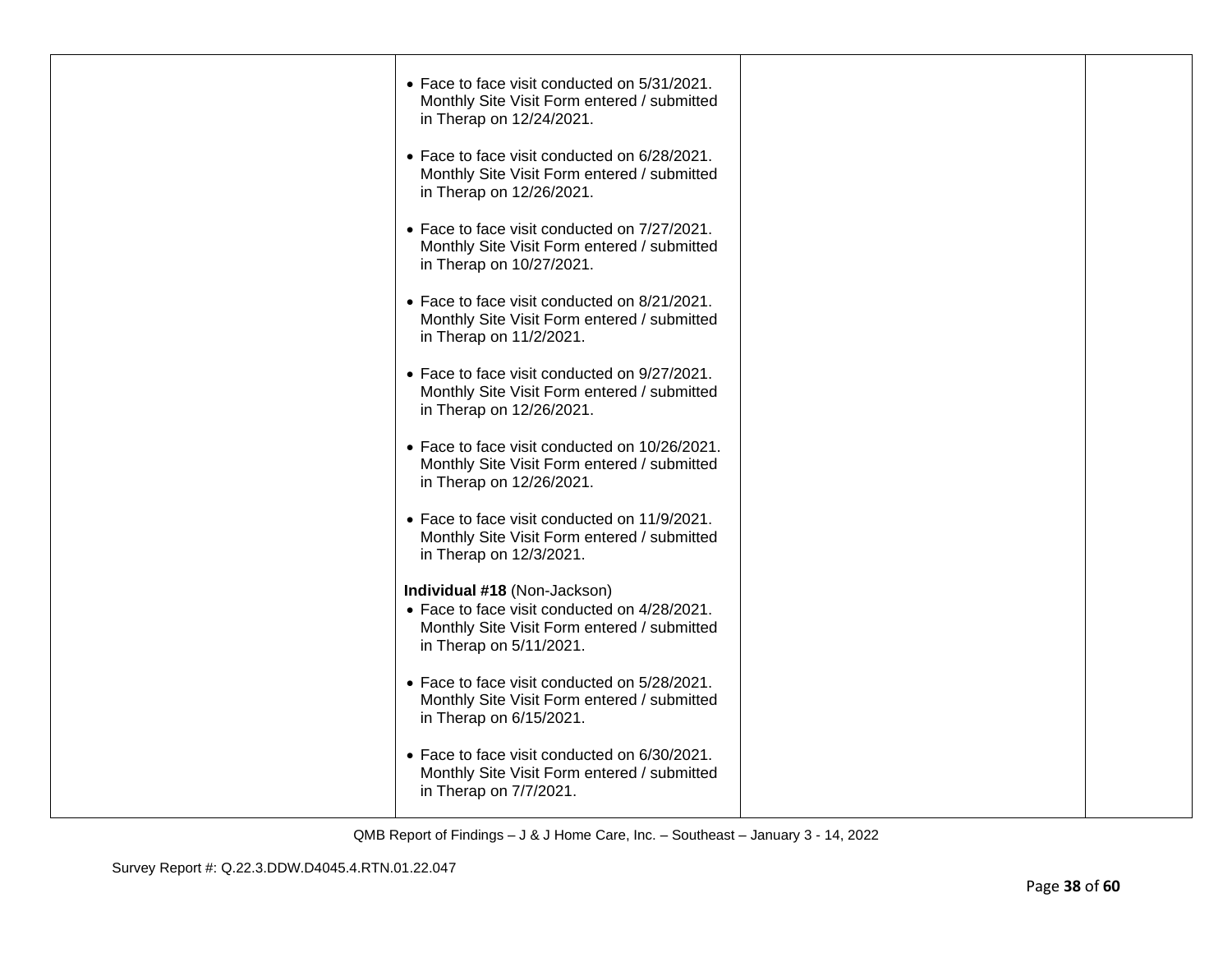| | | | |
|---|---|---|---|
| | • Face to face visit conducted on 5/31/2021. Monthly Site Visit Form entered / submitted in Therap on 12/24/2021.<br><br>• Face to face visit conducted on 6/28/2021. Monthly Site Visit Form entered / submitted in Therap on 12/26/2021.<br><br>• Face to face visit conducted on 7/27/2021. Monthly Site Visit Form entered / submitted in Therap on 10/27/2021.<br><br>• Face to face visit conducted on 8/21/2021. Monthly Site Visit Form entered / submitted in Therap on 11/2/2021.<br><br>• Face to face visit conducted on 9/27/2021. Monthly Site Visit Form entered / submitted in Therap on 12/26/2021.<br><br>• Face to face visit conducted on 10/26/2021. Monthly Site Visit Form entered / submitted in Therap on 12/26/2021.<br><br>• Face to face visit conducted on 11/9/2021. Monthly Site Visit Form entered / submitted in Therap on 12/3/2021.<br><br>**Individual #18** (Non-Jackson)<br>• Face to face visit conducted on 4/28/2021. Monthly Site Visit Form entered / submitted in Therap on 5/11/2021.<br><br>• Face to face visit conducted on 5/28/2021. Monthly Site Visit Form entered / submitted in Therap on 6/15/2021.<br><br>• Face to face visit conducted on 6/30/2021. Monthly Site Visit Form entered / submitted in Therap on 7/7/2021. | | |

QMB Report of Findings – J & J Home Care, Inc. – Southeast – January 3 - 14, 2022

Survey Report #: Q.22.3.DDW.D4045.4.RTN.01.22.047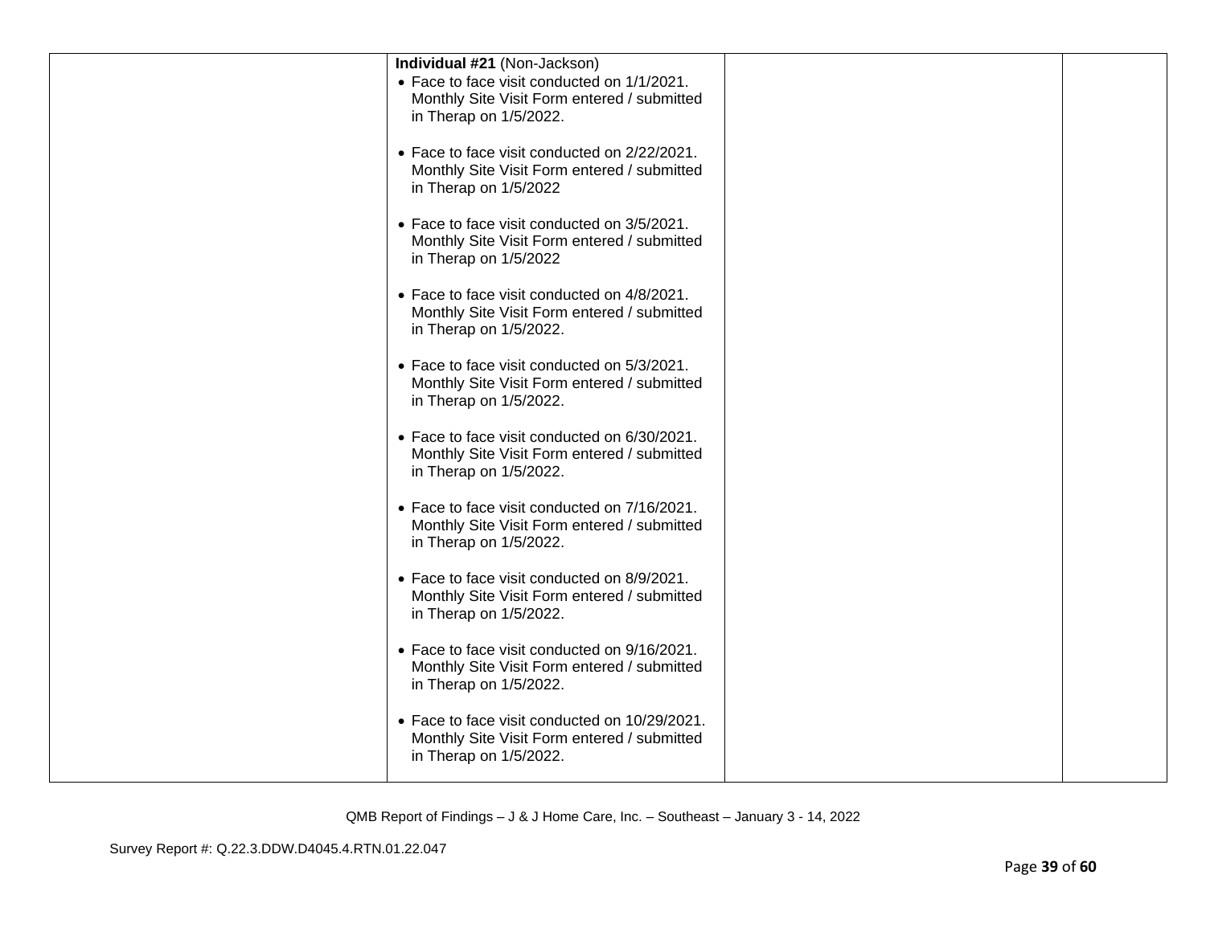| | | | |
|---|---|---|---|
| | **Individual #21** (Non-Jackson)<br>• Face to face visit conducted on 1/1/2021. Monthly Site Visit Form entered / submitted in Therap on 1/5/2022.<br><br>• Face to face visit conducted on 2/22/2021. Monthly Site Visit Form entered / submitted in Therap on 1/5/2022<br><br>• Face to face visit conducted on 3/5/2021. Monthly Site Visit Form entered / submitted in Therap on 1/5/2022<br><br>• Face to face visit conducted on 4/8/2021. Monthly Site Visit Form entered / submitted in Therap on 1/5/2022.<br><br>• Face to face visit conducted on 5/3/2021. Monthly Site Visit Form entered / submitted in Therap on 1/5/2022.<br><br>• Face to face visit conducted on 6/30/2021. Monthly Site Visit Form entered / submitted in Therap on 1/5/2022.<br><br>• Face to face visit conducted on 7/16/2021. Monthly Site Visit Form entered / submitted in Therap on 1/5/2022.<br><br>• Face to face visit conducted on 8/9/2021. Monthly Site Visit Form entered / submitted in Therap on 1/5/2022.<br><br>• Face to face visit conducted on 9/16/2021. Monthly Site Visit Form entered / submitted in Therap on 1/5/2022.<br><br>• Face to face visit conducted on 10/29/2021. Monthly Site Visit Form entered / submitted in Therap on 1/5/2022. | | |

QMB Report of Findings – J & J Home Care, Inc. – Southeast – January 3 - 14, 2022

Survey Report #: Q.22.3.DDW.D4045.4.RTN.01.22.047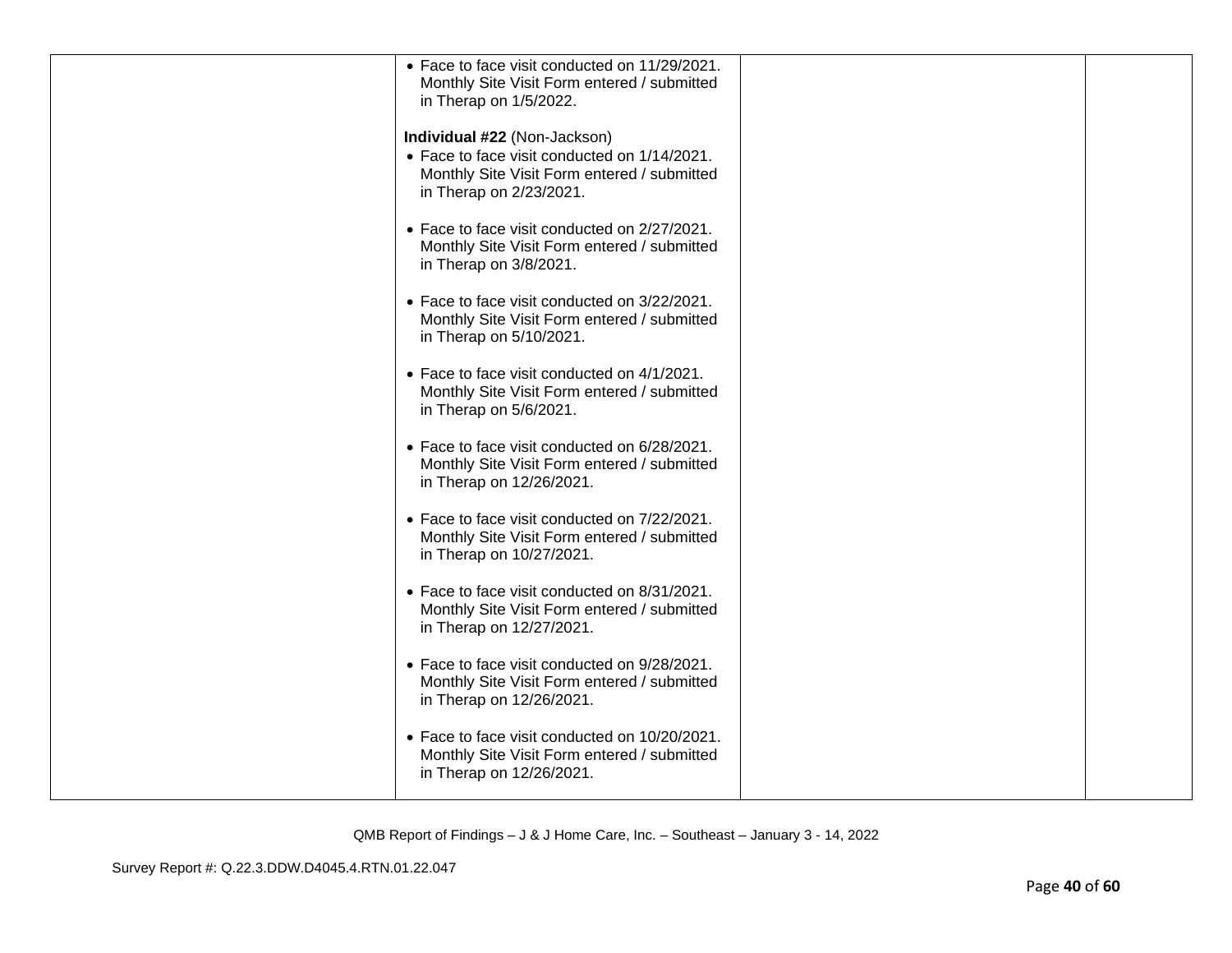| | | | |
|---|---|---|---|
| | • Face to face visit conducted on 11/29/2021. Monthly Site Visit Form entered / submitted in Therap on 1/5/2022.<br><br>**Individual #22** (Non-Jackson)<br>• Face to face visit conducted on 1/14/2021. Monthly Site Visit Form entered / submitted in Therap on 2/23/2021.<br><br>• Face to face visit conducted on 2/27/2021. Monthly Site Visit Form entered / submitted in Therap on 3/8/2021.<br><br>• Face to face visit conducted on 3/22/2021. Monthly Site Visit Form entered / submitted in Therap on 5/10/2021.<br><br>• Face to face visit conducted on 4/1/2021. Monthly Site Visit Form entered / submitted in Therap on 5/6/2021.<br><br>• Face to face visit conducted on 6/28/2021. Monthly Site Visit Form entered / submitted in Therap on 12/26/2021.<br><br>• Face to face visit conducted on 7/22/2021. Monthly Site Visit Form entered / submitted in Therap on 10/27/2021.<br><br>• Face to face visit conducted on 8/31/2021. Monthly Site Visit Form entered / submitted in Therap on 12/27/2021.<br><br>• Face to face visit conducted on 9/28/2021. Monthly Site Visit Form entered / submitted in Therap on 12/26/2021.<br><br>• Face to face visit conducted on 10/20/2021. Monthly Site Visit Form entered / submitted in Therap on 12/26/2021. | | |

QMB Report of Findings – J & J Home Care, Inc. – Southeast – January 3 - 14, 2022

Survey Report #: Q.22.3.DDW.D4045.4.RTN.01.22.047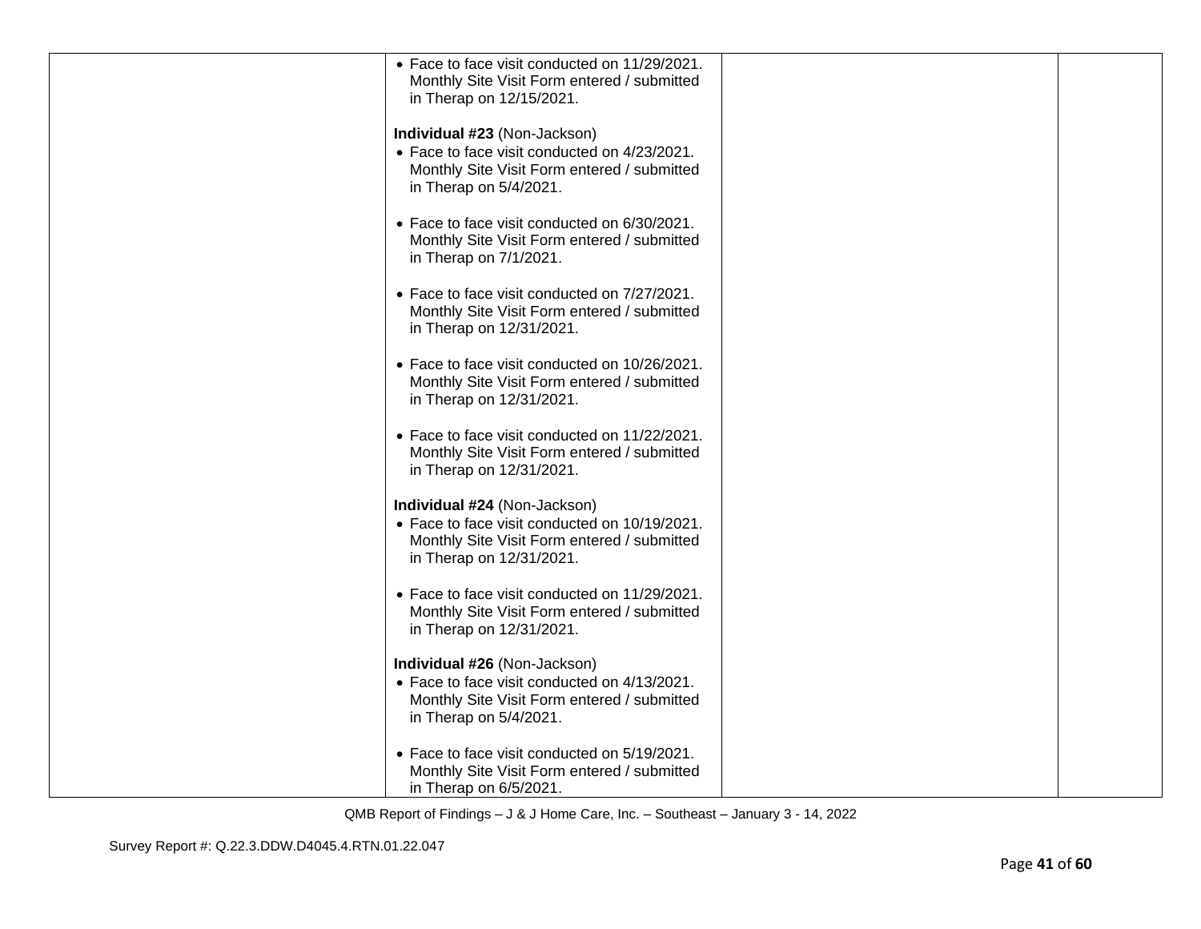| | | | |
|---|---|---|---|
| | • Face to face visit conducted on 11/29/2021. Monthly Site Visit Form entered / submitted in Therap on 12/15/2021.<br><br>**Individual #23** (Non-Jackson)<br>• Face to face visit conducted on 4/23/2021. Monthly Site Visit Form entered / submitted in Therap on 5/4/2021.<br><br>• Face to face visit conducted on 6/30/2021. Monthly Site Visit Form entered / submitted in Therap on 7/1/2021.<br><br>• Face to face visit conducted on 7/27/2021. Monthly Site Visit Form entered / submitted in Therap on 12/31/2021.<br><br>• Face to face visit conducted on 10/26/2021. Monthly Site Visit Form entered / submitted in Therap on 12/31/2021.<br><br>• Face to face visit conducted on 11/22/2021. Monthly Site Visit Form entered / submitted in Therap on 12/31/2021.<br><br>**Individual #24** (Non-Jackson)<br>• Face to face visit conducted on 10/19/2021. Monthly Site Visit Form entered / submitted in Therap on 12/31/2021.<br><br>• Face to face visit conducted on 11/29/2021. Monthly Site Visit Form entered / submitted in Therap on 12/31/2021.<br><br>**Individual #26** (Non-Jackson)<br>• Face to face visit conducted on 4/13/2021. Monthly Site Visit Form entered / submitted in Therap on 5/4/2021.<br><br>• Face to face visit conducted on 5/19/2021. Monthly Site Visit Form entered / submitted in Therap on 6/5/2021. | | |

QMB Report of Findings – J & J Home Care, Inc. – Southeast – January 3 - 14, 2022

Survey Report #: Q.22.3.DDW.D4045.4.RTN.01.22.047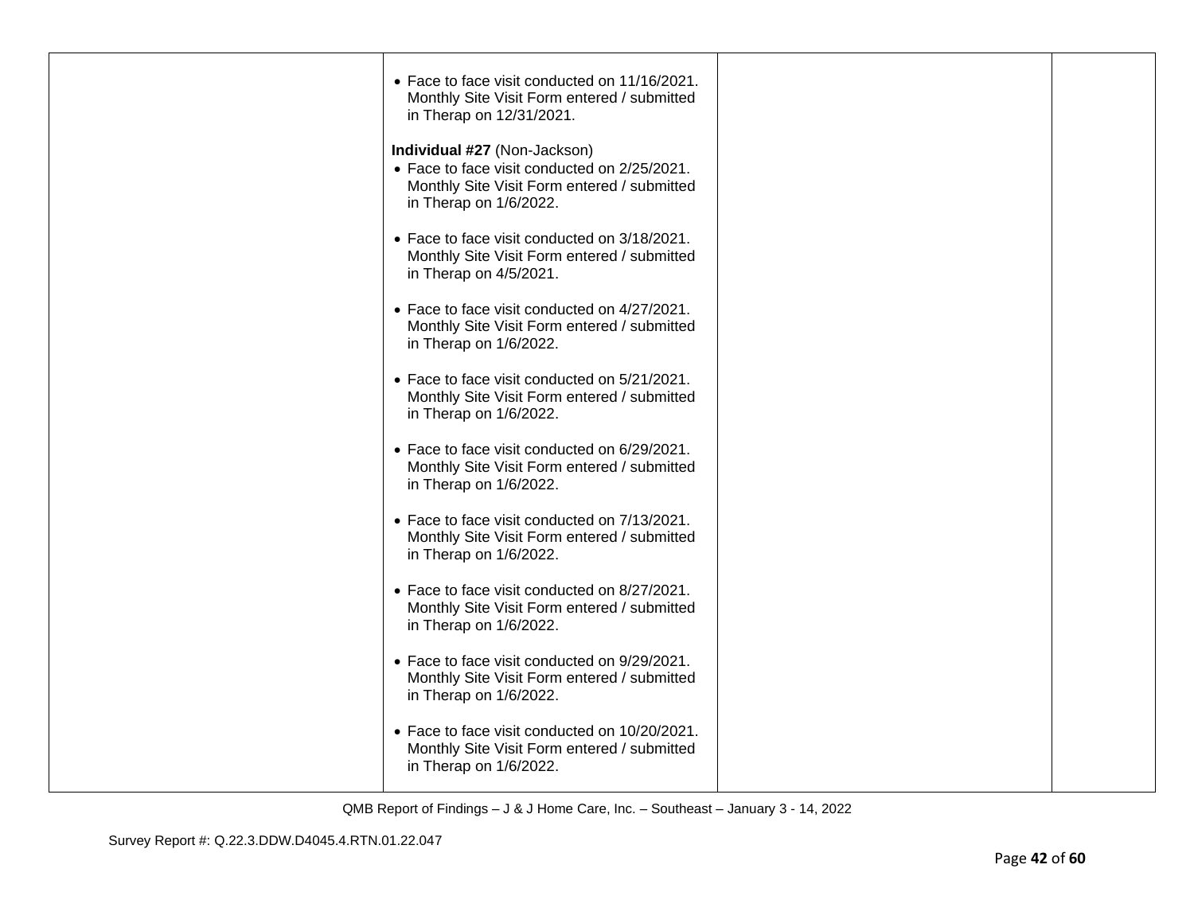| | | | |
|---|---|---|---|
| | • Face to face visit conducted on 11/16/2021. Monthly Site Visit Form entered / submitted in Therap on 12/31/2021.<br><br>**Individual #27** (Non-Jackson)<br>• Face to face visit conducted on 2/25/2021. Monthly Site Visit Form entered / submitted in Therap on 1/6/2022.<br><br>• Face to face visit conducted on 3/18/2021. Monthly Site Visit Form entered / submitted in Therap on 4/5/2021.<br><br>• Face to face visit conducted on 4/27/2021. Monthly Site Visit Form entered / submitted in Therap on 1/6/2022.<br><br>• Face to face visit conducted on 5/21/2021. Monthly Site Visit Form entered / submitted in Therap on 1/6/2022.<br><br>• Face to face visit conducted on 6/29/2021. Monthly Site Visit Form entered / submitted in Therap on 1/6/2022.<br><br>• Face to face visit conducted on 7/13/2021. Monthly Site Visit Form entered / submitted in Therap on 1/6/2022.<br><br>• Face to face visit conducted on 8/27/2021. Monthly Site Visit Form entered / submitted in Therap on 1/6/2022.<br><br>• Face to face visit conducted on 9/29/2021. Monthly Site Visit Form entered / submitted in Therap on 1/6/2022.<br><br>• Face to face visit conducted on 10/20/2021. Monthly Site Visit Form entered / submitted in Therap on 1/6/2022. | | |

QMB Report of Findings – J & J Home Care, Inc. – Southeast – January 3 - 14, 2022

Survey Report #: Q.22.3.DDW.D4045.4.RTN.01.22.047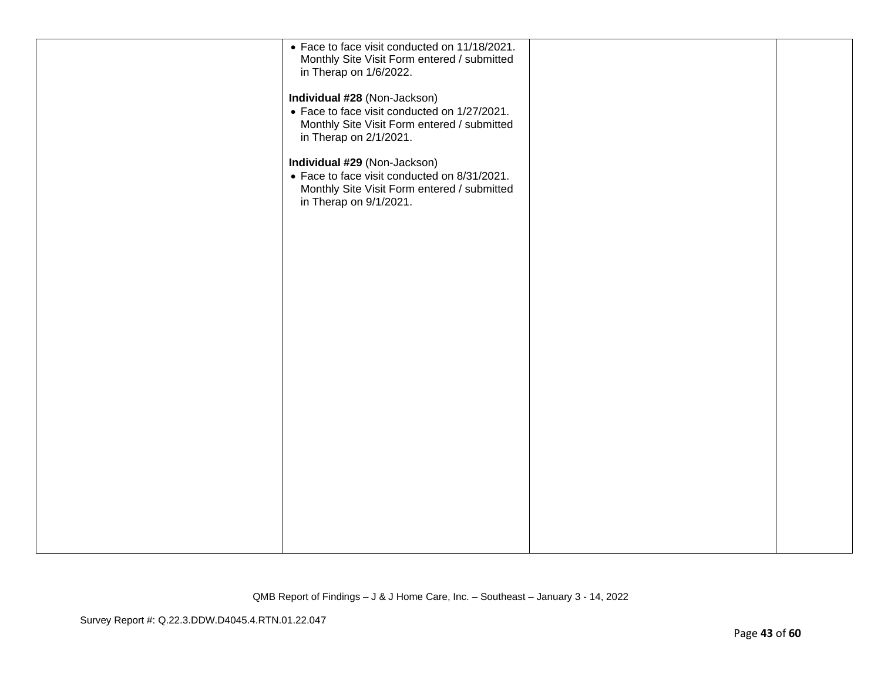| | | | |
|---|---|---|---|
| | • Face to face visit conducted on 11/18/2021. Monthly Site Visit Form entered / submitted in Therap on 1/6/2022.<br><br>**Individual #28** (Non-Jackson)<br>• Face to face visit conducted on 1/27/2021. Monthly Site Visit Form entered / submitted in Therap on 2/1/2021.<br><br>**Individual #29** (Non-Jackson)<br>• Face to face visit conducted on 8/31/2021. Monthly Site Visit Form entered / submitted in Therap on 9/1/2021. | | |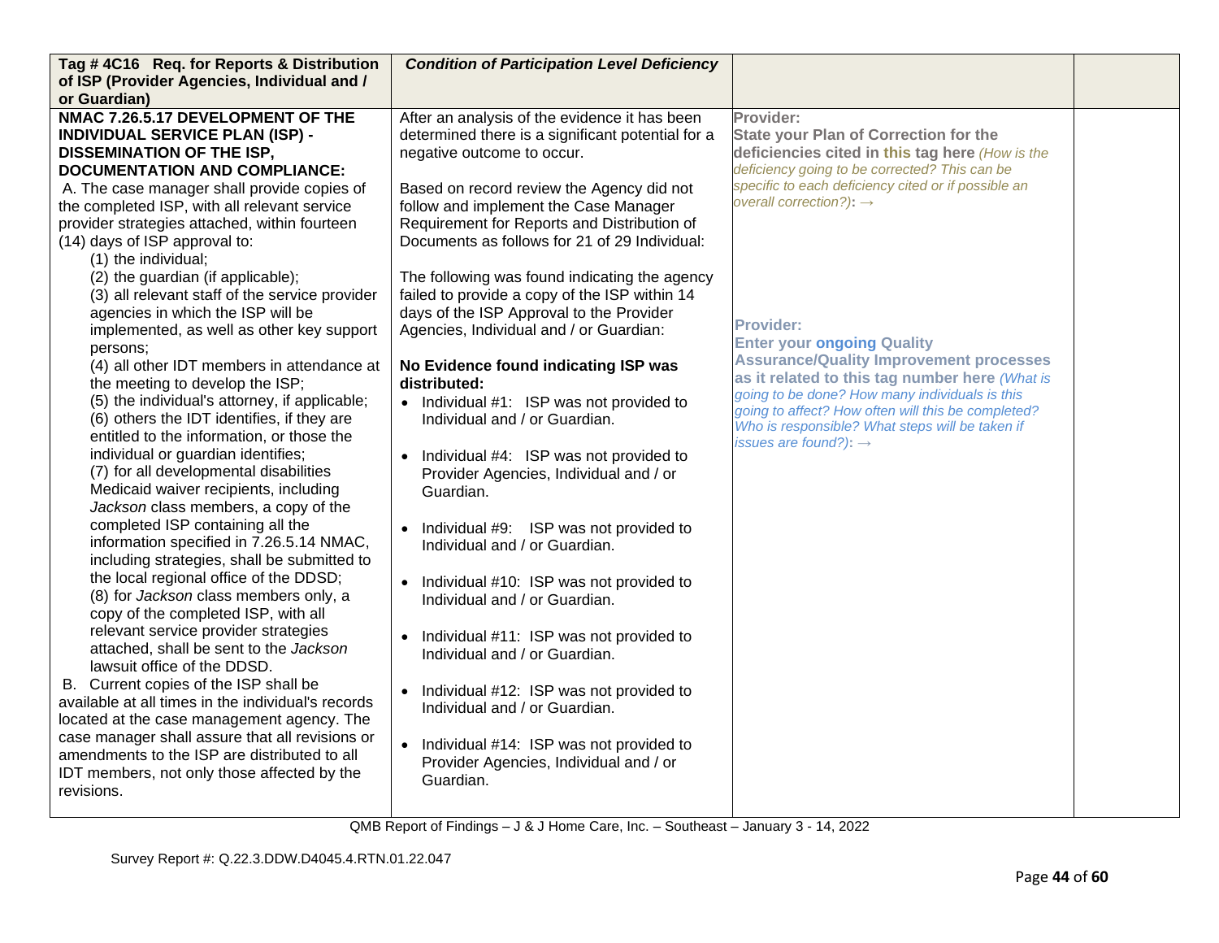| Tag # 4C16 Req. for Reports & Distribution of ISP (Provider Agencies, Individual and / or Guardian) | *Condition of Participation Level Deficiency* | | |
|---|---|---|---|
| **NMAC 7.26.5.17 DEVELOPMENT OF THE INDIVIDUAL SERVICE PLAN (ISP) - DISSEMINATION OF THE ISP, DOCUMENTATION AND COMPLIANCE:**<br>A. The case manager shall provide copies of the completed ISP, with all relevant service provider strategies attached, within fourteen (14) days of ISP approval to:<br>(1) the individual;<br>(2) the guardian (if applicable);<br>(3) all relevant staff of the service provider agencies in which the ISP will be implemented, as well as other key support persons;<br>(4) all other IDT members in attendance at the meeting to develop the ISP;<br>(5) the individual's attorney, if applicable;<br>(6) others the IDT identifies, if they are entitled to the information, or those the individual or guardian identifies;<br>(7) for all developmental disabilities Medicaid waiver recipients, including *Jackson* class members, a copy of the completed ISP containing all the information specified in 7.26.5.14 NMAC, including strategies, shall be submitted to the local regional office of the DDSD;<br>(8) for *Jackson* class members only, a copy of the completed ISP, with all relevant service provider strategies attached, shall be sent to the *Jackson* lawsuit office of the DDSD.<br>B. Current copies of the ISP shall be available at all times in the individual's records located at the case management agency. The case manager shall assure that all revisions or amendments to the ISP are distributed to all IDT members, not only those affected by the revisions. | After an analysis of the evidence it has been determined there is a significant potential for a negative outcome to occur.<br><br>Based on record review the Agency did not follow and implement the Case Manager Requirement for Reports and Distribution of Documents as follows for 21 of 29 Individual:<br><br>The following was found indicating the agency failed to provide a copy of the ISP within 14 days of the ISP Approval to the Provider Agencies, Individual and / or Guardian:<br><br>**No Evidence found indicating ISP was distributed:**<br>• Individual #1: ISP was not provided to Individual and / or Guardian.<br>• Individual #4: ISP was not provided to Provider Agencies, Individual and / or Guardian.<br>• Individual #9: ISP was not provided to Individual and / or Guardian.<br>• Individual #10: ISP was not provided to Individual and / or Guardian.<br>• Individual #11: ISP was not provided to Individual and / or Guardian.<br>• Individual #12: ISP was not provided to Individual and / or Guardian.<br>• Individual #14: ISP was not provided to Provider Agencies, Individual and / or Guardian. | **Provider:**<br>**State your Plan of Correction for the deficiencies cited in this tag here** *(How is the deficiency going to be corrected? This can be specific to each deficiency cited or if possible an overall correction?)*: →<br><br>**Provider:**<br>**Enter your ongoing Quality Assurance/Quality Improvement processes as it related to this tag number here** *(What is going to be done? How many individuals is this going to affect? How often will this be completed? Who is responsible? What steps will be taken if issues are found?)*: → | |

QMB Report of Findings – J & J Home Care, Inc. – Southeast – January 3 - 14, 2022

Survey Report #: Q.22.3.DDW.D4045.4.RTN.01.22.047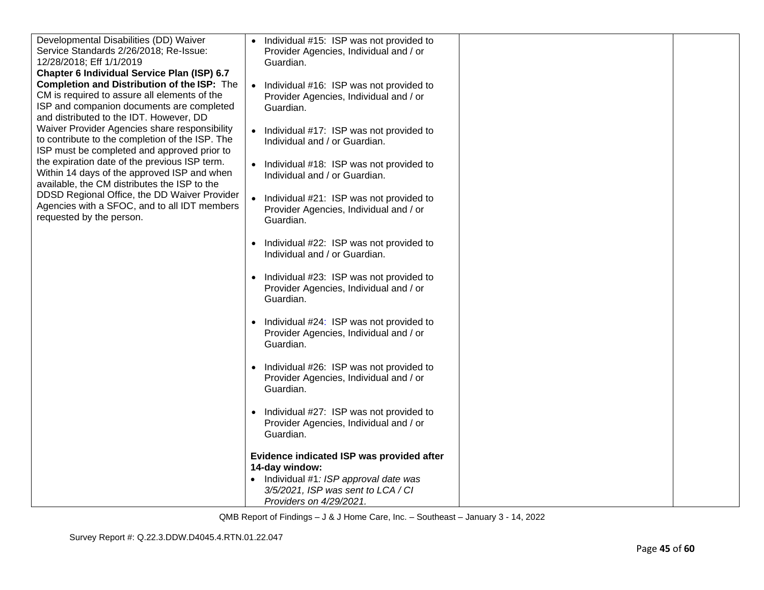| | | | |
|---|---|---|---|
| Developmental Disabilities (DD) Waiver Service Standards 2/26/2018; Re-Issue: 12/28/2018; Eff 1/1/2019<br>**Chapter 6 Individual Service Plan (ISP) 6.7 Completion and Distribution of the ISP:** The CM is required to assure all elements of the ISP and companion documents are completed and distributed to the IDT. However, DD Waiver Provider Agencies share responsibility to contribute to the completion of the ISP. The ISP must be completed and approved prior to the expiration date of the previous ISP term. Within 14 days of the approved ISP and when available, the CM distributes the ISP to the DDSD Regional Office, the DD Waiver Provider Agencies with a SFOC, and to all IDT members requested by the person. | • Individual #15: ISP was not provided to Provider Agencies, Individual and / or Guardian.<br><br>• Individual #16: ISP was not provided to Provider Agencies, Individual and / or Guardian.<br><br>• Individual #17: ISP was not provided to Individual and / or Guardian.<br><br>• Individual #18: ISP was not provided to Individual and / or Guardian.<br><br>• Individual #21: ISP was not provided to Provider Agencies, Individual and / or Guardian.<br><br>• Individual #22: ISP was not provided to Individual and / or Guardian.<br><br>• Individual #23: ISP was not provided to Provider Agencies, Individual and / or Guardian.<br><br>• Individual #24: ISP was not provided to Provider Agencies, Individual and / or Guardian.<br><br>• Individual #26: ISP was not provided to Provider Agencies, Individual and / or Guardian.<br><br>• Individual #27: ISP was not provided to Provider Agencies, Individual and / or Guardian.<br><br>**Evidence indicated ISP was provided after 14-day window:**<br>• Individual #1*: ISP approval date was 3/5/2021, ISP was sent to LCA / CI Providers on 4/29/2021.* | | |

QMB Report of Findings – J & J Home Care, Inc. – Southeast – January 3 - 14, 2022

Survey Report #: Q.22.3.DDW.D4045.4.RTN.01.22.047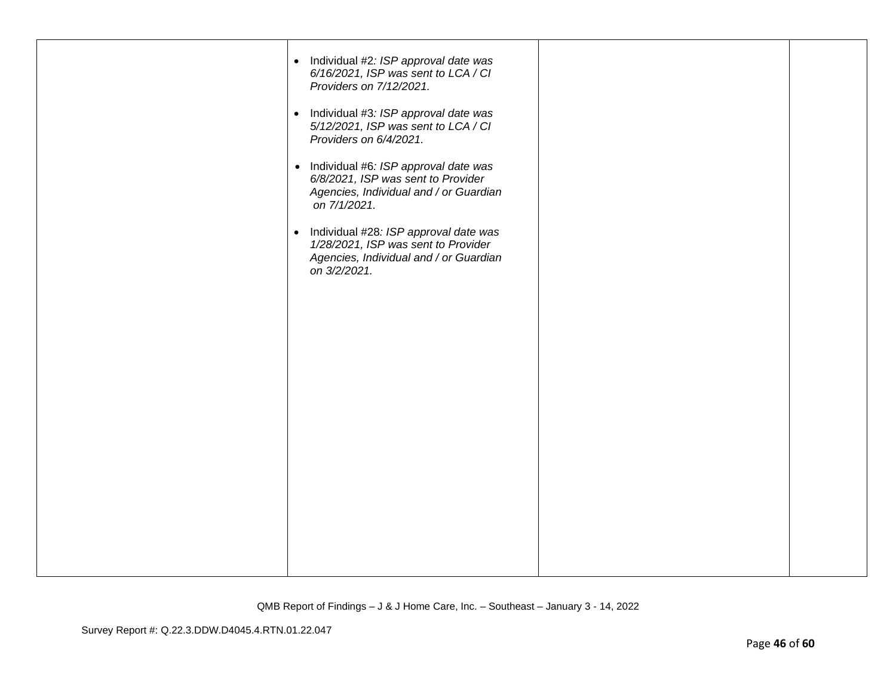| | | | |
|---|---|---|---|
| | • Individual #2*: ISP approval date was 6/16/2021, ISP was sent to LCA / CI Providers on 7/12/2021.*<br><br>• Individual #3*: ISP approval date was 5/12/2021, ISP was sent to LCA / CI Providers on 6/4/2021.*<br><br>• Individual #6*: ISP approval date was 6/8/2021, ISP was sent to Provider Agencies, Individual and / or Guardian on 7/1/2021.*<br><br>• Individual #28*: ISP approval date was 1/28/2021, ISP was sent to Provider Agencies, Individual and / or Guardian on 3/2/2021.* | | |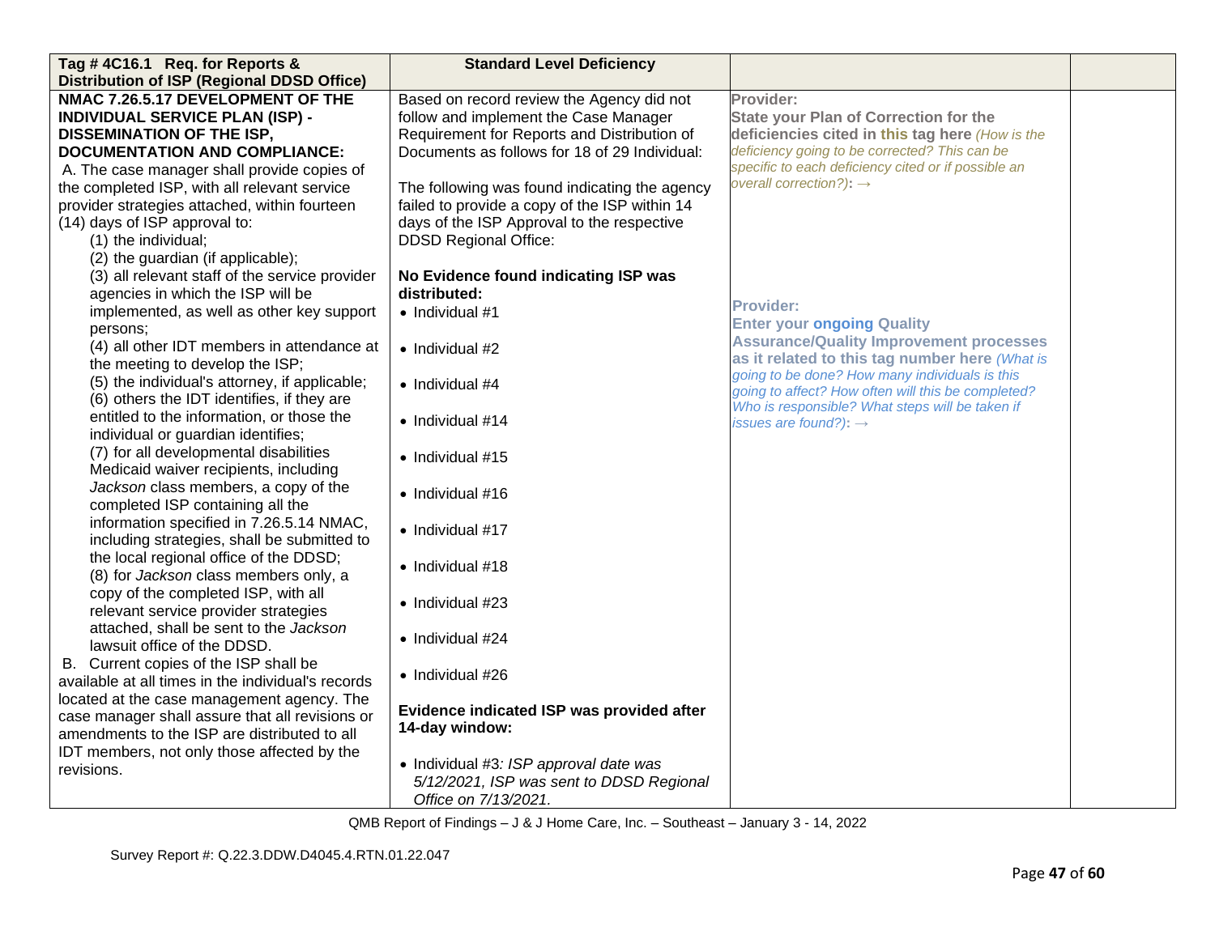| Tag # 4C16.1 Req. for Reports & Distribution of ISP (Regional DDSD Office) | Standard Level Deficiency | | |
|---|---|---|---|
| **NMAC 7.26.5.17 DEVELOPMENT OF THE INDIVIDUAL SERVICE PLAN (ISP) - DISSEMINATION OF THE ISP, DOCUMENTATION AND COMPLIANCE:**<br>A. The case manager shall provide copies of the completed ISP, with all relevant service provider strategies attached, within fourteen (14) days of ISP approval to:<br>(1) the individual;<br>(2) the guardian (if applicable);<br>(3) all relevant staff of the service provider agencies in which the ISP will be implemented, as well as other key support persons;<br>(4) all other IDT members in attendance at the meeting to develop the ISP;<br>(5) the individual's attorney, if applicable;<br>(6) others the IDT identifies, if they are entitled to the information, or those the individual or guardian identifies;<br>(7) for all developmental disabilities Medicaid waiver recipients, including *Jackson* class members, a copy of the completed ISP containing all the information specified in 7.26.5.14 NMAC, including strategies, shall be submitted to the local regional office of the DDSD;<br>(8) for *Jackson* class members only, a copy of the completed ISP, with all relevant service provider strategies attached, shall be sent to the *Jackson* lawsuit office of the DDSD.<br>B. Current copies of the ISP shall be available at all times in the individual's records located at the case management agency. The case manager shall assure that all revisions or amendments to the ISP are distributed to all IDT members, not only those affected by the revisions. | Based on record review the Agency did not follow and implement the Case Manager Requirement for Reports and Distribution of Documents as follows for 18 of 29 Individual:<br><br>The following was found indicating the agency failed to provide a copy of the ISP within 14 days of the ISP Approval to the respective DDSD Regional Office:<br><br>**No Evidence found indicating ISP was distributed:**<br>• Individual #1<br>• Individual #2<br>• Individual #4<br>• Individual #14<br>• Individual #15<br>• Individual #16<br>• Individual #17<br>• Individual #18<br>• Individual #23<br>• Individual #24<br>• Individual #26<br><br>**Evidence indicated ISP was provided after 14-day window:**<br><br>• Individual #3*: ISP approval date was 5/12/2021, ISP was sent to DDSD Regional Office on 7/13/2021.* | **Provider:**<br>**State your Plan of Correction for the deficiencies cited in this tag here** *(How is the deficiency going to be corrected? This can be specific to each deficiency cited or if possible an overall correction?)*: →<br><br>**Provider:**<br>**Enter your ongoing Quality Assurance/Quality Improvement processes as it related to this tag number here** *(What is going to be done? How many individuals is this going to affect? How often will this be completed? Who is responsible? What steps will be taken if issues are found?)*: → | |

QMB Report of Findings – J & J Home Care, Inc. – Southeast – January 3 - 14, 2022

Survey Report #: Q.22.3.DDW.D4045.4.RTN.01.22.047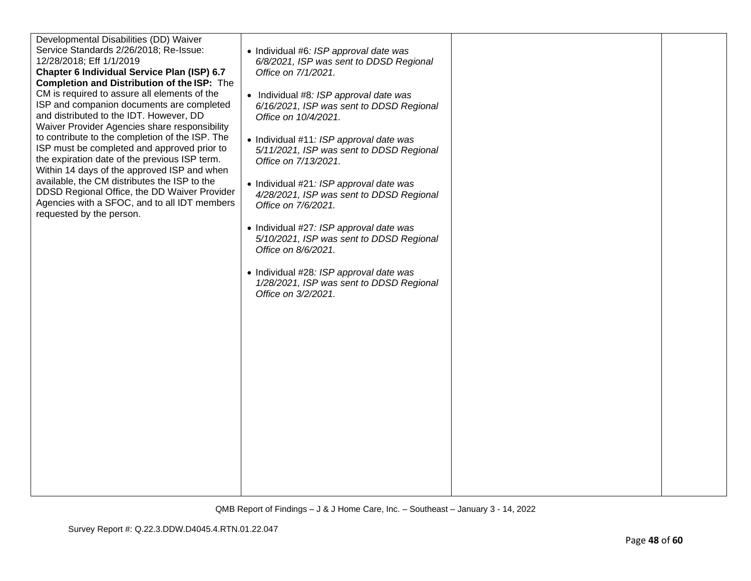| | | | |
|---|---|---|---|
| Developmental Disabilities (DD) Waiver Service Standards 2/26/2018; Re-Issue: 12/28/2018; Eff 1/1/2019<br>**Chapter 6 Individual Service Plan (ISP) 6.7 Completion and Distribution of the ISP:** The CM is required to assure all elements of the ISP and companion documents are completed and distributed to the IDT. However, DD Waiver Provider Agencies share responsibility to contribute to the completion of the ISP. The ISP must be completed and approved prior to the expiration date of the previous ISP term. Within 14 days of the approved ISP and when available, the CM distributes the ISP to the DDSD Regional Office, the DD Waiver Provider Agencies with a SFOC, and to all IDT members requested by the person. | • Individual #6*: ISP approval date was 6/8/2021, ISP was sent to DDSD Regional Office on 7/1/2021.*<br><br>• Individual #8*: ISP approval date was 6/16/2021, ISP was sent to DDSD Regional Office on 10/4/2021.*<br><br>• Individual #11*: ISP approval date was 5/11/2021, ISP was sent to DDSD Regional Office on 7/13/2021.*<br><br>• Individual #21*: ISP approval date was 4/28/2021, ISP was sent to DDSD Regional Office on 7/6/2021.*<br><br>• Individual #27*: ISP approval date was 5/10/2021, ISP was sent to DDSD Regional Office on 8/6/2021.*<br><br>• Individual #28*: ISP approval date was 1/28/2021, ISP was sent to DDSD Regional Office on 3/2/2021.* | | |

QMB Report of Findings – J & J Home Care, Inc. – Southeast – January 3 - 14, 2022

Survey Report #: Q.22.3.DDW.D4045.4.RTN.01.22.047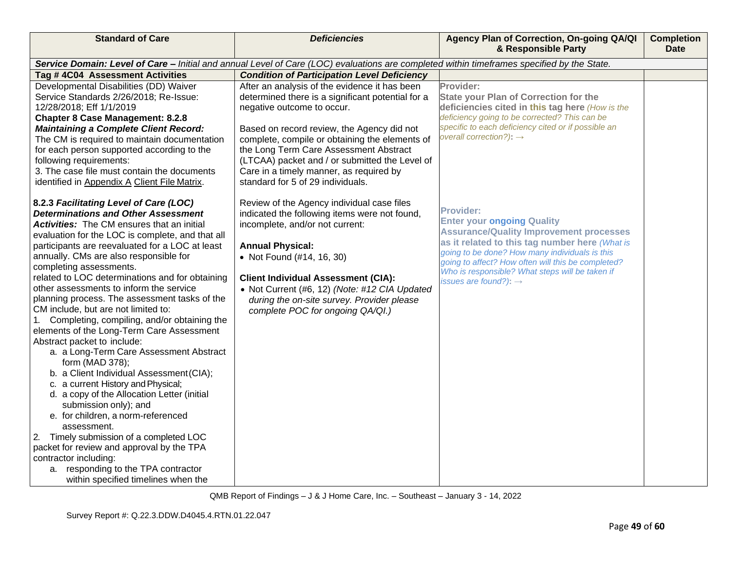| Standard of Care | *Deficiencies* | Agency Plan of Correction, On-going QA/QI & Responsible Party | Completion Date |
|---|---|---|---|
| ***Service Domain: Level of Care –*** *Initial and annual Level of Care (LOC) evaluations are completed within timeframes specified by the State.* | | | |
| **Tag # 4C04 Assessment Activities** | ***Condition of Participation Level Deficiency*** | | |
| Developmental Disabilities (DD) Waiver Service Standards 2/26/2018; Re-Issue: 12/28/2018; Eff 1/1/2019<br>**Chapter 8 Case Management: 8.2.8** ***Maintaining a Complete Client Record:*** The CM is required to maintain documentation for each person supported according to the following requirements:<br>3. The case file must contain the documents identified in Appendix A Client File Matrix.<br><br>**8.2.3** ***Facilitating Level of Care (LOC) Determinations and Other Assessment Activities:*** The CM ensures that an initial evaluation for the LOC is complete, and that all participants are reevaluated for a LOC at least annually. CMs are also responsible for completing assessments.<br>related to LOC determinations and for obtaining other assessments to inform the service planning process. The assessment tasks of the CM include, but are not limited to:<br>1. Completing, compiling, and/or obtaining the elements of the Long-Term Care Assessment Abstract packet to include:<br>a. a Long-Term Care Assessment Abstract form (MAD 378);<br>b. a Client Individual Assessment (CIA);<br>c. a current History and Physical;<br>d. a copy of the Allocation Letter (initial submission only); and<br>e. for children, a norm-referenced assessment.<br>2. Timely submission of a completed LOC packet for review and approval by the TPA contractor including:<br>a. responding to the TPA contractor within specified timelines when the | After an analysis of the evidence it has been determined there is a significant potential for a negative outcome to occur.<br><br>Based on record review, the Agency did not complete, compile or obtaining the elements of the Long Term Care Assessment Abstract (LTCAA) packet and / or submitted the Level of Care in a timely manner, as required by standard for 5 of 29 individuals.<br><br>Review of the Agency individual case files indicated the following items were not found, incomplete, and/or not current:<br><br>**Annual Physical:**<br>• Not Found (#14, 16, 30)<br><br>**Client Individual Assessment (CIA):**<br>• Not Current (#6, 12) *(Note: #12 CIA Updated during the on-site survey. Provider please complete POC for ongoing QA/QI.)* | **Provider:**<br>**State your Plan of Correction for the deficiencies cited in this tag here** *(How is the deficiency going to be corrected? This can be specific to each deficiency cited or if possible an overall correction?)*: →<br><br>**Provider:**<br>**Enter your ongoing Quality Assurance/Quality Improvement processes as it related to this tag number here** *(What is going to be done? How many individuals is this going to affect? How often will this be completed? Who is responsible? What steps will be taken if issues are found?)*: → | |

QMB Report of Findings – J & J Home Care, Inc. – Southeast – January 3 - 14, 2022

Survey Report #: Q.22.3.DDW.D4045.4.RTN.01.22.047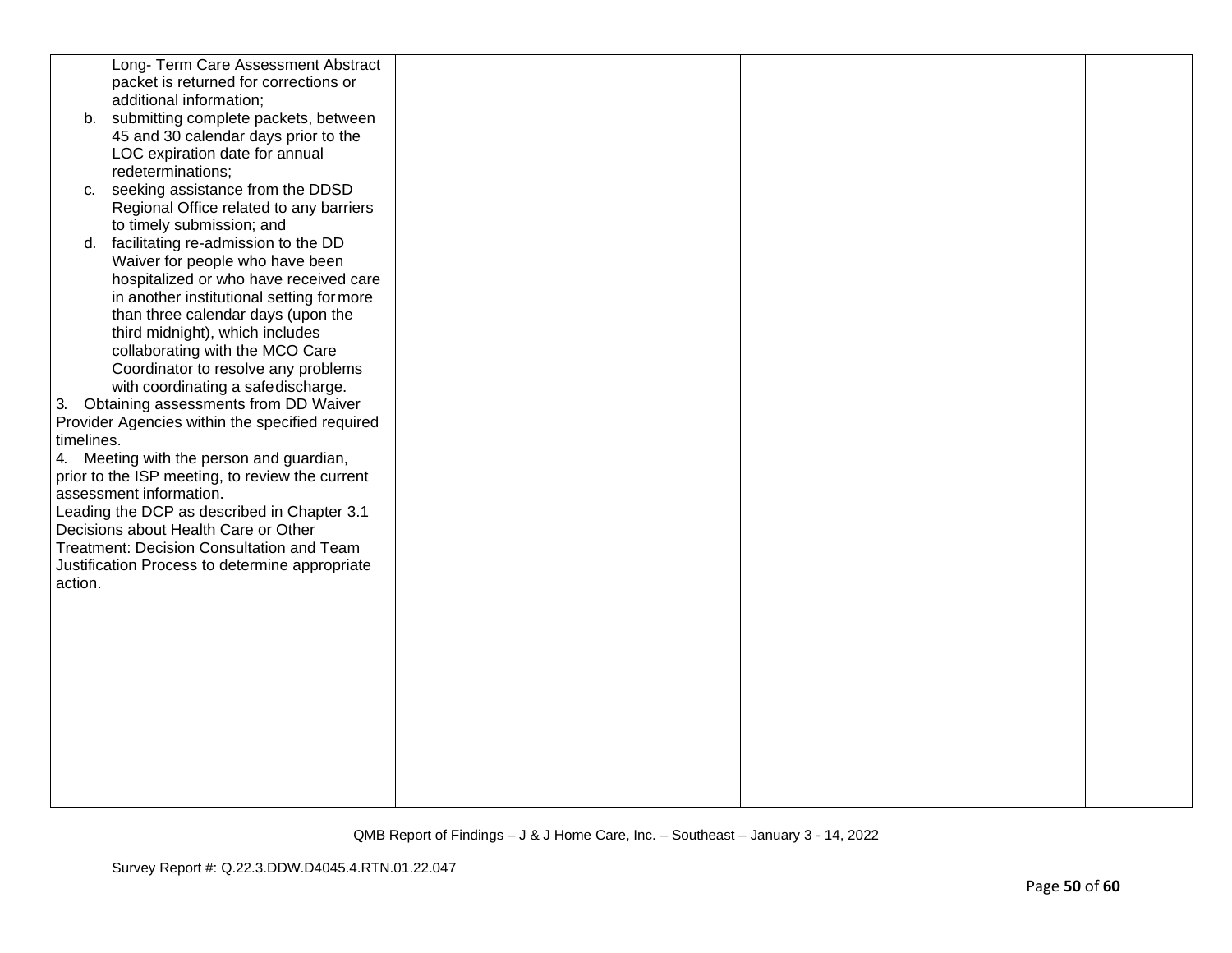| | | | |
|---|---|---|---|
| Long- Term Care Assessment Abstract packet is returned for corrections or additional information;<br>b. submitting complete packets, between 45 and 30 calendar days prior to the LOC expiration date for annual redeterminations;<br>c. seeking assistance from the DDSD Regional Office related to any barriers to timely submission; and<br>d. facilitating re-admission to the DD Waiver for people who have been hospitalized or who have received care in another institutional setting for more than three calendar days (upon the third midnight), which includes collaborating with the MCO Care Coordinator to resolve any problems with coordinating a safe discharge.<br>3. Obtaining assessments from DD Waiver Provider Agencies within the specified required timelines.<br>4. Meeting with the person and guardian, prior to the ISP meeting, to review the current assessment information.<br>Leading the DCP as described in Chapter 3.1 Decisions about Health Care or Other Treatment: Decision Consultation and Team Justification Process to determine appropriate action. | | | |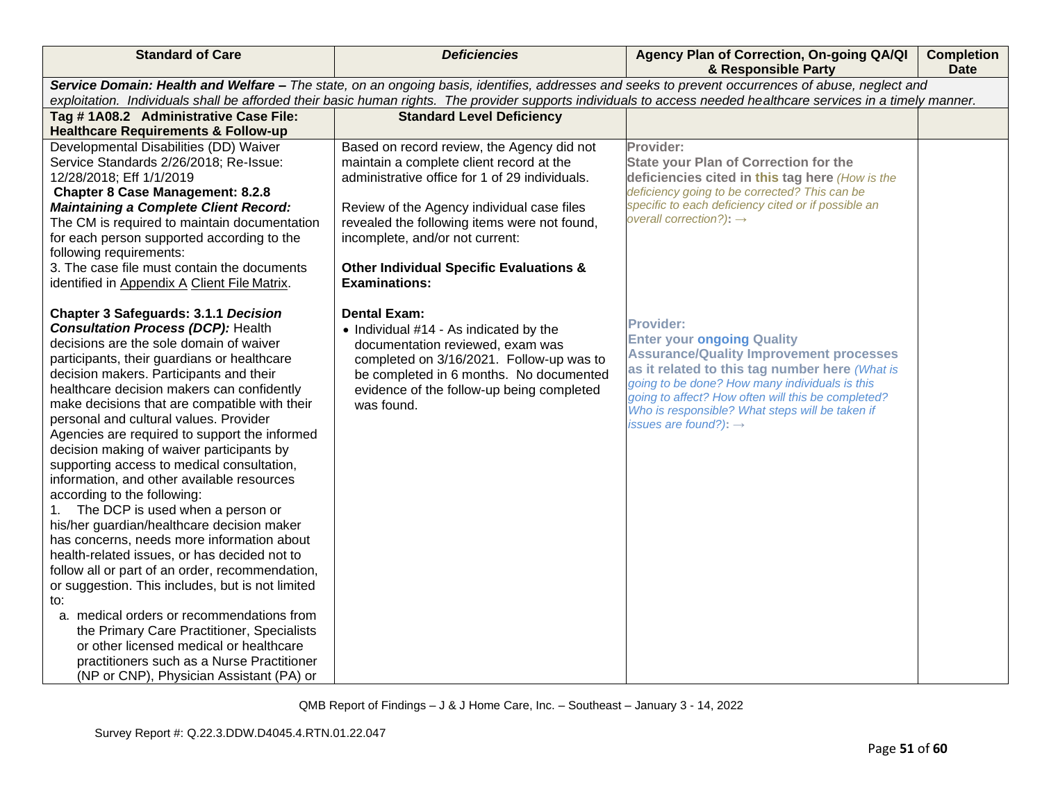| Standard of Care | *Deficiencies* | Agency Plan of Correction, On-going QA/QI & Responsible Party | Completion Date |
|---|---|---|---|
| ***Service Domain: Health and Welfare –*** *The state, on an ongoing basis, identifies, addresses and seeks to prevent occurrences of abuse, neglect and exploitation. Individuals shall be afforded their basic human rights. The provider supports individuals to access needed healthcare services in a timely manner.* | | | |
| **Tag # 1A08.2 Administrative Case File: Healthcare Requirements & Follow-up** | **Standard Level Deficiency** | | |
| Developmental Disabilities (DD) Waiver Service Standards 2/26/2018; Re-Issue: 12/28/2018; Eff 1/1/2019<br>**Chapter 8 Case Management: 8.2.8 *Maintaining a Complete Client Record:*** The CM is required to maintain documentation for each person supported according to the following requirements:<br>3. The case file must contain the documents identified in Appendix A Client File Matrix.<br><br>**Chapter 3 Safeguards: 3.1.1 *Decision Consultation Process (DCP):*** Health decisions are the sole domain of waiver participants, their guardians or healthcare decision makers. Participants and their healthcare decision makers can confidently make decisions that are compatible with their personal and cultural values. Provider Agencies are required to support the informed decision making of waiver participants by supporting access to medical consultation, information, and other available resources according to the following:<br>1. The DCP is used when a person or his/her guardian/healthcare decision maker has concerns, needs more information about health-related issues, or has decided not to follow all or part of an order, recommendation, or suggestion. This includes, but is not limited to:<br>a. medical orders or recommendations from the Primary Care Practitioner, Specialists or other licensed medical or healthcare practitioners such as a Nurse Practitioner (NP or CNP), Physician Assistant (PA) or | Based on record review, the Agency did not maintain a complete client record at the administrative office for 1 of 29 individuals.<br><br>Review of the Agency individual case files revealed the following items were not found, incomplete, and/or not current:<br><br>**Other Individual Specific Evaluations & Examinations:**<br><br>**Dental Exam:**<br>• Individual #14 - As indicated by the documentation reviewed, exam was completed on 3/16/2021. Follow-up was to be completed in 6 months. No documented evidence of the follow-up being completed was found. | **Provider:**<br>**State your Plan of Correction for the deficiencies cited in this tag here** *(How is the deficiency going to be corrected? This can be specific to each deficiency cited or if possible an overall correction?):* →<br><br>**Provider:**<br>**Enter your ongoing Quality Assurance/Quality Improvement processes as it related to this tag number here** *(What is going to be done? How many individuals is this going to affect? How often will this be completed? Who is responsible? What steps will be taken if issues are found?):* → | |

QMB Report of Findings – J & J Home Care, Inc. – Southeast – January 3 - 14, 2022

Survey Report #: Q.22.3.DDW.D4045.4.RTN.01.22.047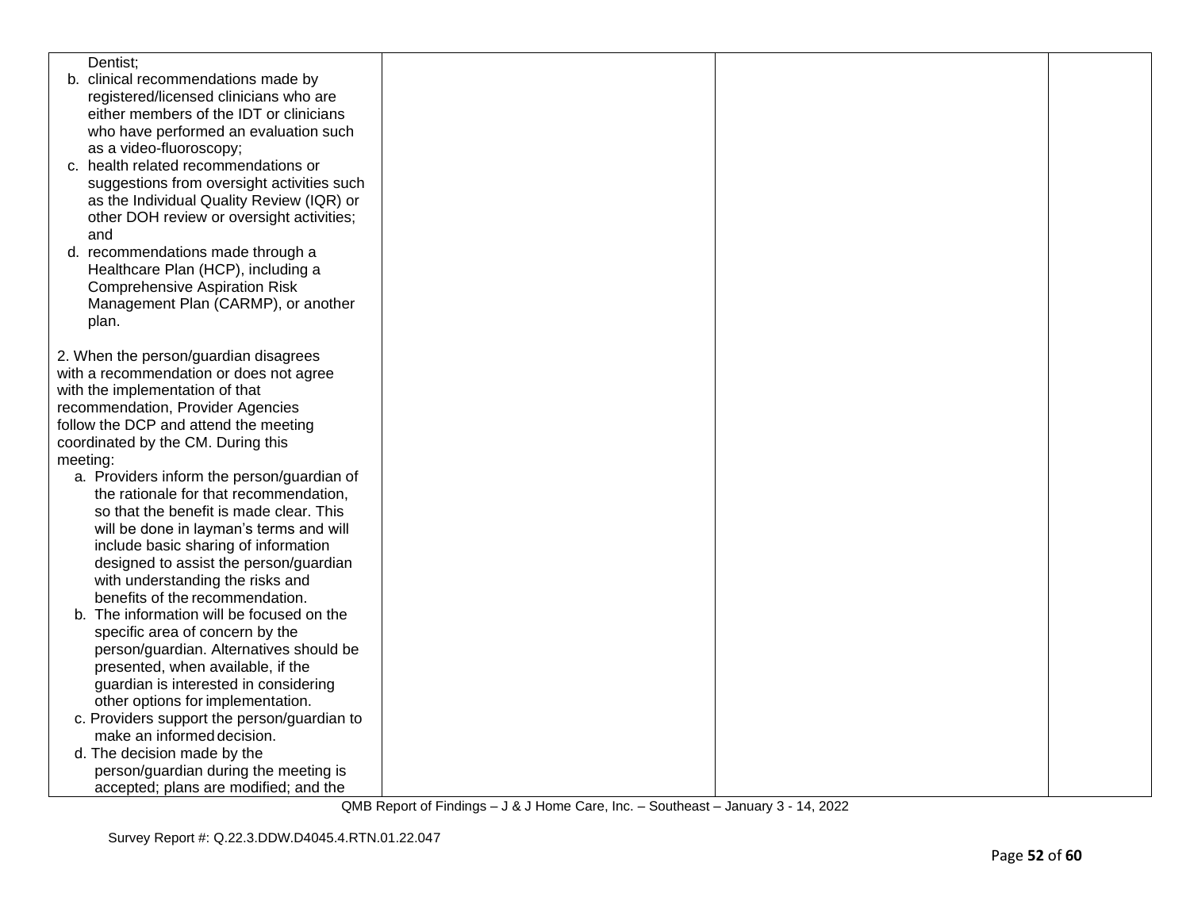| | | | |
|---|---|---|---|
| Dentist;<br>b. clinical recommendations made by registered/licensed clinicians who are either members of the IDT or clinicians who have performed an evaluation such as a video-fluoroscopy;<br>c. health related recommendations or suggestions from oversight activities such as the Individual Quality Review (IQR) or other DOH review or oversight activities; and<br>d. recommendations made through a Healthcare Plan (HCP), including a Comprehensive Aspiration Risk Management Plan (CARMP), or another plan.<br><br>2. When the person/guardian disagrees with a recommendation or does not agree with the implementation of that recommendation, Provider Agencies follow the DCP and attend the meeting coordinated by the CM. During this meeting:<br>a. Providers inform the person/guardian of the rationale for that recommendation, so that the benefit is made clear. This will be done in layman's terms and will include basic sharing of information designed to assist the person/guardian with understanding the risks and benefits of the recommendation.<br>b. The information will be focused on the specific area of concern by the person/guardian. Alternatives should be presented, when available, if the guardian is interested in considering other options for implementation.<br>c. Providers support the person/guardian to make an informed decision.<br>d. The decision made by the person/guardian during the meeting is accepted; plans are modified; and the | | | |

QMB Report of Findings – J & J Home Care, Inc. – Southeast – January 3 - 14, 2022

Survey Report #: Q.22.3.DDW.D4045.4.RTN.01.22.047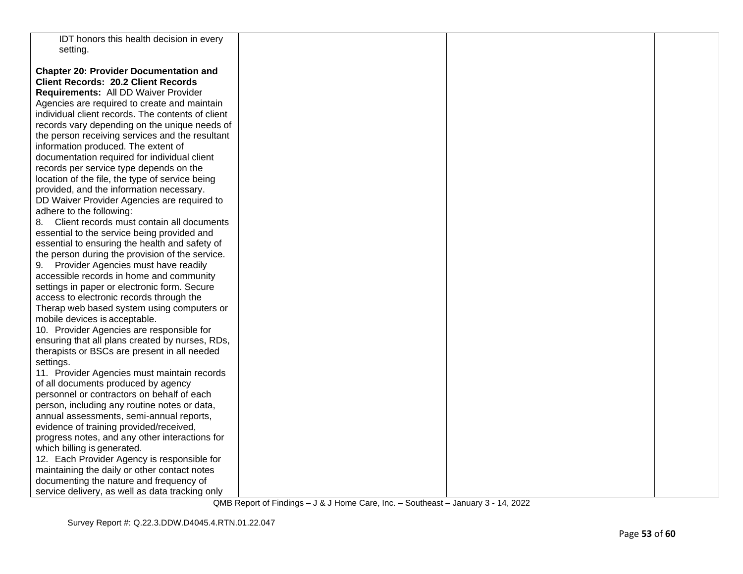| | | | |
|---|---|---|---|
| IDT honors this health decision in every setting.<br><br>**Chapter 20: Provider Documentation and Client Records: 20.2 Client Records Requirements:** All DD Waiver Provider Agencies are required to create and maintain individual client records. The contents of client records vary depending on the unique needs of the person receiving services and the resultant information produced. The extent of documentation required for individual client records per service type depends on the location of the file, the type of service being provided, and the information necessary.<br>DD Waiver Provider Agencies are required to adhere to the following:<br>8. Client records must contain all documents essential to the service being provided and essential to ensuring the health and safety of the person during the provision of the service.<br>9. Provider Agencies must have readily accessible records in home and community settings in paper or electronic form. Secure access to electronic records through the Therap web based system using computers or mobile devices is acceptable.<br>10. Provider Agencies are responsible for ensuring that all plans created by nurses, RDs, therapists or BSCs are present in all needed settings.<br>11. Provider Agencies must maintain records of all documents produced by agency personnel or contractors on behalf of each person, including any routine notes or data, annual assessments, semi-annual reports, evidence of training provided/received, progress notes, and any other interactions for which billing is generated.<br>12. Each Provider Agency is responsible for maintaining the daily or other contact notes documenting the nature and frequency of service delivery, as well as data tracking only | | | |

QMB Report of Findings – J & J Home Care, Inc. – Southeast – January 3 - 14, 2022

Survey Report #: Q.22.3.DDW.D4045.4.RTN.01.22.047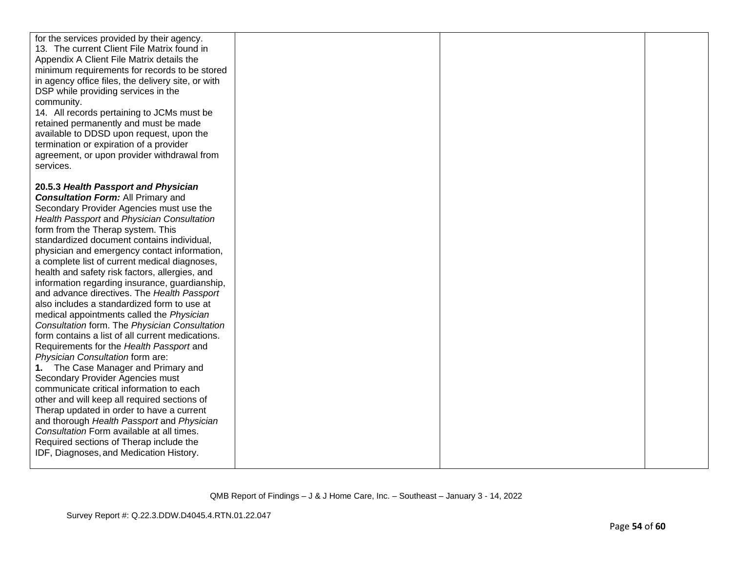| | | | |
|---|---|---|---|
| for the services provided by their agency.<br>13. The current Client File Matrix found in Appendix A Client File Matrix details the minimum requirements for records to be stored in agency office files, the delivery site, or with DSP while providing services in the community.<br>14. All records pertaining to JCMs must be retained permanently and must be made available to DDSD upon request, upon the termination or expiration of a provider agreement, or upon provider withdrawal from services.<br><br>**20.5.3 *Health Passport and Physician Consultation Form:*** All Primary and Secondary Provider Agencies must use the *Health Passport* and *Physician Consultation* form from the Therap system. This standardized document contains individual, physician and emergency contact information, a complete list of current medical diagnoses, health and safety risk factors, allergies, and information regarding insurance, guardianship, and advance directives. The *Health Passport* also includes a standardized form to use at medical appointments called the *Physician Consultation* form. The *Physician Consultation* form contains a list of all current medications. Requirements for the *Health Passport* and *Physician Consultation* form are:<br>**1.** The Case Manager and Primary and Secondary Provider Agencies must communicate critical information to each other and will keep all required sections of Therap updated in order to have a current and thorough *Health Passport* and *Physician Consultation* Form available at all times. Required sections of Therap include the IDF, Diagnoses, and Medication History. | | | |

QMB Report of Findings – J & J Home Care, Inc. – Southeast – January 3 - 14, 2022

Survey Report #: Q.22.3.DDW.D4045.4.RTN.01.22.047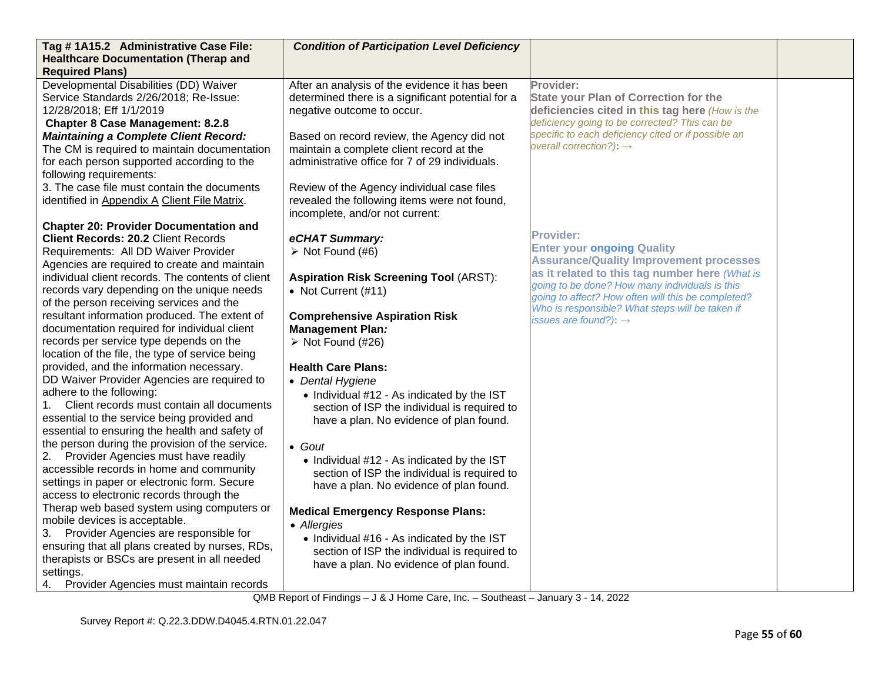| **Tag # 1A15.2 Administrative Case File: Healthcare Documentation (Therap and Required Plans)** | ***Condition of Participation Level Deficiency*** | | |
|---|---|---|---|
| Developmental Disabilities (DD) Waiver Service Standards 2/26/2018; Re-Issue: 12/28/2018; Eff 1/1/2019<br>**Chapter 8 Case Management: 8.2.8** ***Maintaining a Complete Client Record:*** The CM is required to maintain documentation for each person supported according to the following requirements:<br>3. The case file must contain the documents identified in Appendix A Client File Matrix.<br><br>**Chapter 20: Provider Documentation and Client Records: 20.2** Client Records Requirements: All DD Waiver Provider Agencies are required to create and maintain individual client records. The contents of client records vary depending on the unique needs of the person receiving services and the resultant information produced. The extent of documentation required for individual client records per service type depends on the location of the file, the type of service being provided, and the information necessary.<br>DD Waiver Provider Agencies are required to adhere to the following:<br>1. Client records must contain all documents essential to the service being provided and essential to ensuring the health and safety of the person during the provision of the service.<br>2. Provider Agencies must have readily accessible records in home and community settings in paper or electronic form. Secure access to electronic records through the Therap web based system using computers or mobile devices is acceptable.<br>3. Provider Agencies are responsible for ensuring that all plans created by nurses, RDs, therapists or BSCs are present in all needed settings.<br>4. Provider Agencies must maintain records | After an analysis of the evidence it has been determined there is a significant potential for a negative outcome to occur.<br><br>Based on record review, the Agency did not maintain a complete client record at the administrative office for 7 of 29 individuals.<br><br>Review of the Agency individual case files revealed the following items were not found, incomplete, and/or not current:<br><br>***eCHAT Summary:***<br>➢ Not Found (#6)<br><br>**Aspiration Risk Screening Tool** (ARST):<br>• Not Current (#11)<br><br>**Comprehensive Aspiration Risk Management Plan*:***<br>➢ Not Found (#26)<br><br>**Health Care Plans:**<br>• *Dental Hygiene*<br>  • Individual #12 - As indicated by the IST section of ISP the individual is required to have a plan. No evidence of plan found.<br><br>• *Gout*<br>  • Individual #12 - As indicated by the IST section of ISP the individual is required to have a plan. No evidence of plan found.<br><br>**Medical Emergency Response Plans:**<br>• *Allergies*<br>  • Individual #16 - As indicated by the IST section of ISP the individual is required to have a plan. No evidence of plan found. | **Provider:**<br>**State your Plan of Correction for the deficiencies cited in this tag here** *(How is the deficiency going to be corrected? This can be specific to each deficiency cited or if possible an overall correction?)*: →<br><br>**Provider:**<br>**Enter your ongoing Quality Assurance/Quality Improvement processes as it related to this tag number here** *(What is going to be done? How many individuals is this going to affect? How often will this be completed? Who is responsible? What steps will be taken if issues are found?)*: → | |

QMB Report of Findings – J & J Home Care, Inc. – Southeast – January 3 - 14, 2022

Survey Report #: Q.22.3.DDW.D4045.4.RTN.01.22.047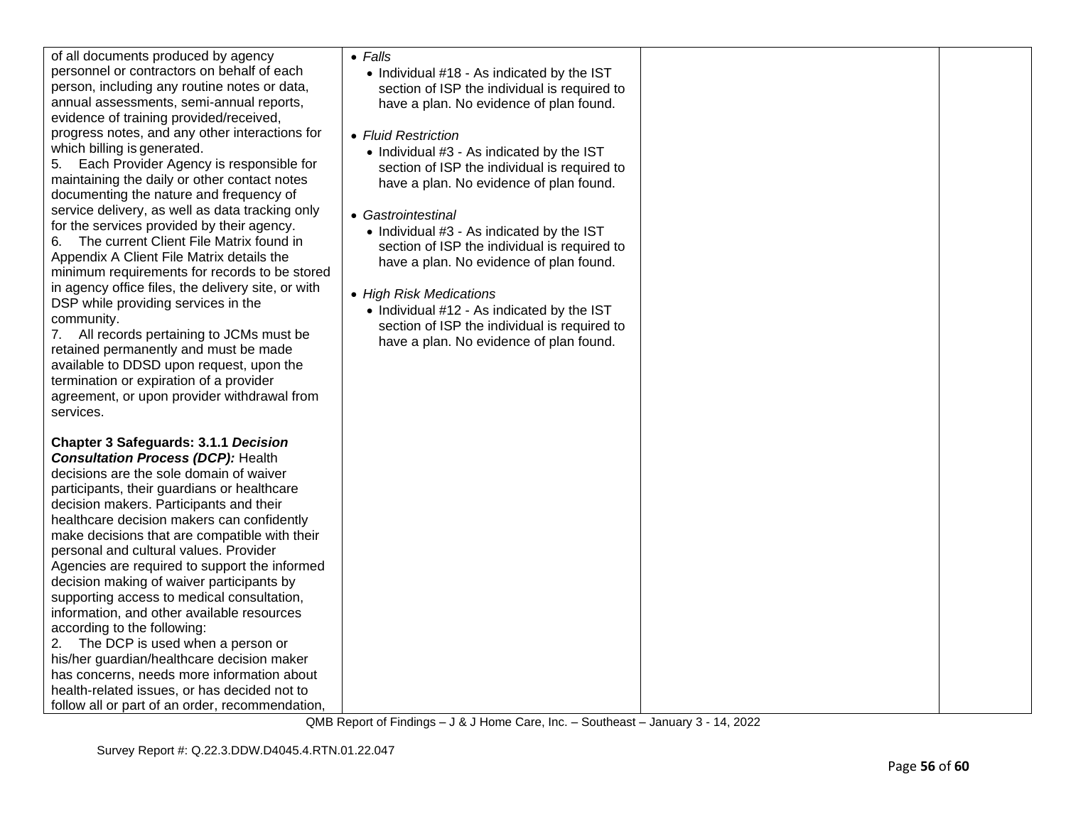| | | | |
|---|---|---|---|
| of all documents produced by agency personnel or contractors on behalf of each person, including any routine notes or data, annual assessments, semi-annual reports, evidence of training provided/received, progress notes, and any other interactions for which billing is generated.<br>5. Each Provider Agency is responsible for maintaining the daily or other contact notes documenting the nature and frequency of service delivery, as well as data tracking only for the services provided by their agency.<br>6. The current Client File Matrix found in Appendix A Client File Matrix details the minimum requirements for records to be stored in agency office files, the delivery site, or with DSP while providing services in the community.<br>7. All records pertaining to JCMs must be retained permanently and must be made available to DDSD upon request, upon the termination or expiration of a provider agreement, or upon provider withdrawal from services.<br><br>**Chapter 3 Safeguards: 3.1.1 *Decision Consultation Process (DCP):*** Health decisions are the sole domain of waiver participants, their guardians or healthcare decision makers. Participants and their healthcare decision makers can confidently make decisions that are compatible with their personal and cultural values. Provider Agencies are required to support the informed decision making of waiver participants by supporting access to medical consultation, information, and other available resources according to the following:<br>2. The DCP is used when a person or his/her guardian/healthcare decision maker has concerns, needs more information about health-related issues, or has decided not to follow all or part of an order, recommendation, | • *Falls*<br>  • Individual #18 - As indicated by the IST section of ISP the individual is required to have a plan. No evidence of plan found.<br><br>• *Fluid Restriction*<br>  • Individual #3 - As indicated by the IST section of ISP the individual is required to have a plan. No evidence of plan found.<br><br>• *Gastrointestinal*<br>  • Individual #3 - As indicated by the IST section of ISP the individual is required to have a plan. No evidence of plan found.<br><br>• *High Risk Medications*<br>  • Individual #12 - As indicated by the IST section of ISP the individual is required to have a plan. No evidence of plan found. | | |

QMB Report of Findings – J & J Home Care, Inc. – Southeast – January 3 - 14, 2022

Survey Report #: Q.22.3.DDW.D4045.4.RTN.01.22.047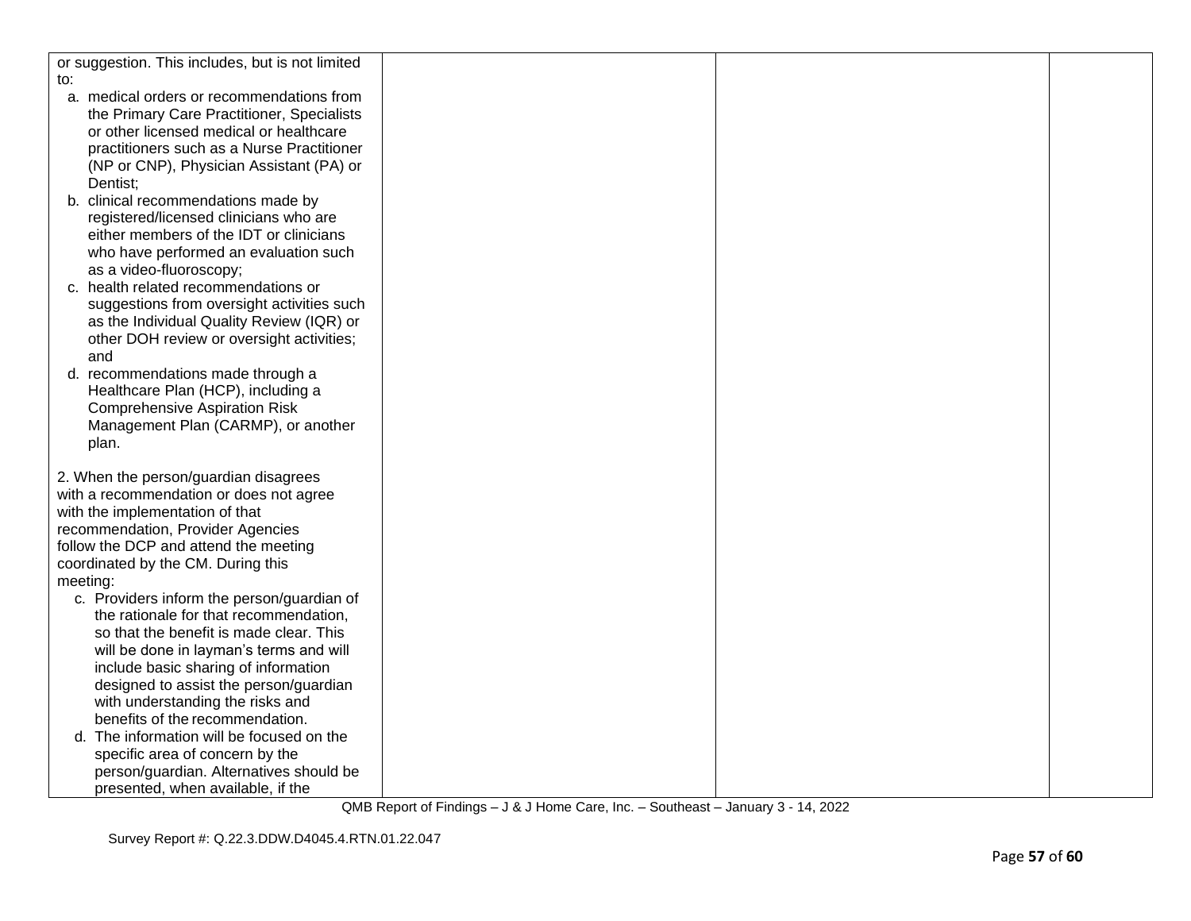| | | | |
|---|---|---|---|
| or suggestion. This includes, but is not limited to:<br>a. medical orders or recommendations from the Primary Care Practitioner, Specialists or other licensed medical or healthcare practitioners such as a Nurse Practitioner (NP or CNP), Physician Assistant (PA) or Dentist;<br>b. clinical recommendations made by registered/licensed clinicians who are either members of the IDT or clinicians who have performed an evaluation such as a video-fluoroscopy;<br>c. health related recommendations or suggestions from oversight activities such as the Individual Quality Review (IQR) or other DOH review or oversight activities; and<br>d. recommendations made through a Healthcare Plan (HCP), including a Comprehensive Aspiration Risk Management Plan (CARMP), or another plan.<br><br>2. When the person/guardian disagrees with a recommendation or does not agree with the implementation of that recommendation, Provider Agencies follow the DCP and attend the meeting coordinated by the CM. During this meeting:<br>c. Providers inform the person/guardian of the rationale for that recommendation, so that the benefit is made clear. This will be done in layman's terms and will include basic sharing of information designed to assist the person/guardian with understanding the risks and benefits of the recommendation.<br>d. The information will be focused on the specific area of concern by the person/guardian. Alternatives should be presented, when available, if the | | | |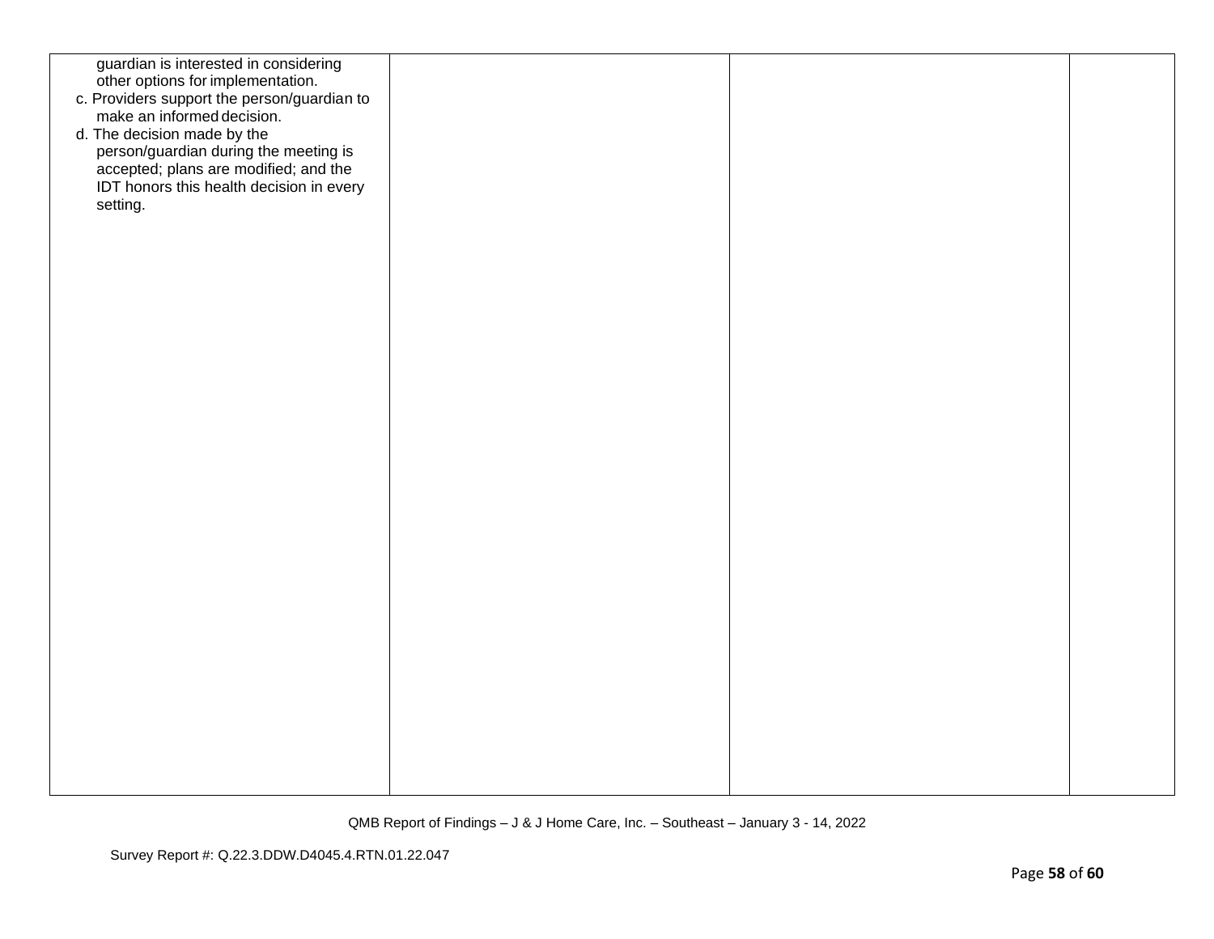| | | | |
|---|---|---|---|
| guardian is interested in considering other options for implementation.<br>c. Providers support the person/guardian to make an informed decision.<br>d. The decision made by the person/guardian during the meeting is accepted; plans are modified; and the IDT honors this health decision in every setting. | | | |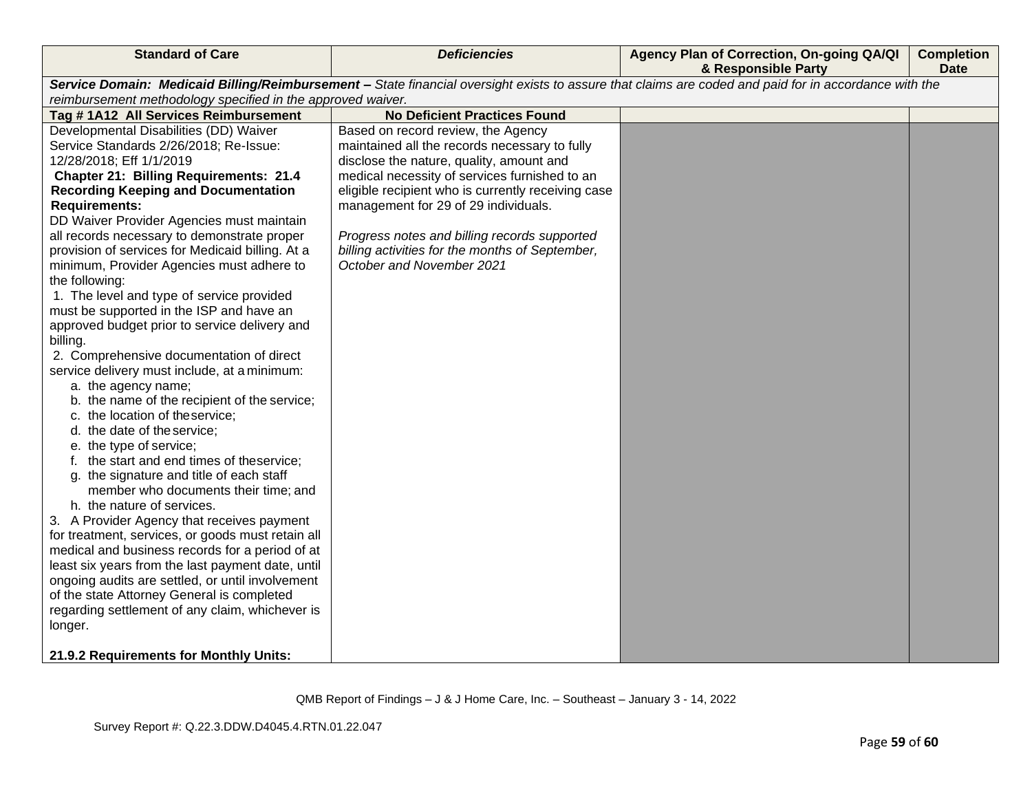| Standard of Care | ***Deficiencies*** | Agency Plan of Correction, On-going QA/QI & Responsible Party | Completion Date |
|---|---|---|---|
| ***Service Domain: Medicaid Billing/Reimbursement –** State financial oversight exists to assure that claims are coded and paid for in accordance with the reimbursement methodology specified in the approved waiver.* | | | |
| **Tag # 1A12 All Services Reimbursement** | **No Deficient Practices Found** | | |
| Developmental Disabilities (DD) Waiver Service Standards 2/26/2018; Re-Issue: 12/28/2018; Eff 1/1/2019<br>**Chapter 21: Billing Requirements: 21.4 Recording Keeping and Documentation Requirements:**<br>DD Waiver Provider Agencies must maintain all records necessary to demonstrate proper provision of services for Medicaid billing. At a minimum, Provider Agencies must adhere to the following:<br>1. The level and type of service provided must be supported in the ISP and have an approved budget prior to service delivery and billing.<br>2. Comprehensive documentation of direct service delivery must include, at a minimum:<br>a. the agency name;<br>b. the name of the recipient of the service;<br>c. the location of the service;<br>d. the date of the service;<br>e. the type of service;<br>f. the start and end times of the service;<br>g. the signature and title of each staff member who documents their time; and<br>h. the nature of services.<br>3. A Provider Agency that receives payment for treatment, services, or goods must retain all medical and business records for a period of at least six years from the last payment date, until ongoing audits are settled, or until involvement of the state Attorney General is completed regarding settlement of any claim, whichever is longer.<br><br>**21.9.2 Requirements for Monthly Units:** | Based on record review, the Agency maintained all the records necessary to fully disclose the nature, quality, amount and medical necessity of services furnished to an eligible recipient who is currently receiving case management for 29 of 29 individuals.<br><br>*Progress notes and billing records supported billing activities for the months of September, October and November 2021* | | |

QMB Report of Findings – J & J Home Care, Inc. – Southeast – January 3 - 14, 2022

Survey Report #: Q.22.3.DDW.D4045.4.RTN.01.22.047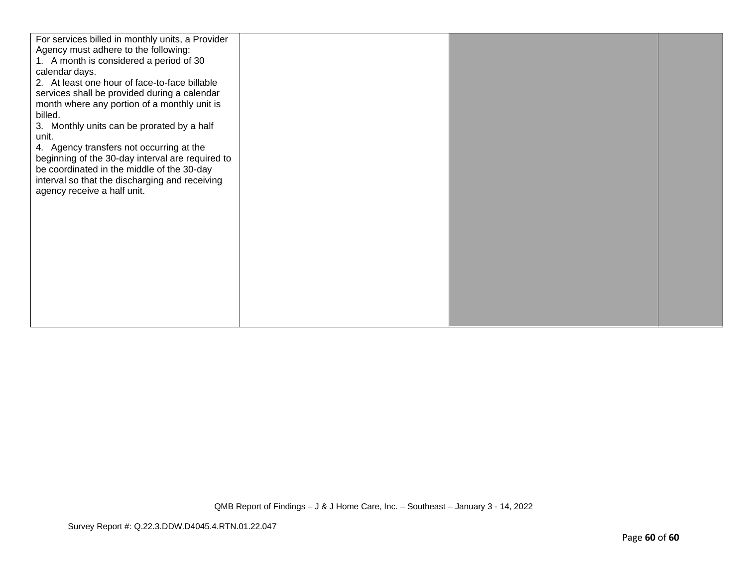| | | | |
|---|---|---|---|
| For services billed in monthly units, a Provider Agency must adhere to the following:<br>1. A month is considered a period of 30 calendar days.<br>2. At least one hour of face-to-face billable services shall be provided during a calendar month where any portion of a monthly unit is billed.<br>3. Monthly units can be prorated by a half unit.<br>4. Agency transfers not occurring at the beginning of the 30-day interval are required to be coordinated in the middle of the 30-day interval so that the discharging and receiving agency receive a half unit. | | | |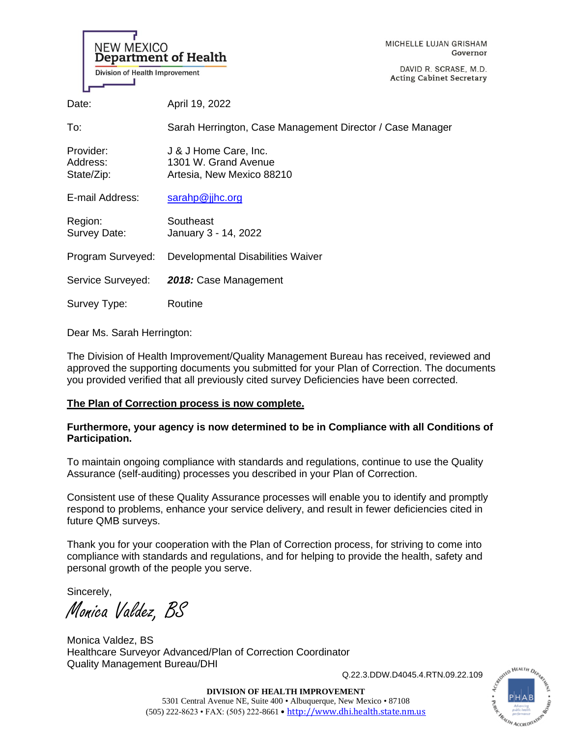NEW MEXICO
**Department of Health**
Division of Health Improvement

MICHELLE LUJAN GRISHAM
Governor

DAVID R. SCRASE, M.D.
Acting Cabinet Secretary

| | |
|---|---|
| Date: | April 19, 2022 |
| To: | Sarah Herrington, Case Management Director / Case Manager |
| Provider:<br>Address:<br>State/Zip: | J & J Home Care, Inc.<br>1301 W. Grand Avenue<br>Artesia, New Mexico 88210 |
| E-mail Address: | sarahp@jjhc.org |
| Region:<br>Survey Date: | Southeast<br>January 3 - 14, 2022 |
| Program Surveyed: | Developmental Disabilities Waiver |
| Service Surveyed: | ***2018:*** Case Management |
| Survey Type: | Routine |

Dear Ms. Sarah Herrington:

The Division of Health Improvement/Quality Management Bureau has received, reviewed and approved the supporting documents you submitted for your Plan of Correction. The documents you provided verified that all previously cited survey Deficiencies have been corrected.

**The Plan of Correction process is now complete.**

**Furthermore, your agency is now determined to be in Compliance with all Conditions of Participation.**

To maintain ongoing compliance with standards and regulations, continue to use the Quality Assurance (self-auditing) processes you described in your Plan of Correction.

Consistent use of these Quality Assurance processes will enable you to identify and promptly respond to problems, enhance your service delivery, and result in fewer deficiencies cited in future QMB surveys.

Thank you for your cooperation with the Plan of Correction process, for striving to come into compliance with standards and regulations, and for helping to provide the health, safety and personal growth of the people you serve.

Sincerely,

*Monica Valdez, BS*

Monica Valdez, BS
Healthcare Surveyor Advanced/Plan of Correction Coordinator
Quality Management Bureau/DHI

Q.22.3.DDW.D4045.4.RTN.09.22.109

**DIVISION OF HEALTH IMPROVEMENT**
5301 Central Avenue NE, Suite 400 • Albuquerque, New Mexico • 87108
(505) 222-8623 • FAX: (505) 222-8661 • http://www.dhi.health.state.nm.us